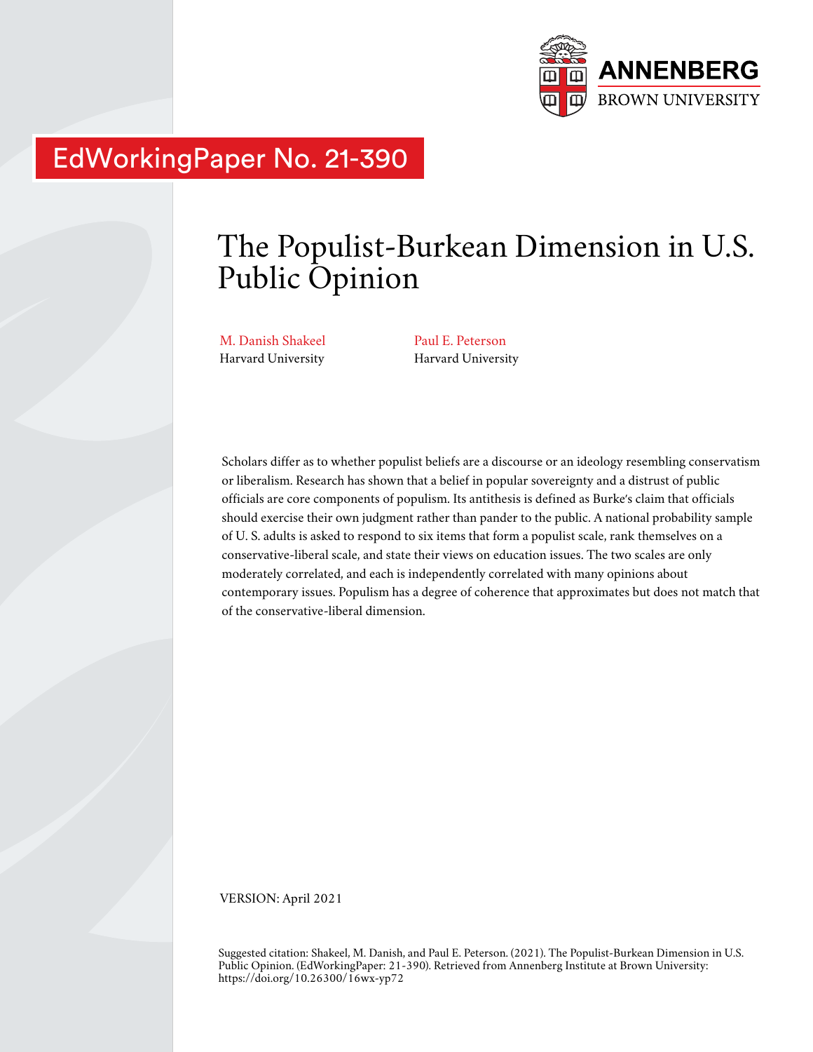ANNENBERG
BROWN UNIVERSITY

EdWorkingPaper No. 21-390

# The Populist-Burkean Dimension in U.S. Public Opinion

M. Danish Shakeel
Harvard University

Paul E. Peterson
Harvard University

Scholars differ as to whether populist beliefs are a discourse or an ideology resembling conservatism or liberalism. Research has shown that a belief in popular sovereignty and a distrust of public officials are core components of populism. Its antithesis is defined as Burke's claim that officials should exercise their own judgment rather than pander to the public. A national probability sample of U. S. adults is asked to respond to six items that form a populist scale, rank themselves on a conservative-liberal scale, and state their views on education issues. The two scales are only moderately correlated, and each is independently correlated with many opinions about contemporary issues. Populism has a degree of coherence that approximates but does not match that of the conservative-liberal dimension.

VERSION: April 2021

Suggested citation: Shakeel, M. Danish, and Paul E. Peterson. (2021). The Populist-Burkean Dimension in U.S. Public Opinion. (EdWorkingPaper: 21-390). Retrieved from Annenberg Institute at Brown University: https://doi.org/10.26300/16wx-yp72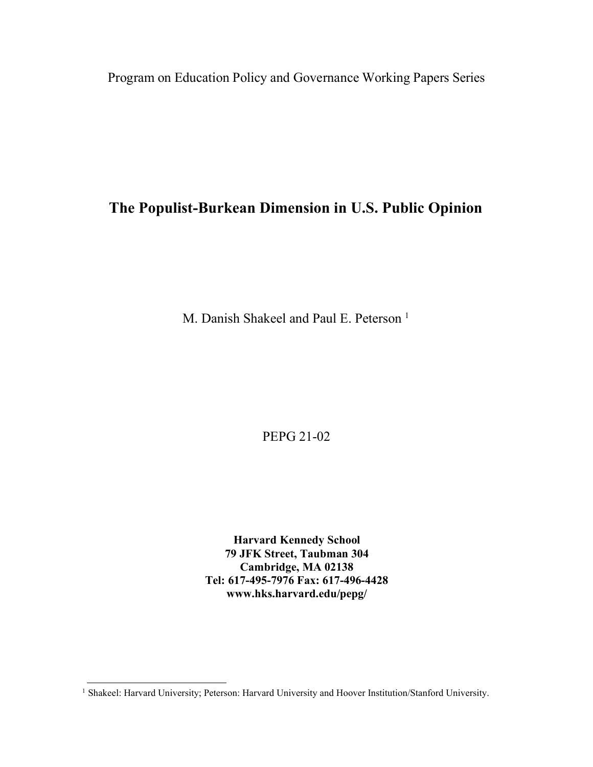Program on Education Policy and Governance Working Papers Series

# The Populist-Burkean Dimension in U.S. Public Opinion

M. Danish Shakeel and Paul E. Peterson [1]

PEPG 21-02

**Harvard Kennedy School**
**79 JFK Street, Taubman 304**
**Cambridge, MA 02138**
**Tel: 617-495-7976 Fax: 617-496-4428**
**www.hks.harvard.edu/pepg/**

[1] Shakeel: Harvard University; Peterson: Harvard University and Hoover Institution/Stanford University.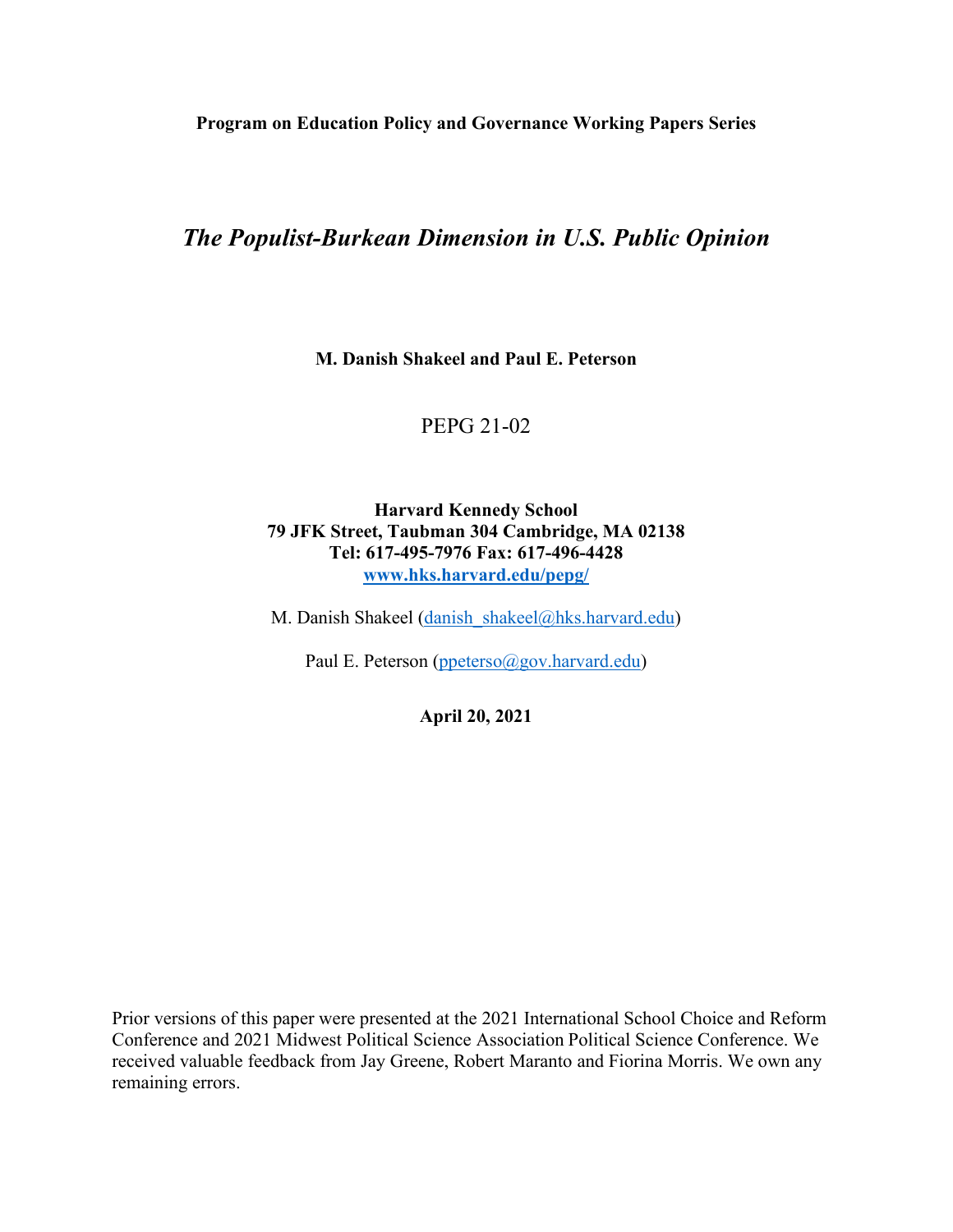**Program on Education Policy and Governance Working Papers Series**

# *The Populist-Burkean Dimension in U.S. Public Opinion*

**M. Danish Shakeel and Paul E. Peterson**

PEPG 21-02

**Harvard Kennedy School**
**79 JFK Street, Taubman 304 Cambridge, MA 02138**
**Tel: 617-495-7976 Fax: 617-496-4428**
**www.hks.harvard.edu/pepg/**

M. Danish Shakeel (danish_shakeel@hks.harvard.edu)

Paul E. Peterson (ppeterso@gov.harvard.edu)

**April 20, 2021**

Prior versions of this paper were presented at the 2021 International School Choice and Reform Conference and 2021 Midwest Political Science Association Political Science Conference. We received valuable feedback from Jay Greene, Robert Maranto and Fiorina Morris. We own any remaining errors.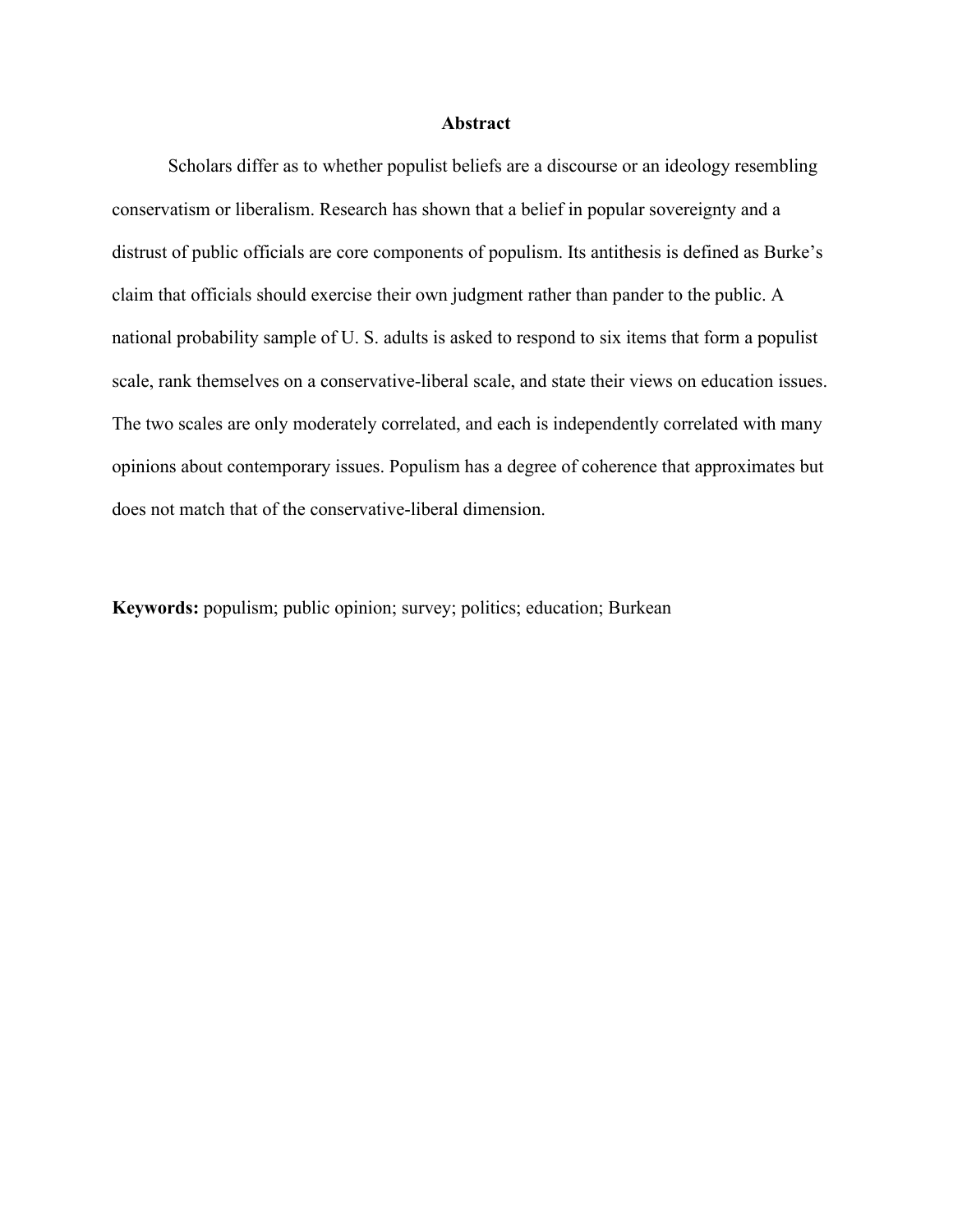# Abstract

Scholars differ as to whether populist beliefs are a discourse or an ideology resembling conservatism or liberalism. Research has shown that a belief in popular sovereignty and a distrust of public officials are core components of populism. Its antithesis is defined as Burke's claim that officials should exercise their own judgment rather than pander to the public. A national probability sample of U. S. adults is asked to respond to six items that form a populist scale, rank themselves on a conservative-liberal scale, and state their views on education issues. The two scales are only moderately correlated, and each is independently correlated with many opinions about contemporary issues. Populism has a degree of coherence that approximates but does not match that of the conservative-liberal dimension.

**Keywords:** populism; public opinion; survey; politics; education; Burkean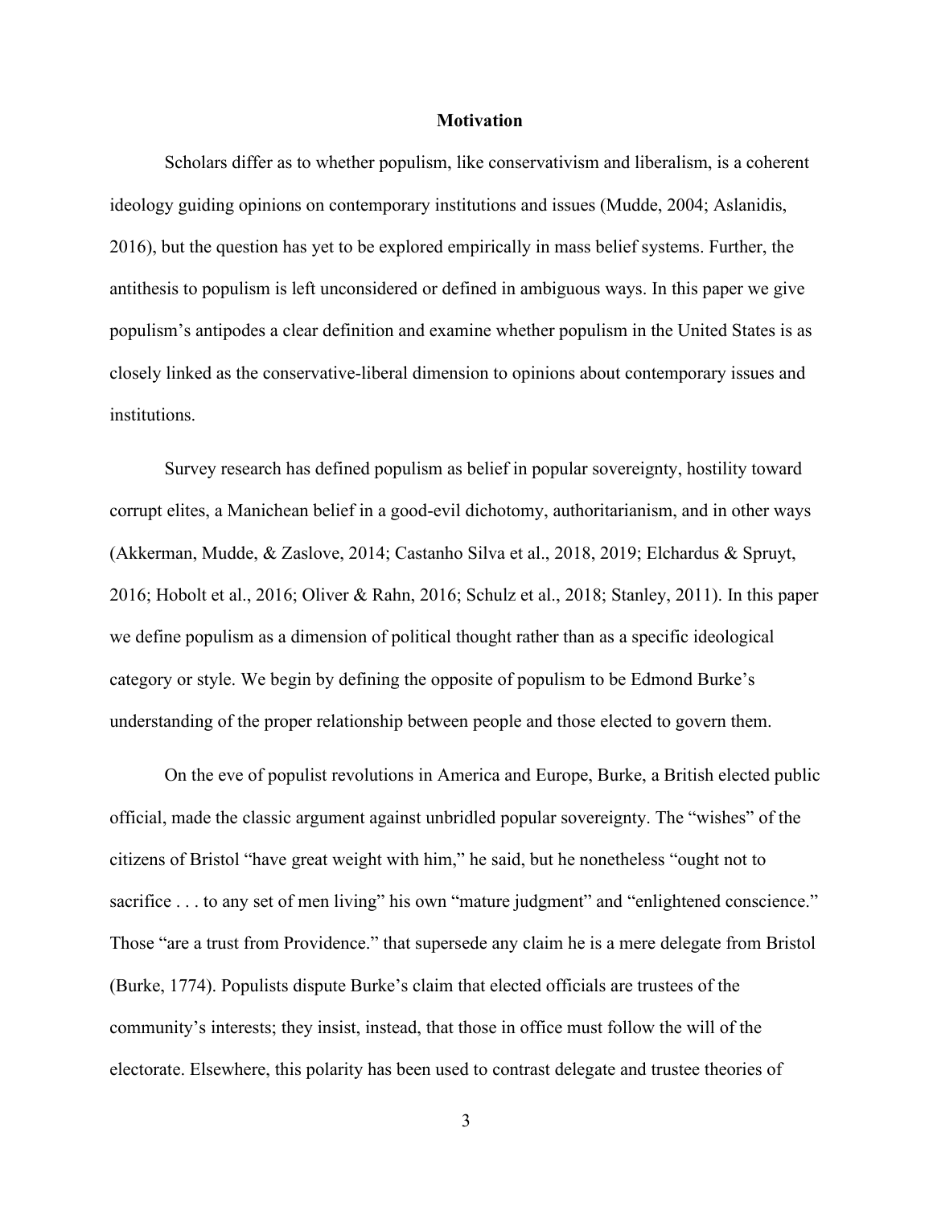## Motivation

Scholars differ as to whether populism, like conservativism and liberalism, is a coherent ideology guiding opinions on contemporary institutions and issues (Mudde, 2004; Aslanidis, 2016), but the question has yet to be explored empirically in mass belief systems. Further, the antithesis to populism is left unconsidered or defined in ambiguous ways. In this paper we give populism's antipodes a clear definition and examine whether populism in the United States is as closely linked as the conservative-liberal dimension to opinions about contemporary issues and institutions.

Survey research has defined populism as belief in popular sovereignty, hostility toward corrupt elites, a Manichean belief in a good-evil dichotomy, authoritarianism, and in other ways (Akkerman, Mudde, & Zaslove, 2014; Castanho Silva et al., 2018, 2019; Elchardus & Spruyt, 2016; Hobolt et al., 2016; Oliver & Rahn, 2016; Schulz et al., 2018; Stanley, 2011). In this paper we define populism as a dimension of political thought rather than as a specific ideological category or style. We begin by defining the opposite of populism to be Edmond Burke's understanding of the proper relationship between people and those elected to govern them.

On the eve of populist revolutions in America and Europe, Burke, a British elected public official, made the classic argument against unbridled popular sovereignty. The "wishes" of the citizens of Bristol "have great weight with him," he said, but he nonetheless "ought not to sacrifice . . . to any set of men living" his own "mature judgment" and "enlightened conscience." Those "are a trust from Providence." that supersede any claim he is a mere delegate from Bristol (Burke, 1774). Populists dispute Burke's claim that elected officials are trustees of the community's interests; they insist, instead, that those in office must follow the will of the electorate. Elsewhere, this polarity has been used to contrast delegate and trustee theories of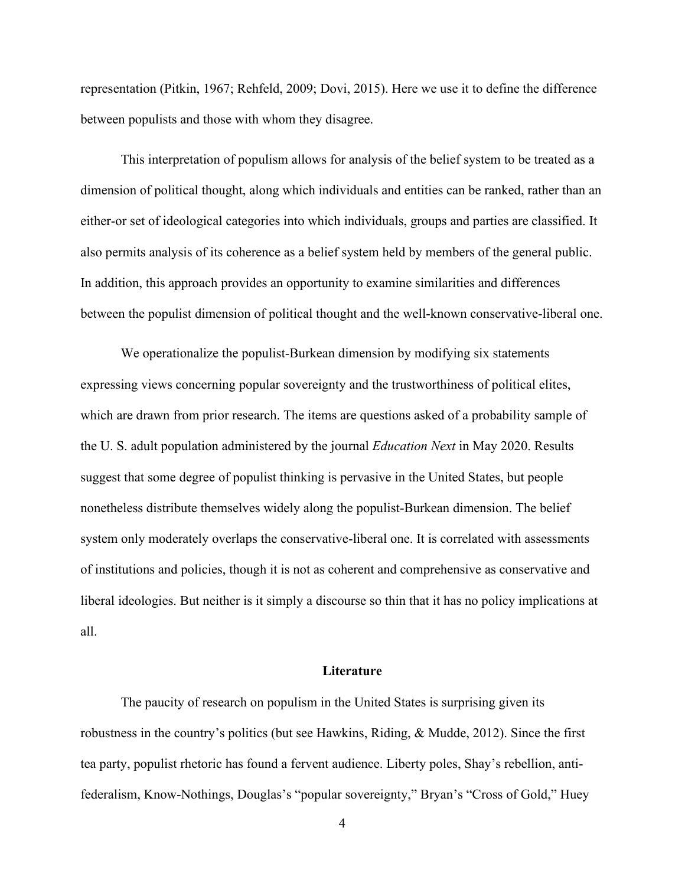representation (Pitkin, 1967; Rehfeld, 2009; Dovi, 2015). Here we use it to define the difference between populists and those with whom they disagree.

This interpretation of populism allows for analysis of the belief system to be treated as a dimension of political thought, along which individuals and entities can be ranked, rather than an either-or set of ideological categories into which individuals, groups and parties are classified. It also permits analysis of its coherence as a belief system held by members of the general public. In addition, this approach provides an opportunity to examine similarities and differences between the populist dimension of political thought and the well-known conservative-liberal one.

We operationalize the populist-Burkean dimension by modifying six statements expressing views concerning popular sovereignty and the trustworthiness of political elites, which are drawn from prior research. The items are questions asked of a probability sample of the U. S. adult population administered by the journal *Education Next* in May 2020. Results suggest that some degree of populist thinking is pervasive in the United States, but people nonetheless distribute themselves widely along the populist-Burkean dimension. The belief system only moderately overlaps the conservative-liberal one. It is correlated with assessments of institutions and policies, though it is not as coherent and comprehensive as conservative and liberal ideologies. But neither is it simply a discourse so thin that it has no policy implications at all.

## Literature

The paucity of research on populism in the United States is surprising given its robustness in the country's politics (but see Hawkins, Riding, & Mudde, 2012). Since the first tea party, populist rhetoric has found a fervent audience. Liberty poles, Shay's rebellion, anti-federalism, Know-Nothings, Douglas's "popular sovereignty," Bryan's "Cross of Gold," Huey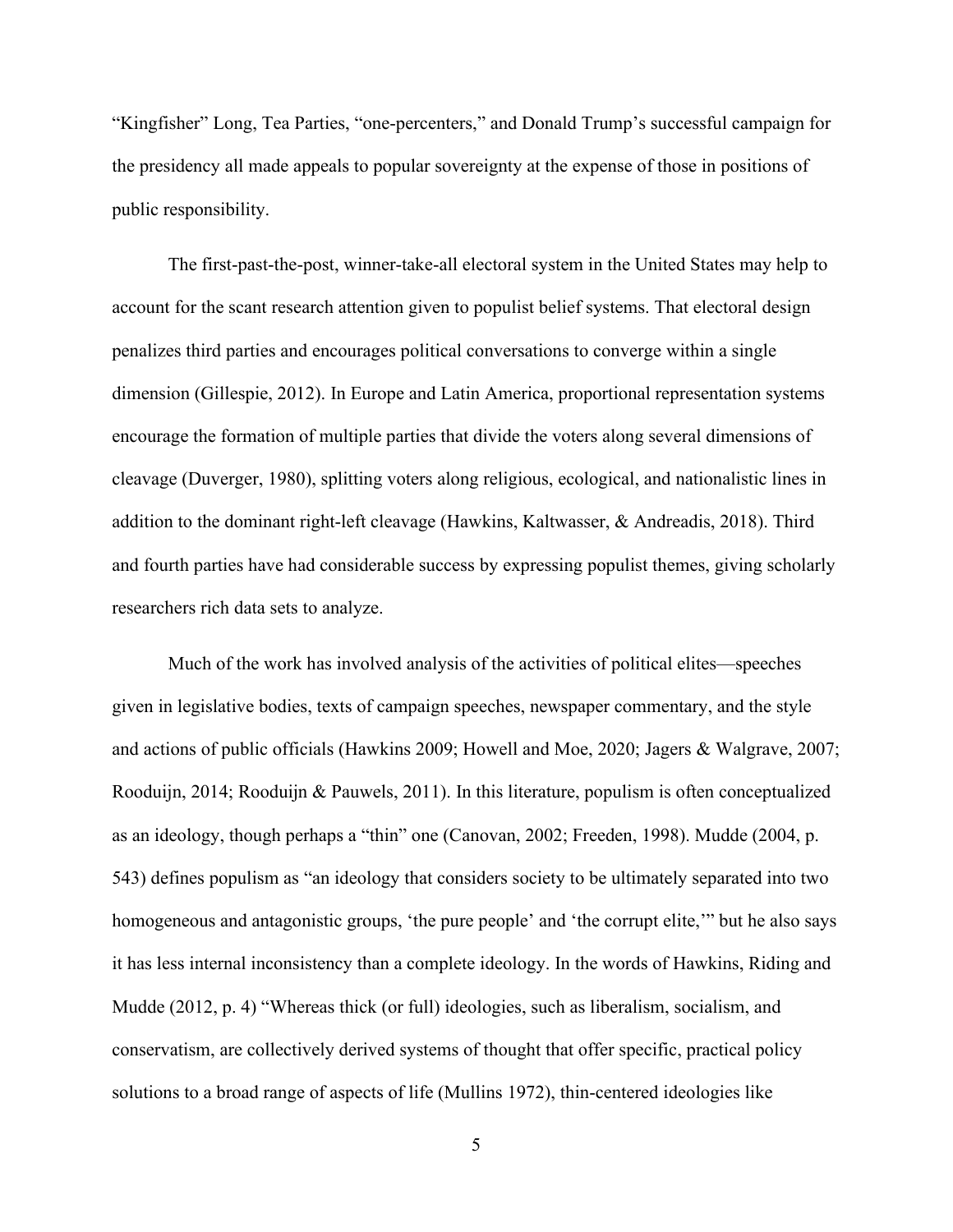"Kingfisher" Long, Tea Parties, "one-percenters," and Donald Trump's successful campaign for the presidency all made appeals to popular sovereignty at the expense of those in positions of public responsibility.

The first-past-the-post, winner-take-all electoral system in the United States may help to account for the scant research attention given to populist belief systems. That electoral design penalizes third parties and encourages political conversations to converge within a single dimension (Gillespie, 2012). In Europe and Latin America, proportional representation systems encourage the formation of multiple parties that divide the voters along several dimensions of cleavage (Duverger, 1980), splitting voters along religious, ecological, and nationalistic lines in addition to the dominant right-left cleavage (Hawkins, Kaltwasser, & Andreadis, 2018). Third and fourth parties have had considerable success by expressing populist themes, giving scholarly researchers rich data sets to analyze.

Much of the work has involved analysis of the activities of political elites—speeches given in legislative bodies, texts of campaign speeches, newspaper commentary, and the style and actions of public officials (Hawkins 2009; Howell and Moe, 2020; Jagers & Walgrave, 2007; Rooduijn, 2014; Rooduijn & Pauwels, 2011). In this literature, populism is often conceptualized as an ideology, though perhaps a "thin" one (Canovan, 2002; Freeden, 1998). Mudde (2004, p. 543) defines populism as "an ideology that considers society to be ultimately separated into two homogeneous and antagonistic groups, 'the pure people' and 'the corrupt elite,'" but he also says it has less internal inconsistency than a complete ideology. In the words of Hawkins, Riding and Mudde (2012, p. 4) "Whereas thick (or full) ideologies, such as liberalism, socialism, and conservatism, are collectively derived systems of thought that offer specific, practical policy solutions to a broad range of aspects of life (Mullins 1972), thin-centered ideologies like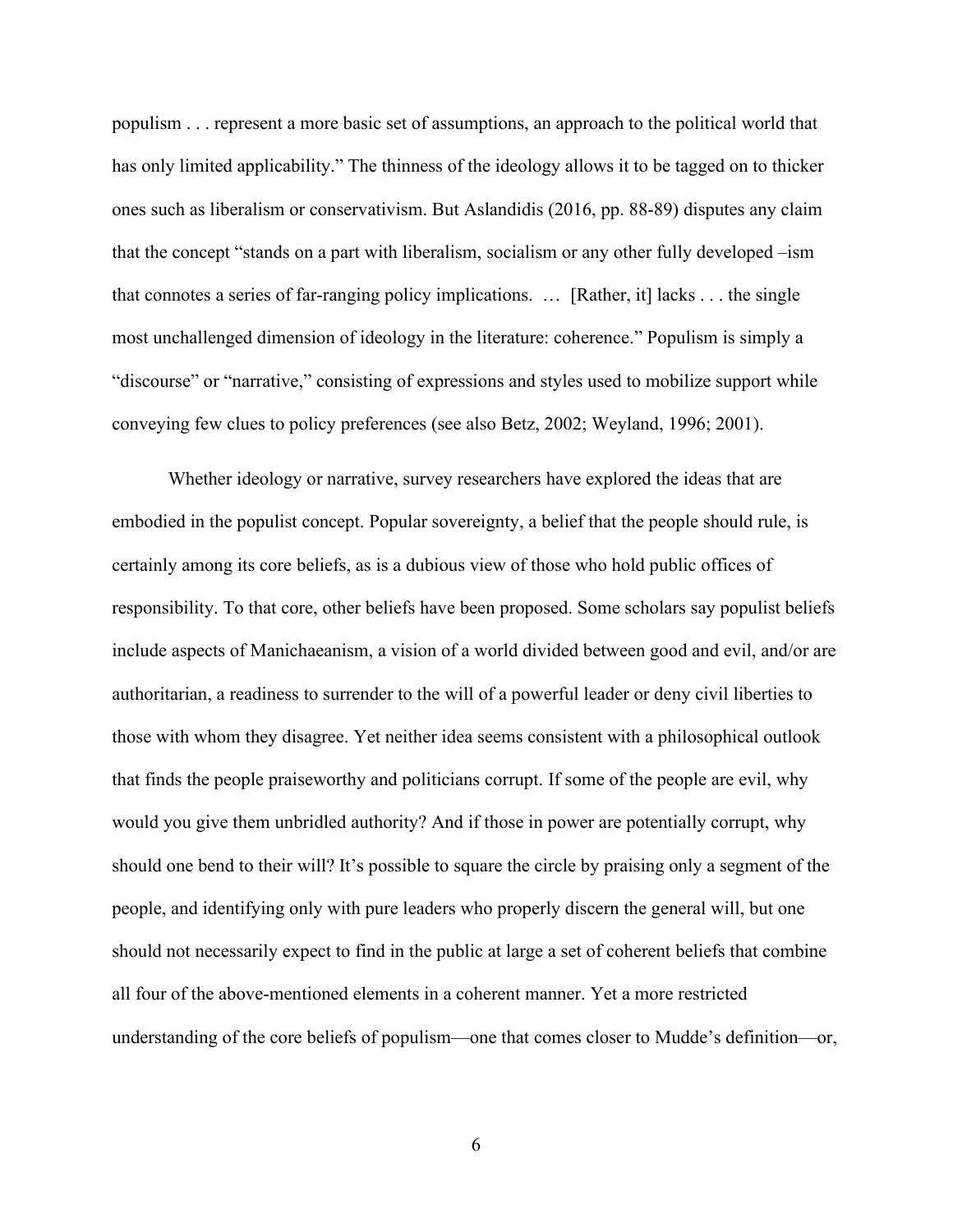populism . . . represent a more basic set of assumptions, an approach to the political world that has only limited applicability." The thinness of the ideology allows it to be tagged on to thicker ones such as liberalism or conservativism. But Aslandidis (2016, pp. 88-89) disputes any claim that the concept "stands on a part with liberalism, socialism or any other fully developed –ism that connotes a series of far-ranging policy implications. … [Rather, it] lacks . . . the single most unchallenged dimension of ideology in the literature: coherence." Populism is simply a "discourse" or "narrative," consisting of expressions and styles used to mobilize support while conveying few clues to policy preferences (see also Betz, 2002; Weyland, 1996; 2001).

Whether ideology or narrative, survey researchers have explored the ideas that are embodied in the populist concept. Popular sovereignty, a belief that the people should rule, is certainly among its core beliefs, as is a dubious view of those who hold public offices of responsibility. To that core, other beliefs have been proposed. Some scholars say populist beliefs include aspects of Manichaeanism, a vision of a world divided between good and evil, and/or are authoritarian, a readiness to surrender to the will of a powerful leader or deny civil liberties to those with whom they disagree. Yet neither idea seems consistent with a philosophical outlook that finds the people praiseworthy and politicians corrupt. If some of the people are evil, why would you give them unbridled authority? And if those in power are potentially corrupt, why should one bend to their will? It's possible to square the circle by praising only a segment of the people, and identifying only with pure leaders who properly discern the general will, but one should not necessarily expect to find in the public at large a set of coherent beliefs that combine all four of the above-mentioned elements in a coherent manner. Yet a more restricted understanding of the core beliefs of populism—one that comes closer to Mudde's definition—or,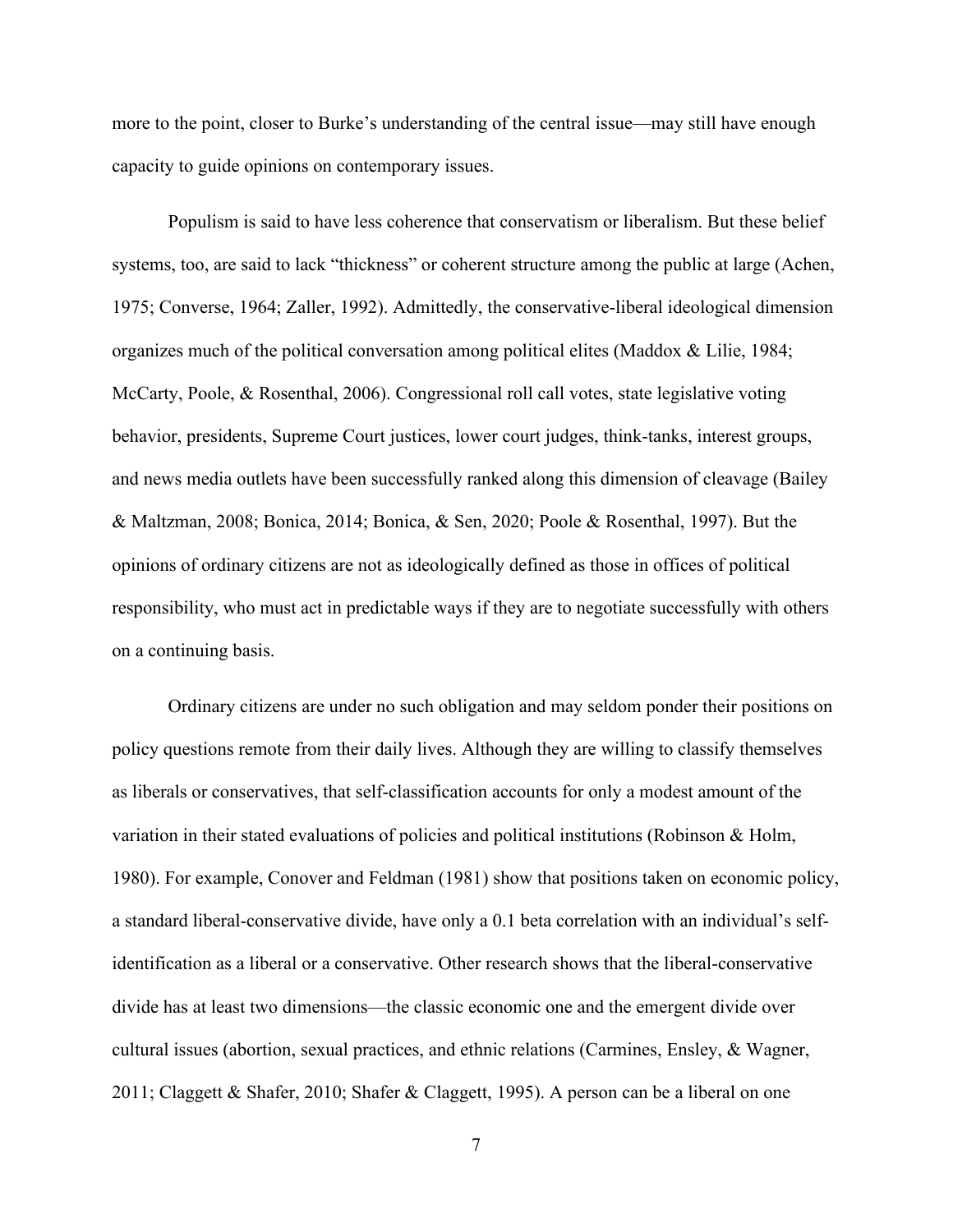more to the point, closer to Burke's understanding of the central issue—may still have enough capacity to guide opinions on contemporary issues.

Populism is said to have less coherence that conservatism or liberalism. But these belief systems, too, are said to lack "thickness" or coherent structure among the public at large (Achen, 1975; Converse, 1964; Zaller, 1992). Admittedly, the conservative-liberal ideological dimension organizes much of the political conversation among political elites (Maddox & Lilie, 1984; McCarty, Poole, & Rosenthal, 2006). Congressional roll call votes, state legislative voting behavior, presidents, Supreme Court justices, lower court judges, think-tanks, interest groups, and news media outlets have been successfully ranked along this dimension of cleavage (Bailey & Maltzman, 2008; Bonica, 2014; Bonica, & Sen, 2020; Poole & Rosenthal, 1997). But the opinions of ordinary citizens are not as ideologically defined as those in offices of political responsibility, who must act in predictable ways if they are to negotiate successfully with others on a continuing basis.

Ordinary citizens are under no such obligation and may seldom ponder their positions on policy questions remote from their daily lives. Although they are willing to classify themselves as liberals or conservatives, that self-classification accounts for only a modest amount of the variation in their stated evaluations of policies and political institutions (Robinson & Holm, 1980). For example, Conover and Feldman (1981) show that positions taken on economic policy, a standard liberal-conservative divide, have only a 0.1 beta correlation with an individual's self-identification as a liberal or a conservative. Other research shows that the liberal-conservative divide has at least two dimensions—the classic economic one and the emergent divide over cultural issues (abortion, sexual practices, and ethnic relations (Carmines, Ensley, & Wagner, 2011; Claggett & Shafer, 2010; Shafer & Claggett, 1995). A person can be a liberal on one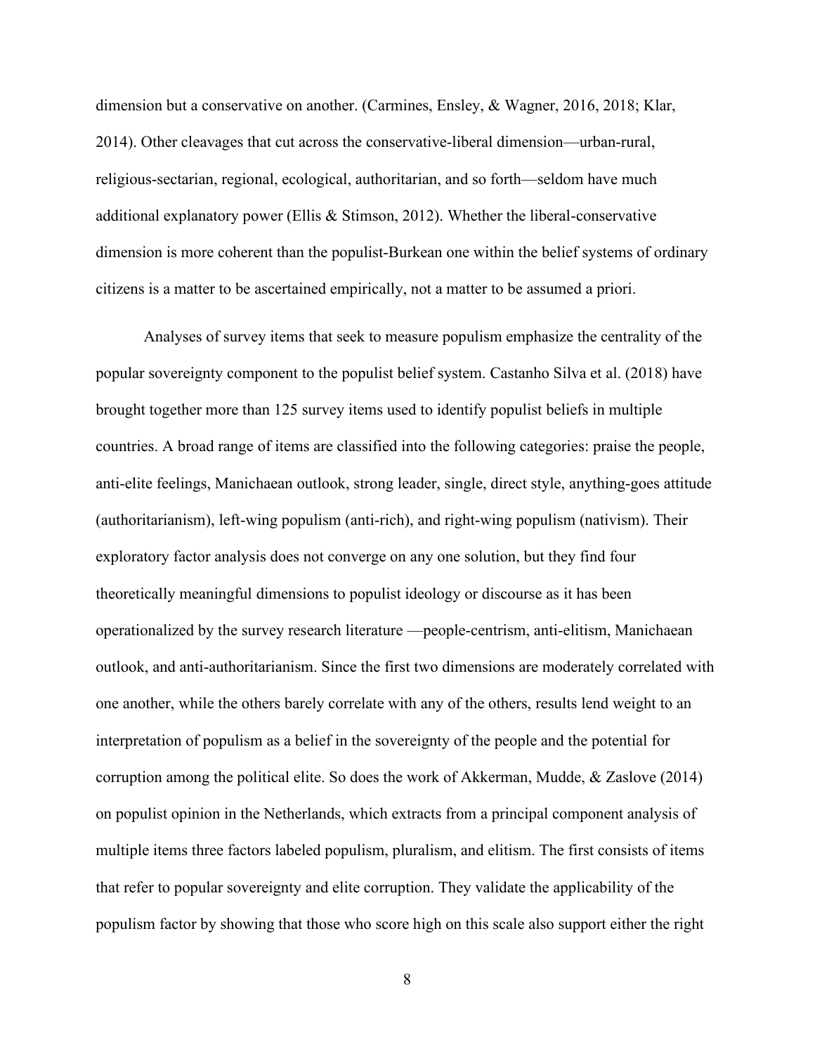dimension but a conservative on another. (Carmines, Ensley, & Wagner, 2016, 2018; Klar, 2014). Other cleavages that cut across the conservative-liberal dimension—urban-rural, religious-sectarian, regional, ecological, authoritarian, and so forth—seldom have much additional explanatory power (Ellis & Stimson, 2012). Whether the liberal-conservative dimension is more coherent than the populist-Burkean one within the belief systems of ordinary citizens is a matter to be ascertained empirically, not a matter to be assumed a priori.

Analyses of survey items that seek to measure populism emphasize the centrality of the popular sovereignty component to the populist belief system. Castanho Silva et al. (2018) have brought together more than 125 survey items used to identify populist beliefs in multiple countries. A broad range of items are classified into the following categories: praise the people, anti-elite feelings, Manichaean outlook, strong leader, single, direct style, anything-goes attitude (authoritarianism), left-wing populism (anti-rich), and right-wing populism (nativism). Their exploratory factor analysis does not converge on any one solution, but they find four theoretically meaningful dimensions to populist ideology or discourse as it has been operationalized by the survey research literature —people-centrism, anti-elitism, Manichaean outlook, and anti-authoritarianism. Since the first two dimensions are moderately correlated with one another, while the others barely correlate with any of the others, results lend weight to an interpretation of populism as a belief in the sovereignty of the people and the potential for corruption among the political elite. So does the work of Akkerman, Mudde, & Zaslove (2014) on populist opinion in the Netherlands, which extracts from a principal component analysis of multiple items three factors labeled populism, pluralism, and elitism. The first consists of items that refer to popular sovereignty and elite corruption. They validate the applicability of the populism factor by showing that those who score high on this scale also support either the right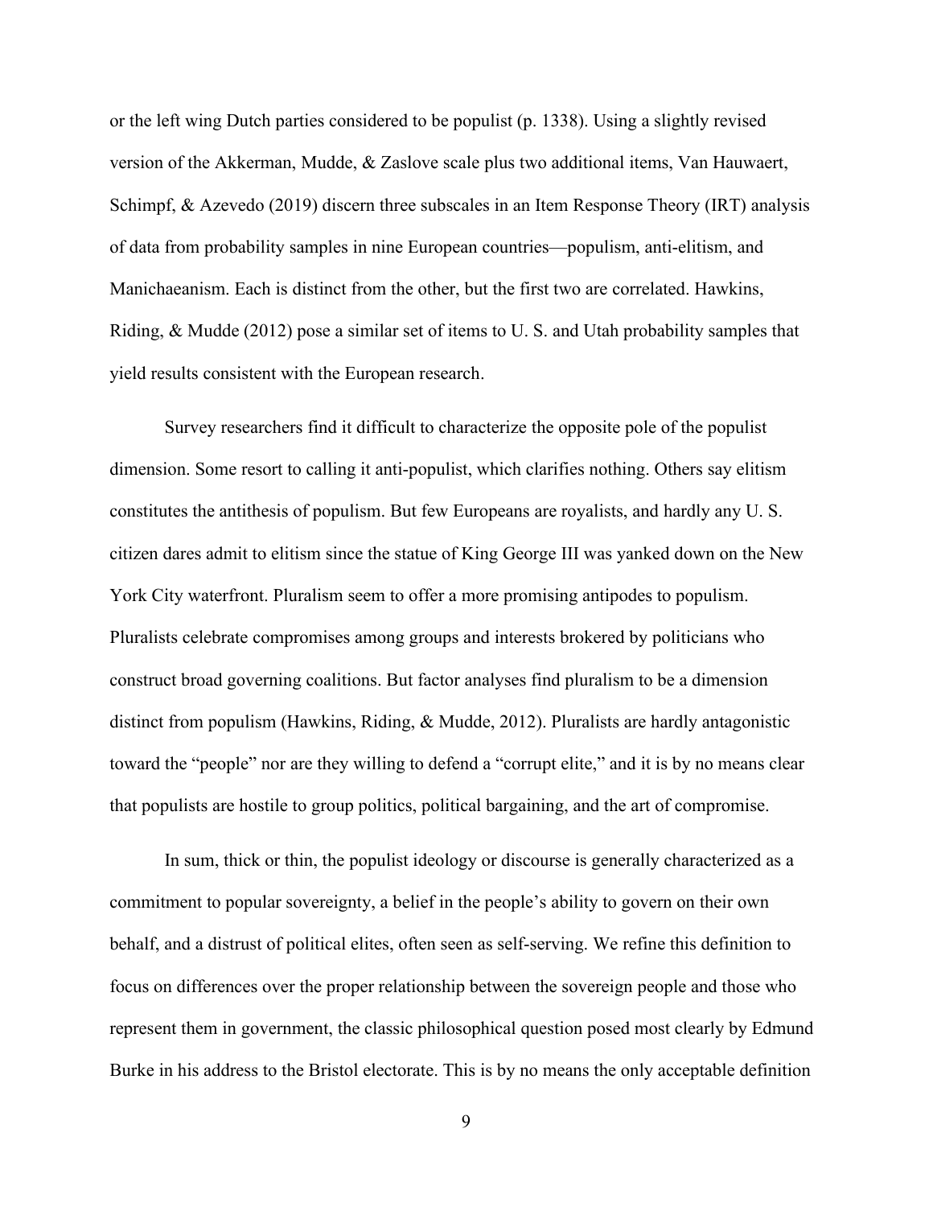or the left wing Dutch parties considered to be populist (p. 1338). Using a slightly revised version of the Akkerman, Mudde, & Zaslove scale plus two additional items, Van Hauwaert, Schimpf, & Azevedo (2019) discern three subscales in an Item Response Theory (IRT) analysis of data from probability samples in nine European countries—populism, anti-elitism, and Manichaeanism. Each is distinct from the other, but the first two are correlated. Hawkins, Riding, & Mudde (2012) pose a similar set of items to U. S. and Utah probability samples that yield results consistent with the European research.

Survey researchers find it difficult to characterize the opposite pole of the populist dimension. Some resort to calling it anti-populist, which clarifies nothing. Others say elitism constitutes the antithesis of populism. But few Europeans are royalists, and hardly any U. S. citizen dares admit to elitism since the statue of King George III was yanked down on the New York City waterfront. Pluralism seem to offer a more promising antipodes to populism. Pluralists celebrate compromises among groups and interests brokered by politicians who construct broad governing coalitions. But factor analyses find pluralism to be a dimension distinct from populism (Hawkins, Riding, & Mudde, 2012). Pluralists are hardly antagonistic toward the "people" nor are they willing to defend a "corrupt elite," and it is by no means clear that populists are hostile to group politics, political bargaining, and the art of compromise.

In sum, thick or thin, the populist ideology or discourse is generally characterized as a commitment to popular sovereignty, a belief in the people's ability to govern on their own behalf, and a distrust of political elites, often seen as self-serving. We refine this definition to focus on differences over the proper relationship between the sovereign people and those who represent them in government, the classic philosophical question posed most clearly by Edmund Burke in his address to the Bristol electorate. This is by no means the only acceptable definition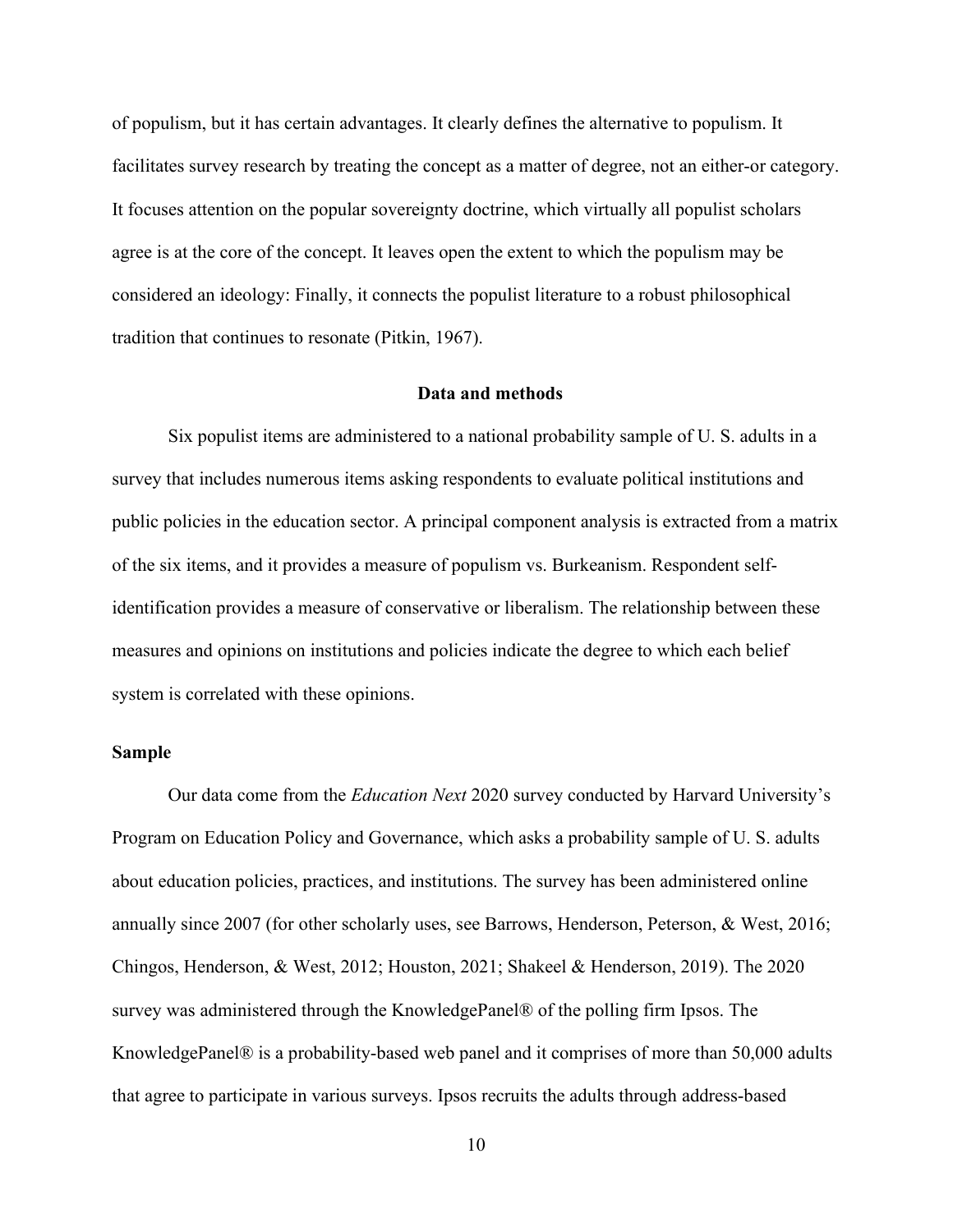of populism, but it has certain advantages. It clearly defines the alternative to populism. It facilitates survey research by treating the concept as a matter of degree, not an either-or category. It focuses attention on the popular sovereignty doctrine, which virtually all populist scholars agree is at the core of the concept. It leaves open the extent to which the populism may be considered an ideology: Finally, it connects the populist literature to a robust philosophical tradition that continues to resonate (Pitkin, 1967).

## Data and methods

Six populist items are administered to a national probability sample of U. S. adults in a survey that includes numerous items asking respondents to evaluate political institutions and public policies in the education sector. A principal component analysis is extracted from a matrix of the six items, and it provides a measure of populism vs. Burkeanism. Respondent self-identification provides a measure of conservative or liberalism. The relationship between these measures and opinions on institutions and policies indicate the degree to which each belief system is correlated with these opinions.

### Sample

Our data come from the *Education Next* 2020 survey conducted by Harvard University's Program on Education Policy and Governance, which asks a probability sample of U. S. adults about education policies, practices, and institutions. The survey has been administered online annually since 2007 (for other scholarly uses, see Barrows, Henderson, Peterson, & West, 2016; Chingos, Henderson, & West, 2012; Houston, 2021; Shakeel & Henderson, 2019). The 2020 survey was administered through the KnowledgePanel® of the polling firm Ipsos. The KnowledgePanel® is a probability-based web panel and it comprises of more than 50,000 adults that agree to participate in various surveys. Ipsos recruits the adults through address-based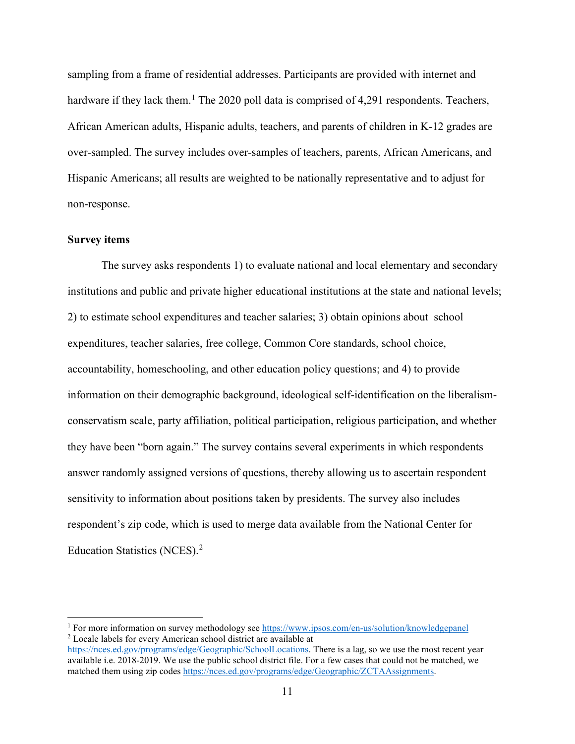sampling from a frame of residential addresses. Participants are provided with internet and hardware if they lack them.[1] The 2020 poll data is comprised of 4,291 respondents. Teachers, African American adults, Hispanic adults, teachers, and parents of children in K-12 grades are over-sampled. The survey includes over-samples of teachers, parents, African Americans, and Hispanic Americans; all results are weighted to be nationally representative and to adjust for non-response.

**Survey items**

The survey asks respondents 1) to evaluate national and local elementary and secondary institutions and public and private higher educational institutions at the state and national levels; 2) to estimate school expenditures and teacher salaries; 3) obtain opinions about school expenditures, teacher salaries, free college, Common Core standards, school choice, accountability, homeschooling, and other education policy questions; and 4) to provide information on their demographic background, ideological self-identification on the liberalism-conservatism scale, party affiliation, political participation, religious participation, and whether they have been "born again." The survey contains several experiments in which respondents answer randomly assigned versions of questions, thereby allowing us to ascertain respondent sensitivity to information about positions taken by presidents. The survey also includes respondent's zip code, which is used to merge data available from the National Center for Education Statistics (NCES).[2]

---

[1] For more information on survey methodology see https://www.ipsos.com/en-us/solution/knowledgepanel

[2] Locale labels for every American school district are available at https://nces.ed.gov/programs/edge/Geographic/SchoolLocations. There is a lag, so we use the most recent year available i.e. 2018-2019. We use the public school district file. For a few cases that could not be matched, we matched them using zip codes https://nces.ed.gov/programs/edge/Geographic/ZCTAAssignments.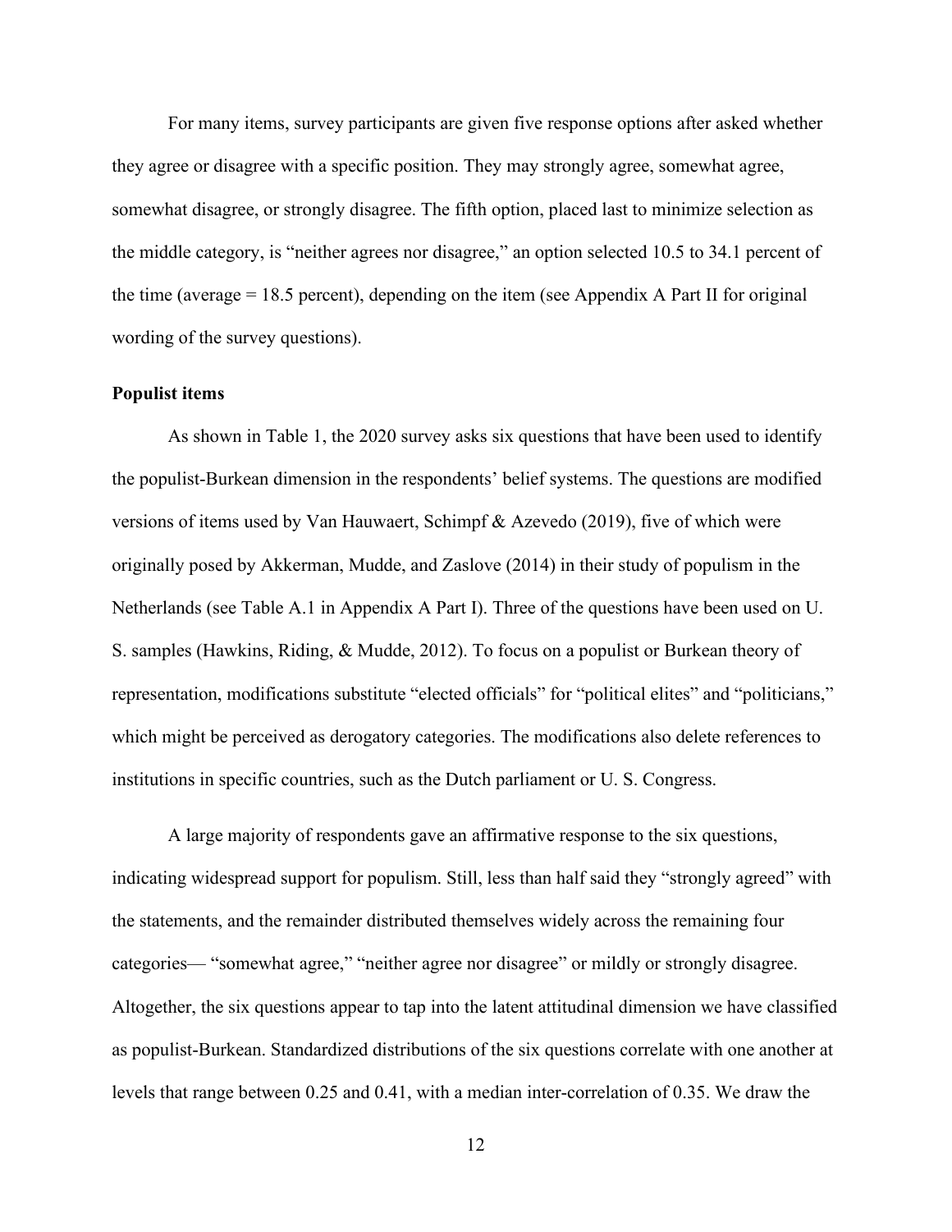For many items, survey participants are given five response options after asked whether they agree or disagree with a specific position. They may strongly agree, somewhat agree, somewhat disagree, or strongly disagree. The fifth option, placed last to minimize selection as the middle category, is "neither agrees nor disagree," an option selected 10.5 to 34.1 percent of the time (average = 18.5 percent), depending on the item (see Appendix A Part II for original wording of the survey questions).

**Populist items**

As shown in Table 1, the 2020 survey asks six questions that have been used to identify the populist-Burkean dimension in the respondents' belief systems. The questions are modified versions of items used by Van Hauwaert, Schimpf & Azevedo (2019), five of which were originally posed by Akkerman, Mudde, and Zaslove (2014) in their study of populism in the Netherlands (see Table A.1 in Appendix A Part I). Three of the questions have been used on U. S. samples (Hawkins, Riding, & Mudde, 2012). To focus on a populist or Burkean theory of representation, modifications substitute "elected officials" for "political elites" and "politicians," which might be perceived as derogatory categories. The modifications also delete references to institutions in specific countries, such as the Dutch parliament or U. S. Congress.

A large majority of respondents gave an affirmative response to the six questions, indicating widespread support for populism. Still, less than half said they "strongly agreed" with the statements, and the remainder distributed themselves widely across the remaining four categories— "somewhat agree," "neither agree nor disagree" or mildly or strongly disagree. Altogether, the six questions appear to tap into the latent attitudinal dimension we have classified as populist-Burkean. Standardized distributions of the six questions correlate with one another at levels that range between 0.25 and 0.41, with a median inter-correlation of 0.35. We draw the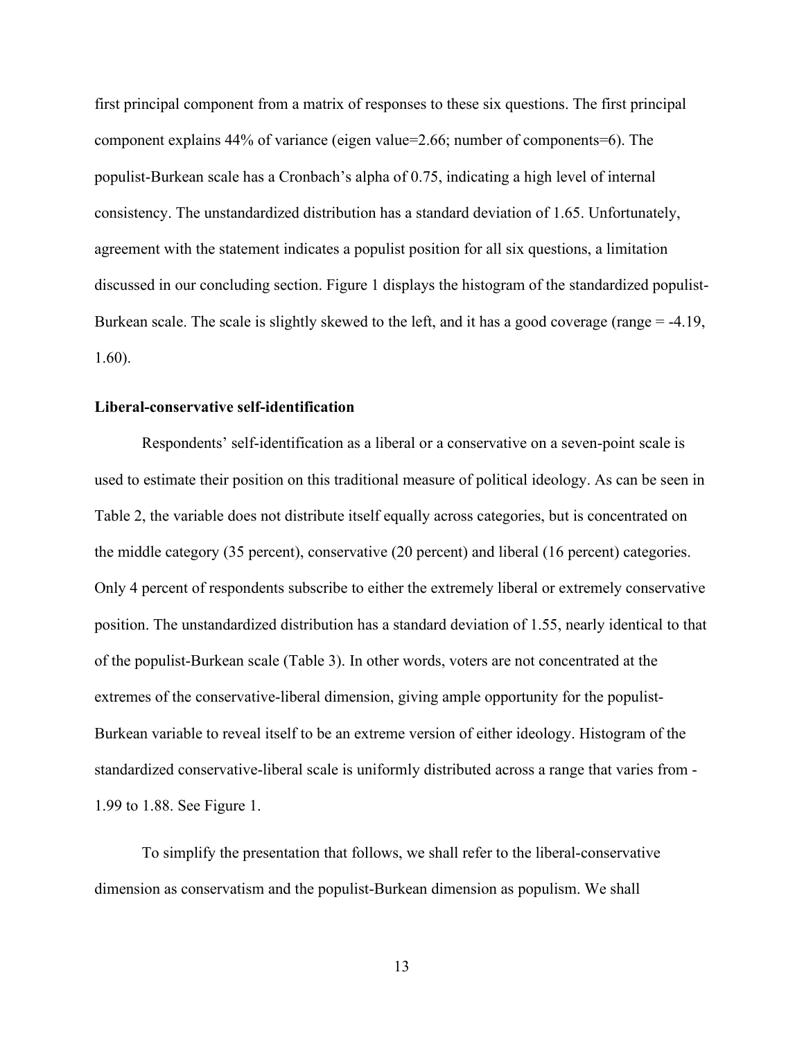first principal component from a matrix of responses to these six questions. The first principal component explains 44% of variance (eigen value=2.66; number of components=6). The populist-Burkean scale has a Cronbach's alpha of 0.75, indicating a high level of internal consistency. The unstandardized distribution has a standard deviation of 1.65. Unfortunately, agreement with the statement indicates a populist position for all six questions, a limitation discussed in our concluding section. Figure 1 displays the histogram of the standardized populist-Burkean scale. The scale is slightly skewed to the left, and it has a good coverage (range = -4.19, 1.60).

**Liberal-conservative self-identification**

Respondents' self-identification as a liberal or a conservative on a seven-point scale is used to estimate their position on this traditional measure of political ideology. As can be seen in Table 2, the variable does not distribute itself equally across categories, but is concentrated on the middle category (35 percent), conservative (20 percent) and liberal (16 percent) categories. Only 4 percent of respondents subscribe to either the extremely liberal or extremely conservative position. The unstandardized distribution has a standard deviation of 1.55, nearly identical to that of the populist-Burkean scale (Table 3). In other words, voters are not concentrated at the extremes of the conservative-liberal dimension, giving ample opportunity for the populist-Burkean variable to reveal itself to be an extreme version of either ideology. Histogram of the standardized conservative-liberal scale is uniformly distributed across a range that varies from -1.99 to 1.88. See Figure 1.

To simplify the presentation that follows, we shall refer to the liberal-conservative dimension as conservatism and the populist-Burkean dimension as populism. We shall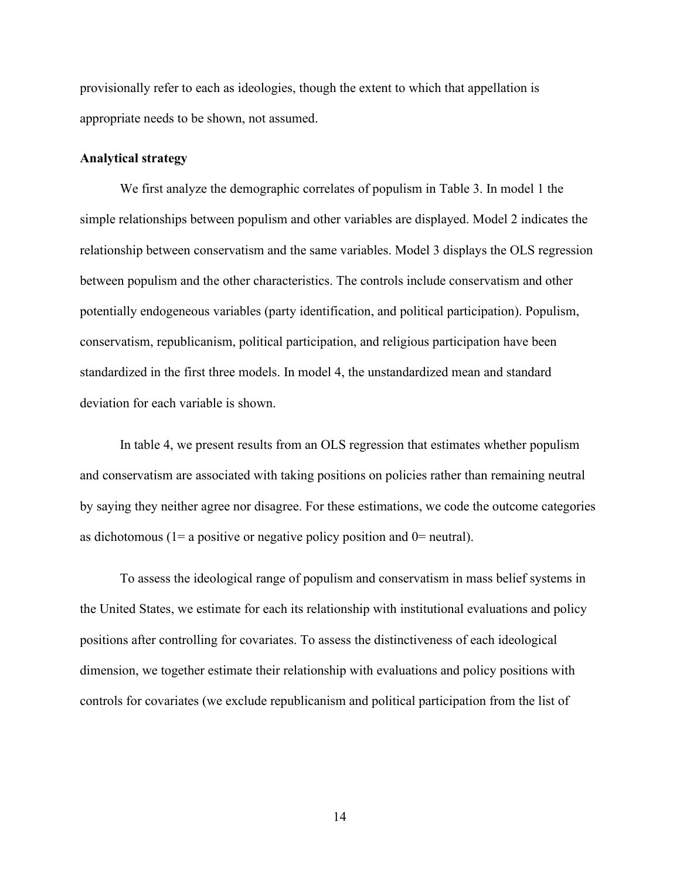provisionally refer to each as ideologies, though the extent to which that appellation is appropriate needs to be shown, not assumed.

**Analytical strategy**

We first analyze the demographic correlates of populism in Table 3. In model 1 the simple relationships between populism and other variables are displayed. Model 2 indicates the relationship between conservatism and the same variables. Model 3 displays the OLS regression between populism and the other characteristics. The controls include conservatism and other potentially endogeneous variables (party identification, and political participation). Populism, conservatism, republicanism, political participation, and religious participation have been standardized in the first three models. In model 4, the unstandardized mean and standard deviation for each variable is shown.

In table 4, we present results from an OLS regression that estimates whether populism and conservatism are associated with taking positions on policies rather than remaining neutral by saying they neither agree nor disagree. For these estimations, we code the outcome categories as dichotomous (1= a positive or negative policy position and 0= neutral).

To assess the ideological range of populism and conservatism in mass belief systems in the United States, we estimate for each its relationship with institutional evaluations and policy positions after controlling for covariates. To assess the distinctiveness of each ideological dimension, we together estimate their relationship with evaluations and policy positions with controls for covariates (we exclude republicanism and political participation from the list of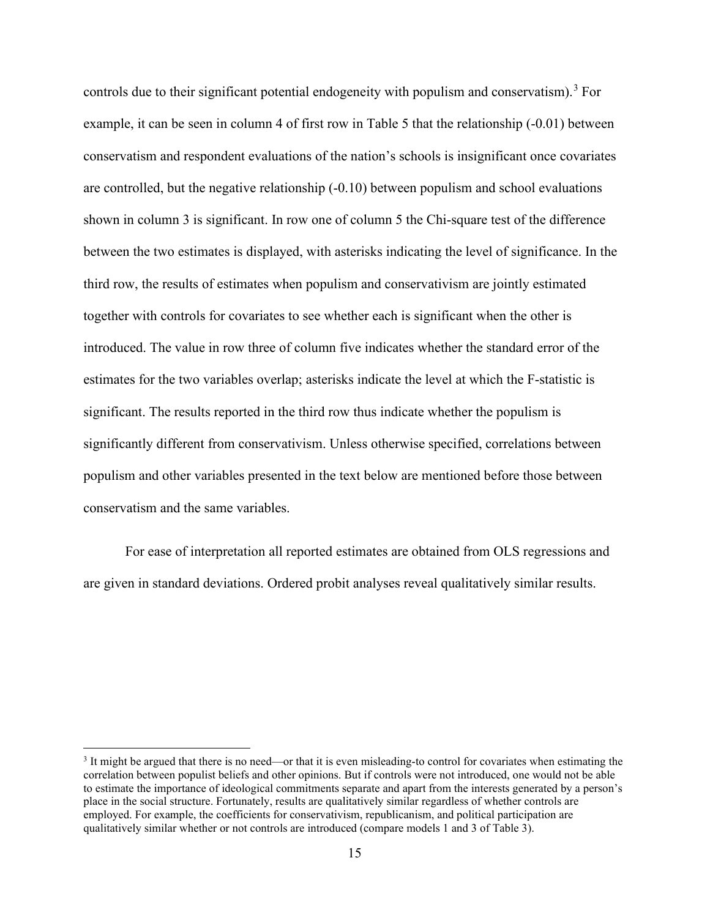controls due to their significant potential endogeneity with populism and conservatism).[3] For example, it can be seen in column 4 of first row in Table 5 that the relationship (-0.01) between conservatism and respondent evaluations of the nation's schools is insignificant once covariates are controlled, but the negative relationship (-0.10) between populism and school evaluations shown in column 3 is significant. In row one of column 5 the Chi-square test of the difference between the two estimates is displayed, with asterisks indicating the level of significance. In the third row, the results of estimates when populism and conservativism are jointly estimated together with controls for covariates to see whether each is significant when the other is introduced. The value in row three of column five indicates whether the standard error of the estimates for the two variables overlap; asterisks indicate the level at which the F-statistic is significant. The results reported in the third row thus indicate whether the populism is significantly different from conservativism. Unless otherwise specified, correlations between populism and other variables presented in the text below are mentioned before those between conservatism and the same variables.

For ease of interpretation all reported estimates are obtained from OLS regressions and are given in standard deviations. Ordered probit analyses reveal qualitatively similar results.

[3] It might be argued that there is no need—or that it is even misleading-to control for covariates when estimating the correlation between populist beliefs and other opinions. But if controls were not introduced, one would not be able to estimate the importance of ideological commitments separate and apart from the interests generated by a person's place in the social structure. Fortunately, results are qualitatively similar regardless of whether controls are employed. For example, the coefficients for conservativism, republicanism, and political participation are qualitatively similar whether or not controls are introduced (compare models 1 and 3 of Table 3).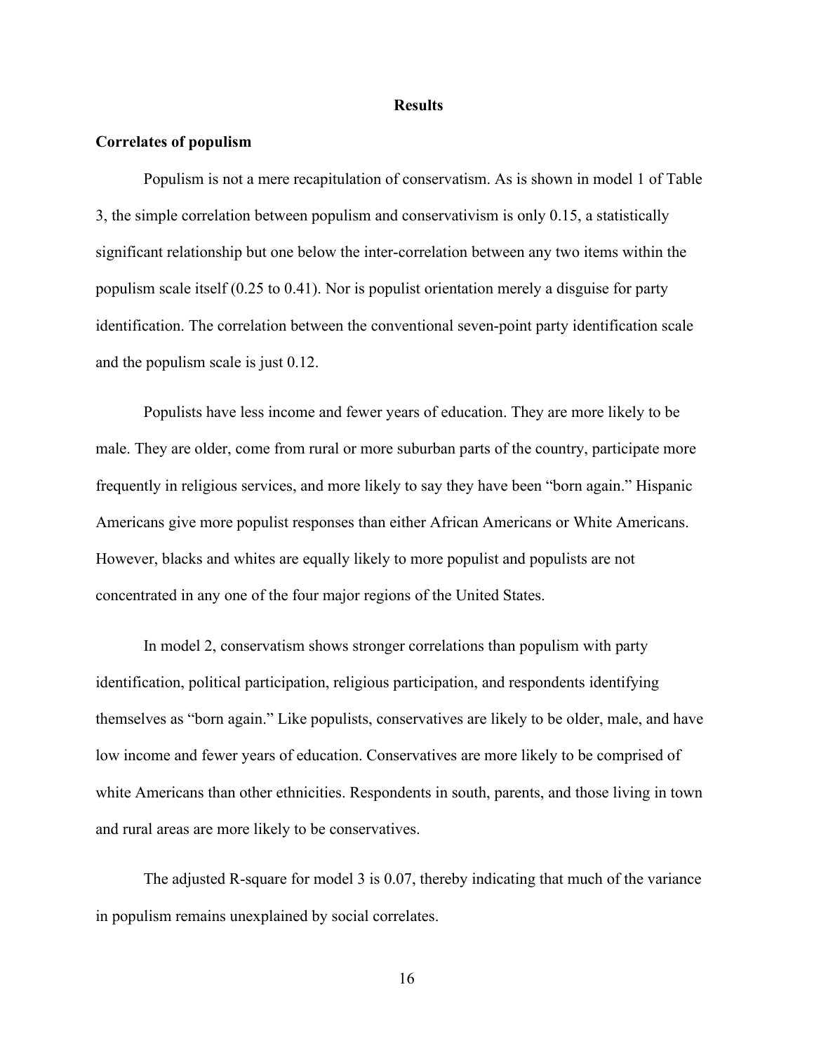# Results

## Correlates of populism

Populism is not a mere recapitulation of conservatism. As is shown in model 1 of Table 3, the simple correlation between populism and conservativism is only 0.15, a statistically significant relationship but one below the inter-correlation between any two items within the populism scale itself (0.25 to 0.41). Nor is populist orientation merely a disguise for party identification. The correlation between the conventional seven-point party identification scale and the populism scale is just 0.12.

Populists have less income and fewer years of education. They are more likely to be male. They are older, come from rural or more suburban parts of the country, participate more frequently in religious services, and more likely to say they have been "born again." Hispanic Americans give more populist responses than either African Americans or White Americans. However, blacks and whites are equally likely to more populist and populists are not concentrated in any one of the four major regions of the United States.

In model 2, conservatism shows stronger correlations than populism with party identification, political participation, religious participation, and respondents identifying themselves as "born again." Like populists, conservatives are likely to be older, male, and have low income and fewer years of education. Conservatives are more likely to be comprised of white Americans than other ethnicities. Respondents in south, parents, and those living in town and rural areas are more likely to be conservatives.

The adjusted R-square for model 3 is 0.07, thereby indicating that much of the variance in populism remains unexplained by social correlates.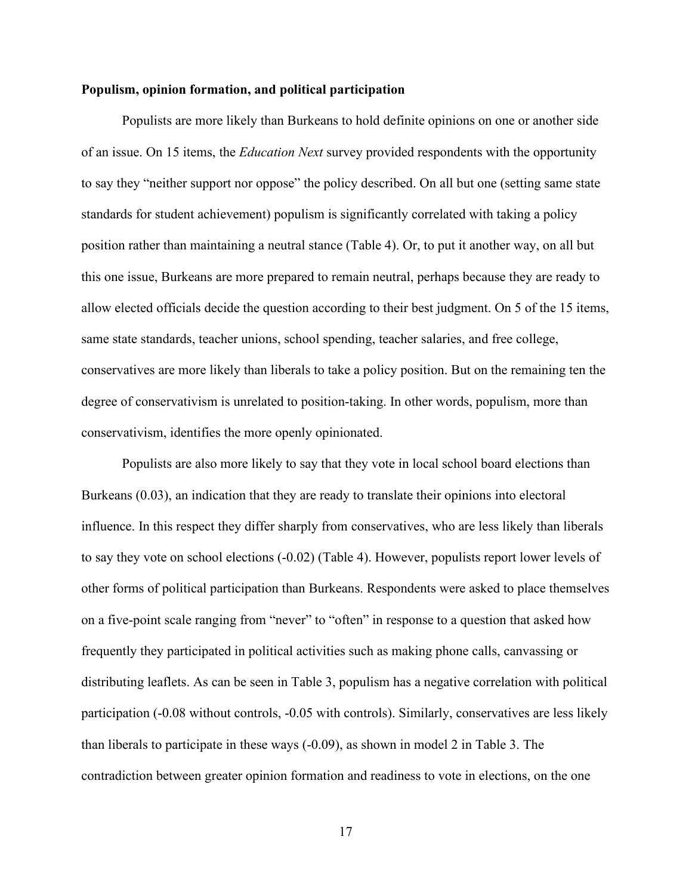### Populism, opinion formation, and political participation

Populists are more likely than Burkeans to hold definite opinions on one or another side of an issue. On 15 items, the *Education Next* survey provided respondents with the opportunity to say they "neither support nor oppose" the policy described. On all but one (setting same state standards for student achievement) populism is significantly correlated with taking a policy position rather than maintaining a neutral stance (Table 4). Or, to put it another way, on all but this one issue, Burkeans are more prepared to remain neutral, perhaps because they are ready to allow elected officials decide the question according to their best judgment. On 5 of the 15 items, same state standards, teacher unions, school spending, teacher salaries, and free college, conservatives are more likely than liberals to take a policy position. But on the remaining ten the degree of conservativism is unrelated to position-taking. In other words, populism, more than conservativism, identifies the more openly opinionated.

Populists are also more likely to say that they vote in local school board elections than Burkeans (0.03), an indication that they are ready to translate their opinions into electoral influence. In this respect they differ sharply from conservatives, who are less likely than liberals to say they vote on school elections (-0.02) (Table 4). However, populists report lower levels of other forms of political participation than Burkeans. Respondents were asked to place themselves on a five-point scale ranging from "never" to "often" in response to a question that asked how frequently they participated in political activities such as making phone calls, canvassing or distributing leaflets. As can be seen in Table 3, populism has a negative correlation with political participation (-0.08 without controls, -0.05 with controls). Similarly, conservatives are less likely than liberals to participate in these ways (-0.09), as shown in model 2 in Table 3. The contradiction between greater opinion formation and readiness to vote in elections, on the one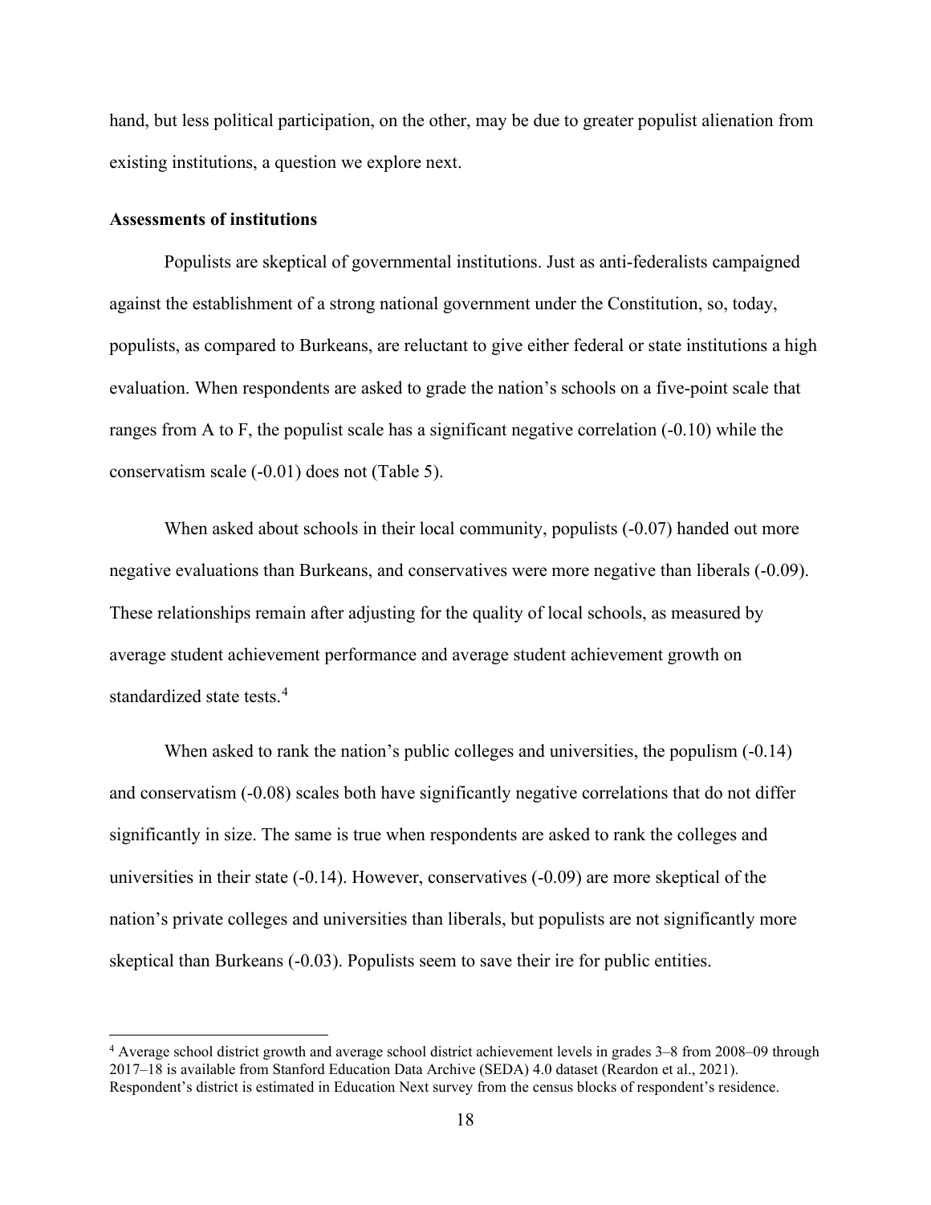hand, but less political participation, on the other, may be due to greater populist alienation from existing institutions, a question we explore next.

### Assessments of institutions

Populists are skeptical of governmental institutions. Just as anti-federalists campaigned against the establishment of a strong national government under the Constitution, so, today, populists, as compared to Burkeans, are reluctant to give either federal or state institutions a high evaluation. When respondents are asked to grade the nation's schools on a five-point scale that ranges from A to F, the populist scale has a significant negative correlation (-0.10) while the conservatism scale (-0.01) does not (Table 5).

When asked about schools in their local community, populists (-0.07) handed out more negative evaluations than Burkeans, and conservatives were more negative than liberals (-0.09). These relationships remain after adjusting for the quality of local schools, as measured by average student achievement performance and average student achievement growth on standardized state tests.[4]

When asked to rank the nation's public colleges and universities, the populism (-0.14) and conservatism (-0.08) scales both have significantly negative correlations that do not differ significantly in size. The same is true when respondents are asked to rank the colleges and universities in their state (-0.14). However, conservatives (-0.09) are more skeptical of the nation's private colleges and universities than liberals, but populists are not significantly more skeptical than Burkeans (-0.03). Populists seem to save their ire for public entities.

[4] Average school district growth and average school district achievement levels in grades 3–8 from 2008–09 through 2017–18 is available from Stanford Education Data Archive (SEDA) 4.0 dataset (Reardon et al., 2021). Respondent's district is estimated in Education Next survey from the census blocks of respondent's residence.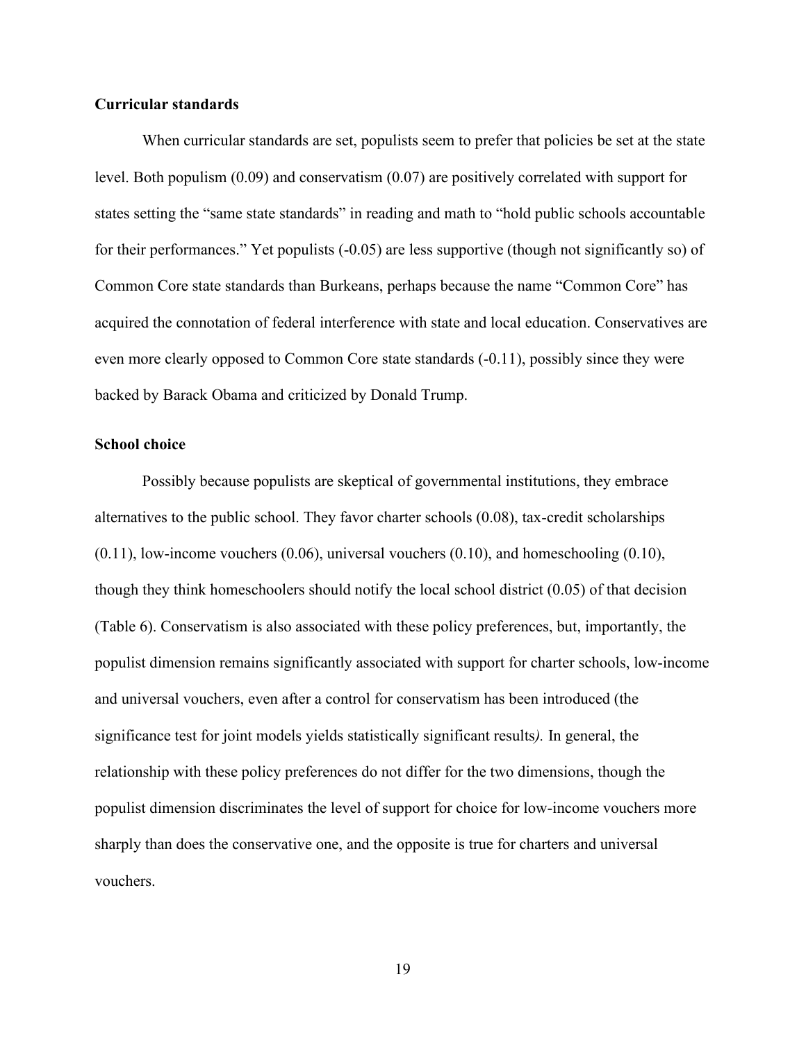**Curricular standards**

When curricular standards are set, populists seem to prefer that policies be set at the state level. Both populism (0.09) and conservatism (0.07) are positively correlated with support for states setting the "same state standards" in reading and math to "hold public schools accountable for their performances." Yet populists (-0.05) are less supportive (though not significantly so) of Common Core state standards than Burkeans, perhaps because the name "Common Core" has acquired the connotation of federal interference with state and local education. Conservatives are even more clearly opposed to Common Core state standards (-0.11), possibly since they were backed by Barack Obama and criticized by Donald Trump.

**School choice**

Possibly because populists are skeptical of governmental institutions, they embrace alternatives to the public school. They favor charter schools (0.08), tax-credit scholarships (0.11), low-income vouchers (0.06), universal vouchers (0.10), and homeschooling (0.10), though they think homeschoolers should notify the local school district (0.05) of that decision (Table 6). Conservatism is also associated with these policy preferences, but, importantly, the populist dimension remains significantly associated with support for charter schools, low-income and universal vouchers, even after a control for conservatism has been introduced (the significance test for joint models yields statistically significant results*).* In general, the relationship with these policy preferences do not differ for the two dimensions, though the populist dimension discriminates the level of support for choice for low-income vouchers more sharply than does the conservative one, and the opposite is true for charters and universal vouchers.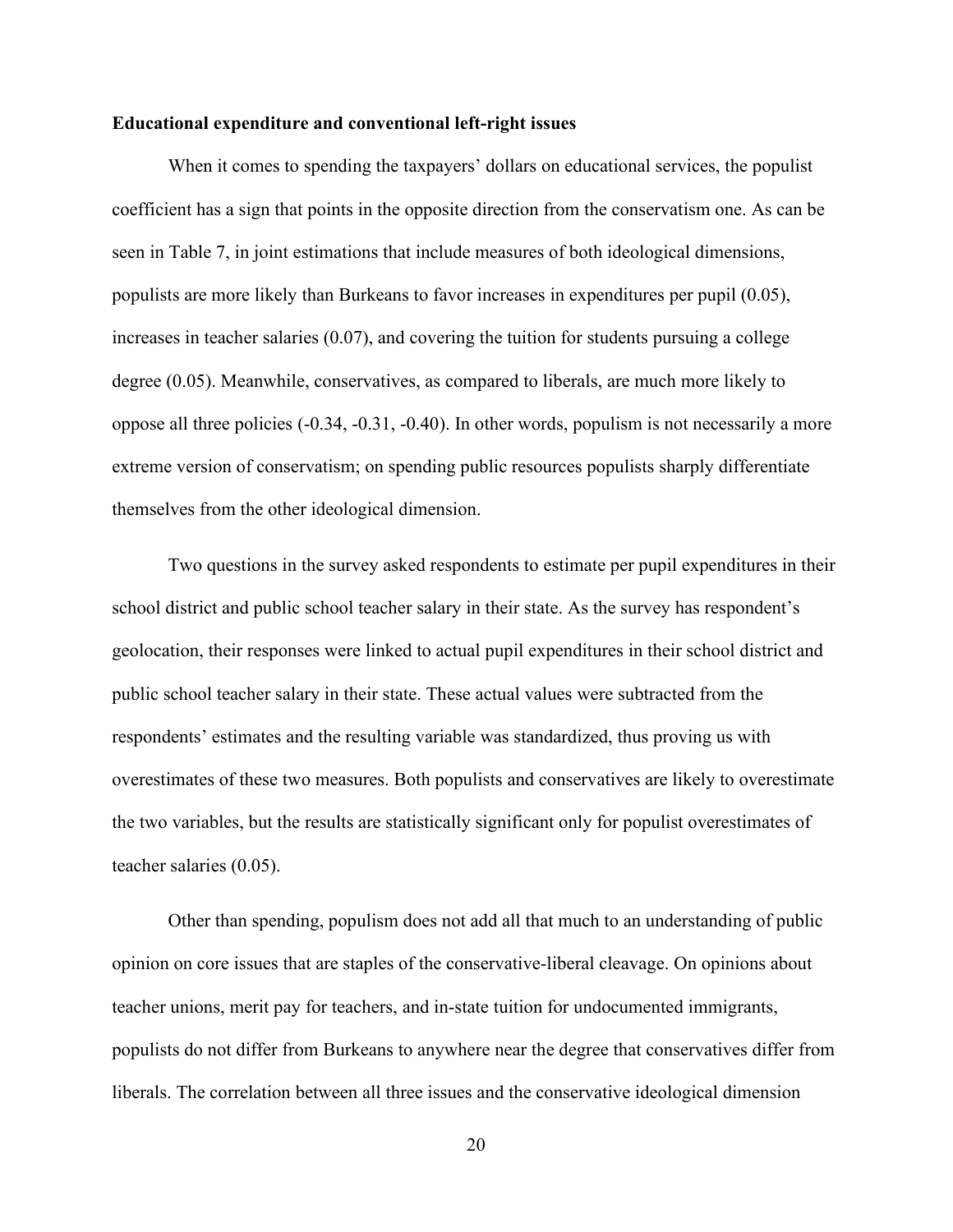**Educational expenditure and conventional left-right issues**

When it comes to spending the taxpayers' dollars on educational services, the populist coefficient has a sign that points in the opposite direction from the conservatism one. As can be seen in Table 7, in joint estimations that include measures of both ideological dimensions, populists are more likely than Burkeans to favor increases in expenditures per pupil (0.05), increases in teacher salaries (0.07), and covering the tuition for students pursuing a college degree (0.05). Meanwhile, conservatives, as compared to liberals, are much more likely to oppose all three policies (-0.34, -0.31, -0.40). In other words, populism is not necessarily a more extreme version of conservatism; on spending public resources populists sharply differentiate themselves from the other ideological dimension.

Two questions in the survey asked respondents to estimate per pupil expenditures in their school district and public school teacher salary in their state. As the survey has respondent's geolocation, their responses were linked to actual pupil expenditures in their school district and public school teacher salary in their state. These actual values were subtracted from the respondents' estimates and the resulting variable was standardized, thus proving us with overestimates of these two measures. Both populists and conservatives are likely to overestimate the two variables, but the results are statistically significant only for populist overestimates of teacher salaries (0.05).

Other than spending, populism does not add all that much to an understanding of public opinion on core issues that are staples of the conservative-liberal cleavage. On opinions about teacher unions, merit pay for teachers, and in-state tuition for undocumented immigrants, populists do not differ from Burkeans to anywhere near the degree that conservatives differ from liberals. The correlation between all three issues and the conservative ideological dimension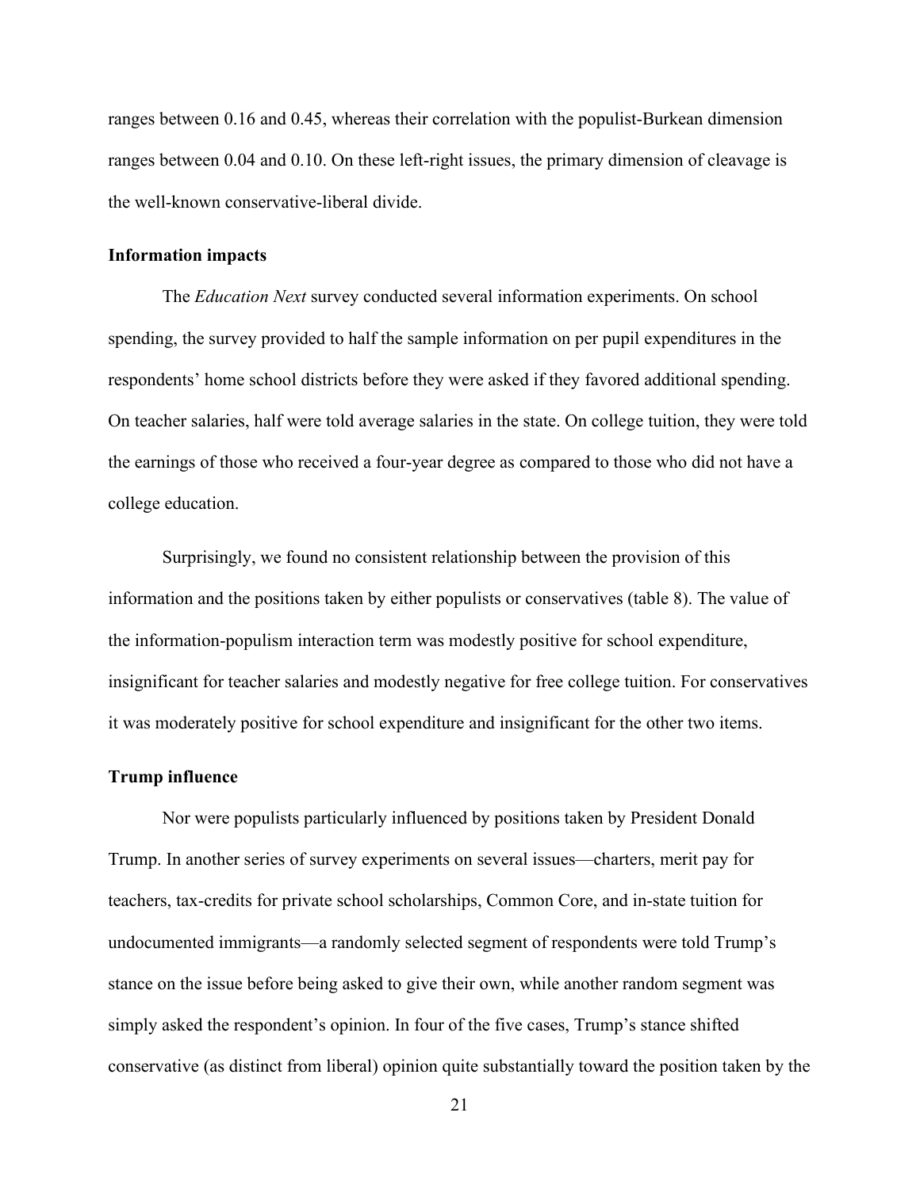ranges between 0.16 and 0.45, whereas their correlation with the populist-Burkean dimension ranges between 0.04 and 0.10. On these left-right issues, the primary dimension of cleavage is the well-known conservative-liberal divide.

### Information impacts

The *Education Next* survey conducted several information experiments. On school spending, the survey provided to half the sample information on per pupil expenditures in the respondents' home school districts before they were asked if they favored additional spending. On teacher salaries, half were told average salaries in the state. On college tuition, they were told the earnings of those who received a four-year degree as compared to those who did not have a college education.

Surprisingly, we found no consistent relationship between the provision of this information and the positions taken by either populists or conservatives (table 8). The value of the information-populism interaction term was modestly positive for school expenditure, insignificant for teacher salaries and modestly negative for free college tuition. For conservatives it was moderately positive for school expenditure and insignificant for the other two items.

### Trump influence

Nor were populists particularly influenced by positions taken by President Donald Trump. In another series of survey experiments on several issues—charters, merit pay for teachers, tax-credits for private school scholarships, Common Core, and in-state tuition for undocumented immigrants—a randomly selected segment of respondents were told Trump's stance on the issue before being asked to give their own, while another random segment was simply asked the respondent's opinion. In four of the five cases, Trump's stance shifted conservative (as distinct from liberal) opinion quite substantially toward the position taken by the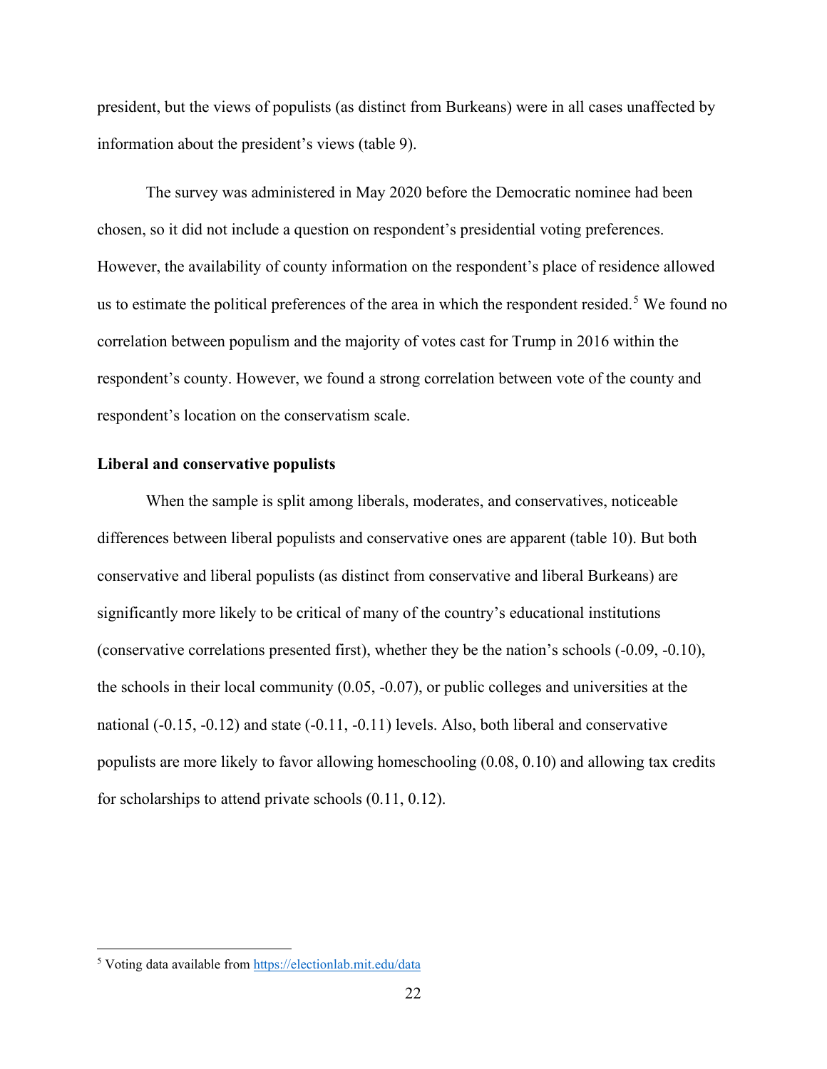president, but the views of populists (as distinct from Burkeans) were in all cases unaffected by information about the president's views (table 9).

The survey was administered in May 2020 before the Democratic nominee had been chosen, so it did not include a question on respondent's presidential voting preferences. However, the availability of county information on the respondent's place of residence allowed us to estimate the political preferences of the area in which the respondent resided.[5] We found no correlation between populism and the majority of votes cast for Trump in 2016 within the respondent's county. However, we found a strong correlation between vote of the county and respondent's location on the conservatism scale.

**Liberal and conservative populists**

When the sample is split among liberals, moderates, and conservatives, noticeable differences between liberal populists and conservative ones are apparent (table 10). But both conservative and liberal populists (as distinct from conservative and liberal Burkeans) are significantly more likely to be critical of many of the country's educational institutions (conservative correlations presented first), whether they be the nation's schools (-0.09, -0.10), the schools in their local community (0.05, -0.07), or public colleges and universities at the national (-0.15, -0.12) and state (-0.11, -0.11) levels. Also, both liberal and conservative populists are more likely to favor allowing homeschooling (0.08, 0.10) and allowing tax credits for scholarships to attend private schools (0.11, 0.12).

[5] Voting data available from https://electionlab.mit.edu/data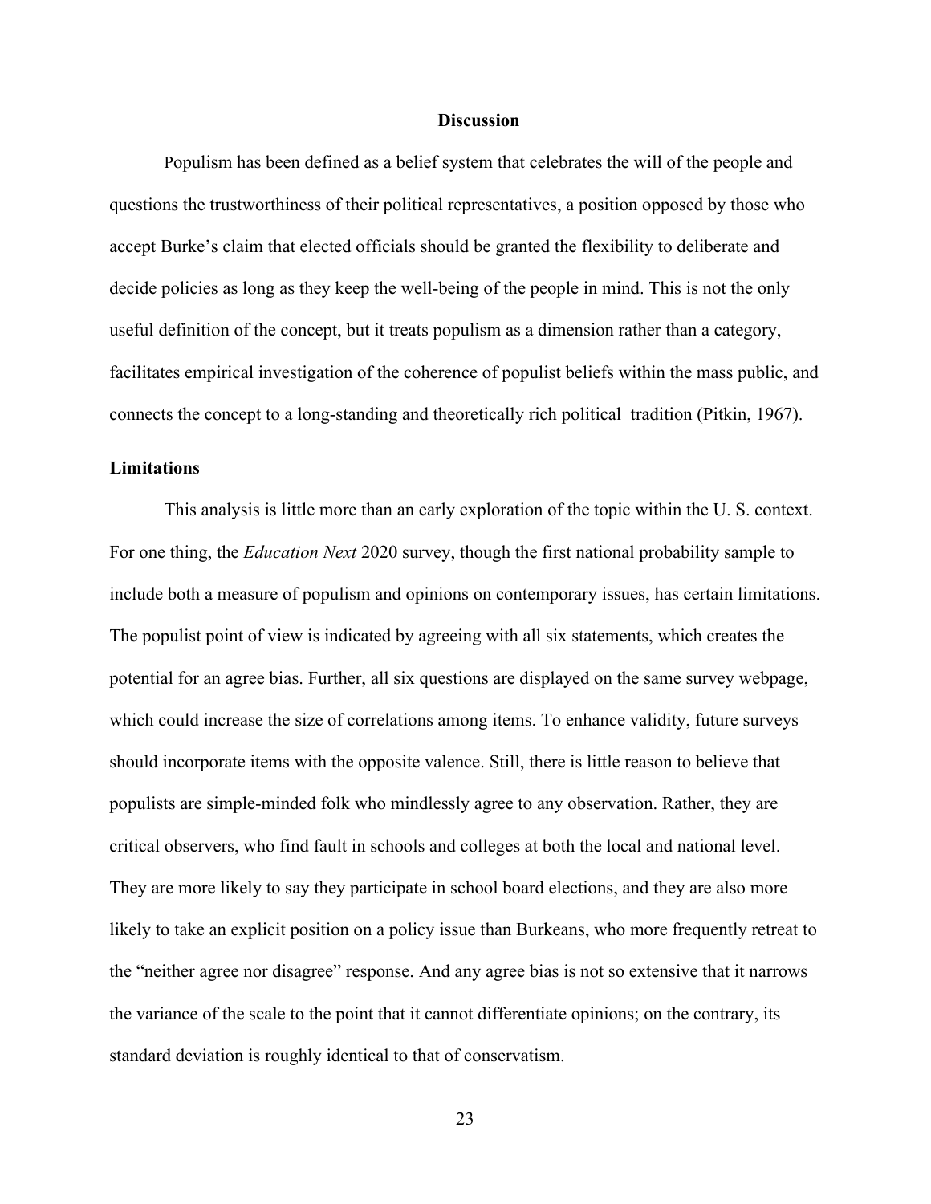## Discussion

Populism has been defined as a belief system that celebrates the will of the people and questions the trustworthiness of their political representatives, a position opposed by those who accept Burke's claim that elected officials should be granted the flexibility to deliberate and decide policies as long as they keep the well-being of the people in mind. This is not the only useful definition of the concept, but it treats populism as a dimension rather than a category, facilitates empirical investigation of the coherence of populist beliefs within the mass public, and connects the concept to a long-standing and theoretically rich political tradition (Pitkin, 1967).

### Limitations

This analysis is little more than an early exploration of the topic within the U. S. context. For one thing, the *Education Next* 2020 survey, though the first national probability sample to include both a measure of populism and opinions on contemporary issues, has certain limitations. The populist point of view is indicated by agreeing with all six statements, which creates the potential for an agree bias. Further, all six questions are displayed on the same survey webpage, which could increase the size of correlations among items. To enhance validity, future surveys should incorporate items with the opposite valence. Still, there is little reason to believe that populists are simple-minded folk who mindlessly agree to any observation. Rather, they are critical observers, who find fault in schools and colleges at both the local and national level. They are more likely to say they participate in school board elections, and they are also more likely to take an explicit position on a policy issue than Burkeans, who more frequently retreat to the "neither agree nor disagree" response. And any agree bias is not so extensive that it narrows the variance of the scale to the point that it cannot differentiate opinions; on the contrary, its standard deviation is roughly identical to that of conservatism.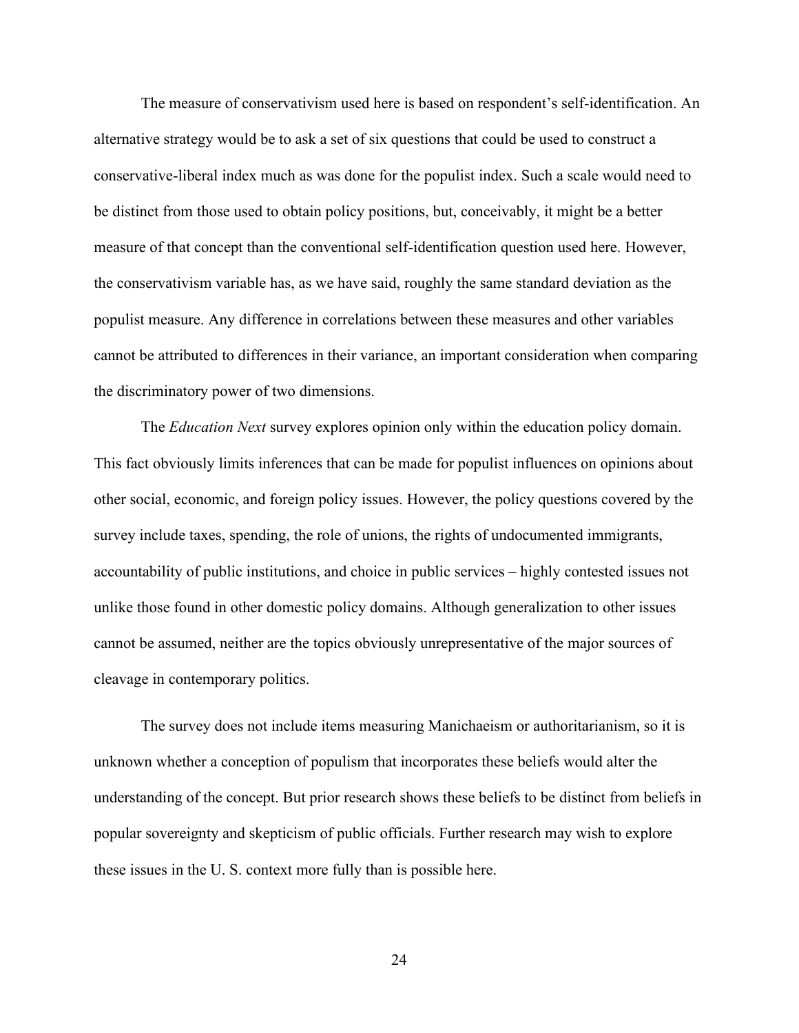The measure of conservativism used here is based on respondent's self-identification. An alternative strategy would be to ask a set of six questions that could be used to construct a conservative-liberal index much as was done for the populist index. Such a scale would need to be distinct from those used to obtain policy positions, but, conceivably, it might be a better measure of that concept than the conventional self-identification question used here. However, the conservativism variable has, as we have said, roughly the same standard deviation as the populist measure. Any difference in correlations between these measures and other variables cannot be attributed to differences in their variance, an important consideration when comparing the discriminatory power of two dimensions.

The *Education Next* survey explores opinion only within the education policy domain. This fact obviously limits inferences that can be made for populist influences on opinions about other social, economic, and foreign policy issues. However, the policy questions covered by the survey include taxes, spending, the role of unions, the rights of undocumented immigrants, accountability of public institutions, and choice in public services – highly contested issues not unlike those found in other domestic policy domains. Although generalization to other issues cannot be assumed, neither are the topics obviously unrepresentative of the major sources of cleavage in contemporary politics.

The survey does not include items measuring Manichaeism or authoritarianism, so it is unknown whether a conception of populism that incorporates these beliefs would alter the understanding of the concept. But prior research shows these beliefs to be distinct from beliefs in popular sovereignty and skepticism of public officials. Further research may wish to explore these issues in the U. S. context more fully than is possible here.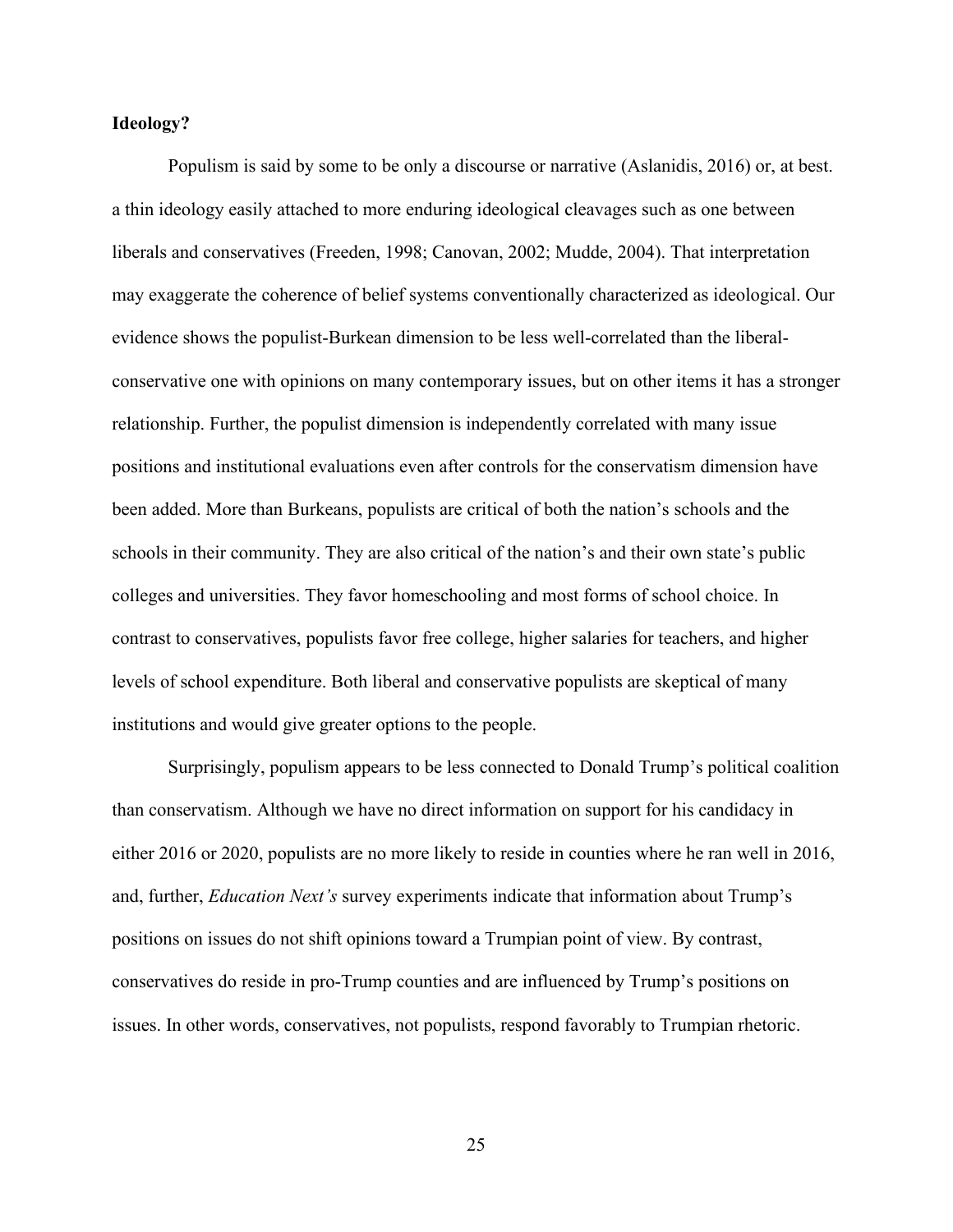**Ideology?**

Populism is said by some to be only a discourse or narrative (Aslanidis, 2016) or, at best. a thin ideology easily attached to more enduring ideological cleavages such as one between liberals and conservatives (Freeden, 1998; Canovan, 2002; Mudde, 2004). That interpretation may exaggerate the coherence of belief systems conventionally characterized as ideological. Our evidence shows the populist-Burkean dimension to be less well-correlated than the liberal-conservative one with opinions on many contemporary issues, but on other items it has a stronger relationship. Further, the populist dimension is independently correlated with many issue positions and institutional evaluations even after controls for the conservatism dimension have been added. More than Burkeans, populists are critical of both the nation's schools and the schools in their community. They are also critical of the nation's and their own state's public colleges and universities. They favor homeschooling and most forms of school choice. In contrast to conservatives, populists favor free college, higher salaries for teachers, and higher levels of school expenditure. Both liberal and conservative populists are skeptical of many institutions and would give greater options to the people.

Surprisingly, populism appears to be less connected to Donald Trump's political coalition than conservatism. Although we have no direct information on support for his candidacy in either 2016 or 2020, populists are no more likely to reside in counties where he ran well in 2016, and, further, *Education Next's* survey experiments indicate that information about Trump's positions on issues do not shift opinions toward a Trumpian point of view. By contrast, conservatives do reside in pro-Trump counties and are influenced by Trump's positions on issues. In other words, conservatives, not populists, respond favorably to Trumpian rhetoric.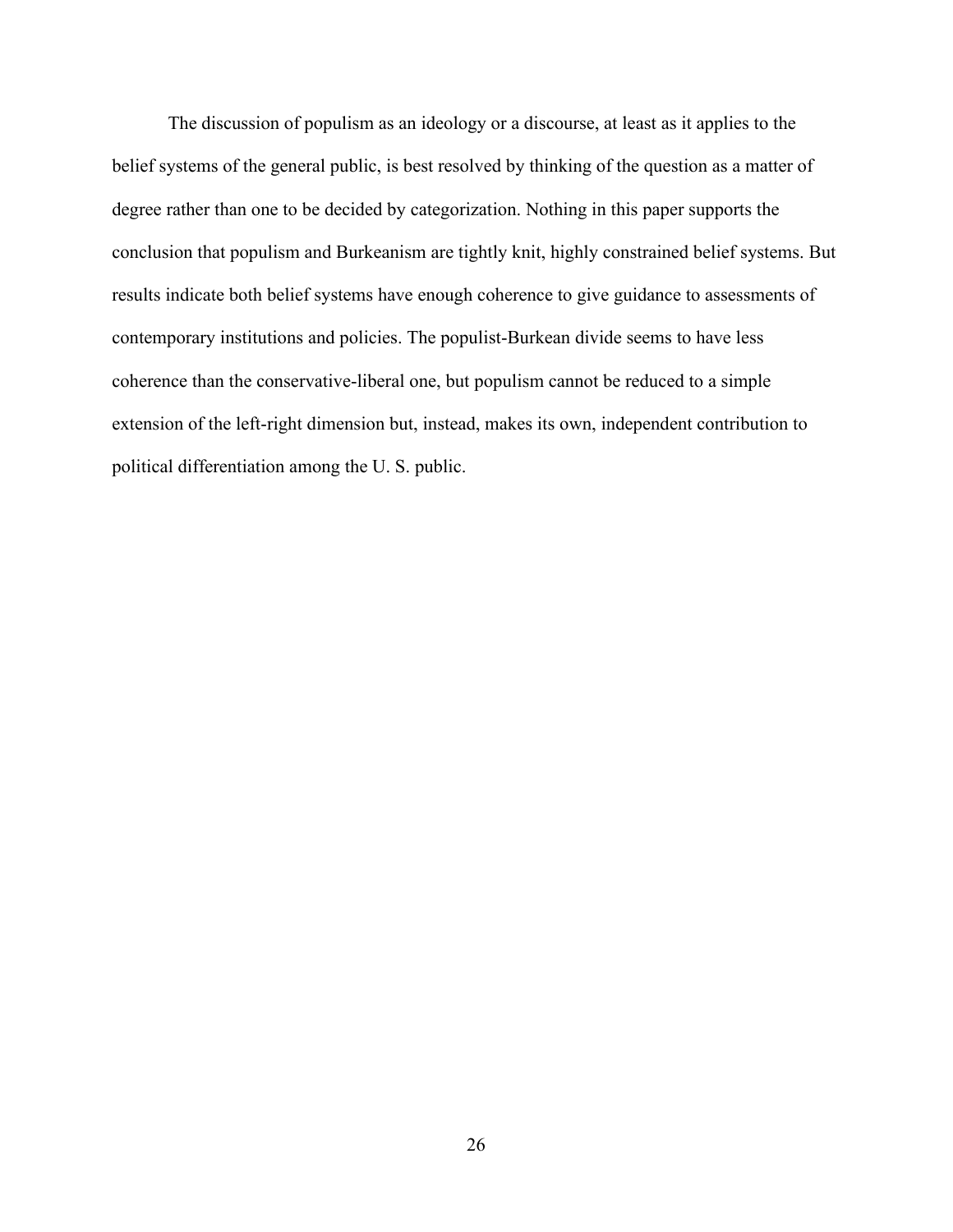The discussion of populism as an ideology or a discourse, at least as it applies to the belief systems of the general public, is best resolved by thinking of the question as a matter of degree rather than one to be decided by categorization. Nothing in this paper supports the conclusion that populism and Burkeanism are tightly knit, highly constrained belief systems. But results indicate both belief systems have enough coherence to give guidance to assessments of contemporary institutions and policies. The populist-Burkean divide seems to have less coherence than the conservative-liberal one, but populism cannot be reduced to a simple extension of the left-right dimension but, instead, makes its own, independent contribution to political differentiation among the U. S. public.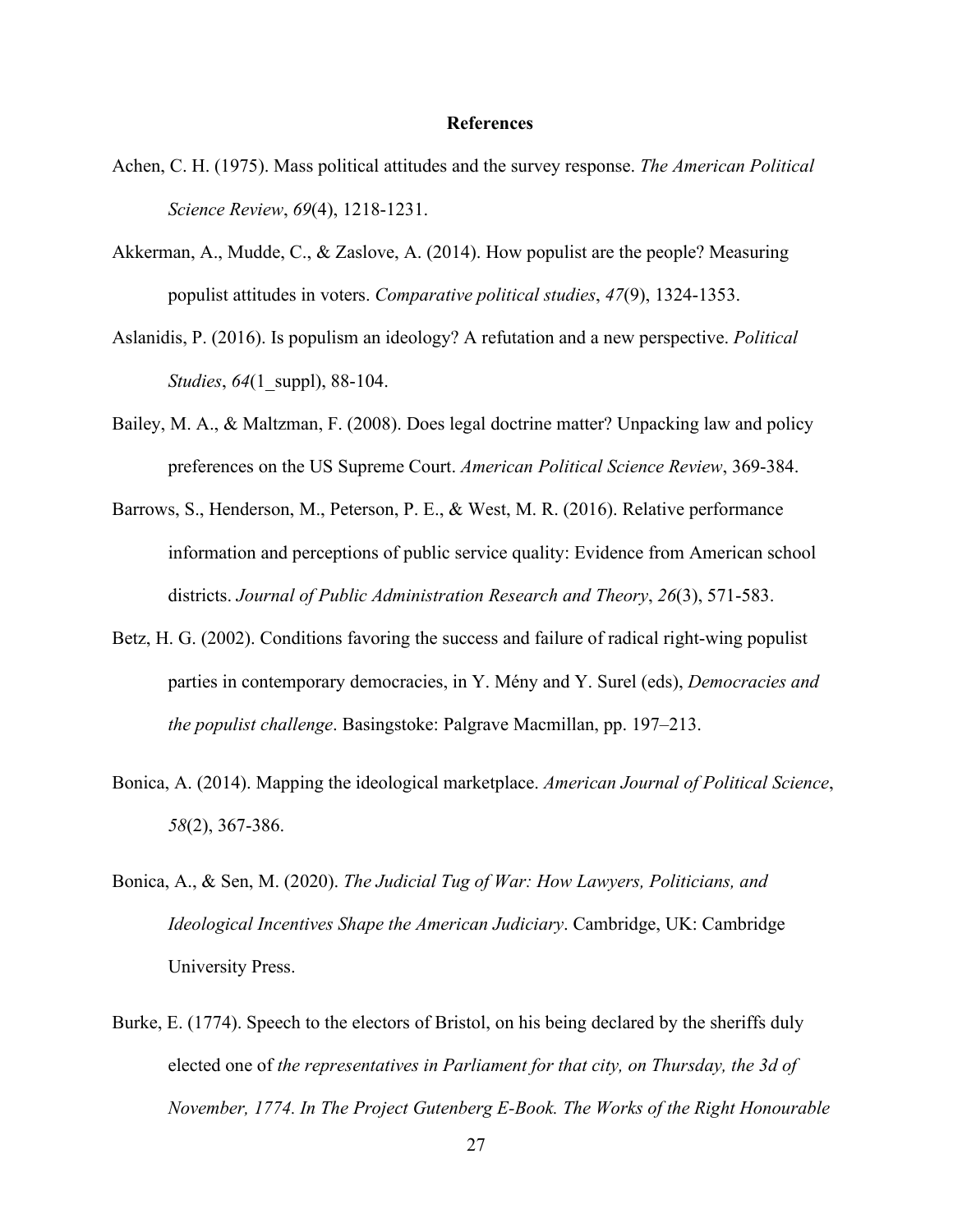# References

Achen, C. H. (1975). Mass political attitudes and the survey response. *The American Political Science Review*, *69*(4), 1218-1231.

Akkerman, A., Mudde, C., & Zaslove, A. (2014). How populist are the people? Measuring populist attitudes in voters. *Comparative political studies*, *47*(9), 1324-1353.

Aslanidis, P. (2016). Is populism an ideology? A refutation and a new perspective. *Political Studies*, *64*(1_suppl), 88-104.

Bailey, M. A., & Maltzman, F. (2008). Does legal doctrine matter? Unpacking law and policy preferences on the US Supreme Court. *American Political Science Review*, 369-384.

Barrows, S., Henderson, M., Peterson, P. E., & West, M. R. (2016). Relative performance information and perceptions of public service quality: Evidence from American school districts. *Journal of Public Administration Research and Theory*, *26*(3), 571-583.

Betz, H. G. (2002). Conditions favoring the success and failure of radical right-wing populist parties in contemporary democracies, in Y. Mény and Y. Surel (eds), *Democracies and the populist challenge*. Basingstoke: Palgrave Macmillan, pp. 197–213.

Bonica, A. (2014). Mapping the ideological marketplace. *American Journal of Political Science*, *58*(2), 367-386.

Bonica, A., & Sen, M. (2020). *The Judicial Tug of War: How Lawyers, Politicians, and Ideological Incentives Shape the American Judiciary*. Cambridge, UK: Cambridge University Press.

Burke, E. (1774). Speech to the electors of Bristol, on his being declared by the sheriffs duly elected one of *the representatives in Parliament for that city, on Thursday, the 3d of November, 1774. In The Project Gutenberg E-Book. The Works of the Right Honourable*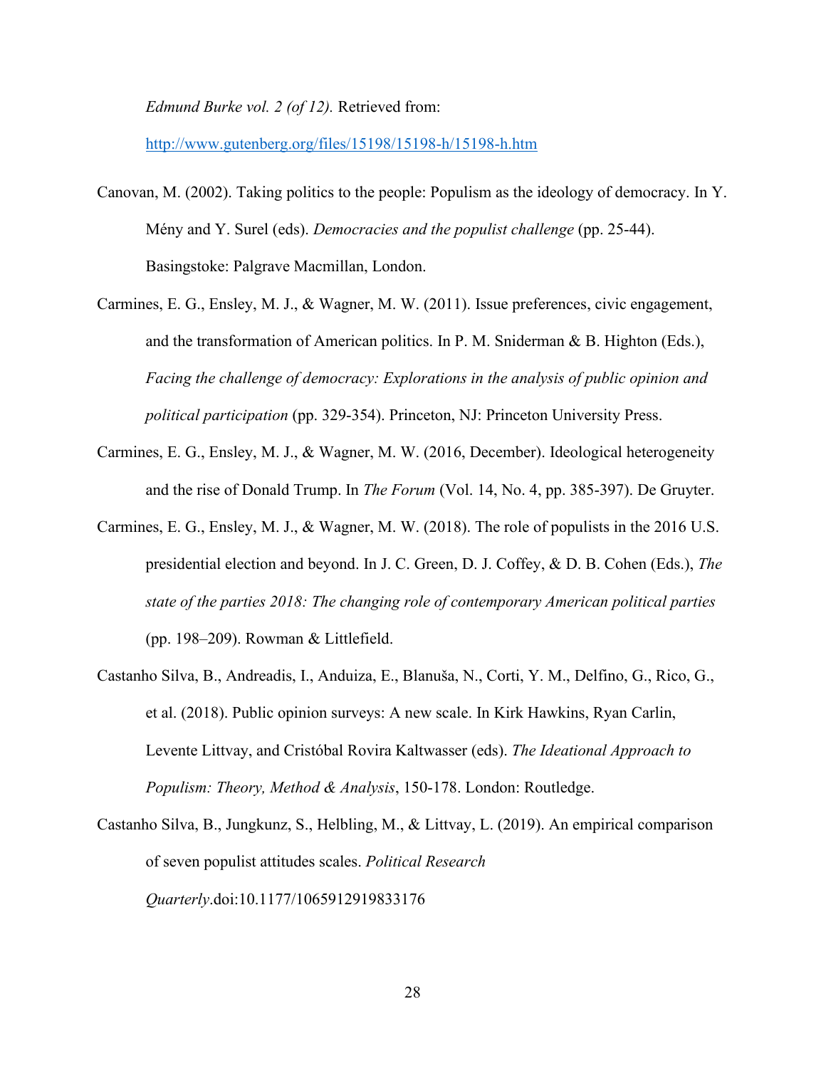*Edmund Burke vol. 2 (of 12).* Retrieved from: http://www.gutenberg.org/files/15198/15198-h/15198-h.htm

Canovan, M. (2002). Taking politics to the people: Populism as the ideology of democracy. In Y. Mény and Y. Surel (eds). *Democracies and the populist challenge* (pp. 25-44). Basingstoke: Palgrave Macmillan, London.

Carmines, E. G., Ensley, M. J., & Wagner, M. W. (2011). Issue preferences, civic engagement, and the transformation of American politics. In P. M. Sniderman & B. Highton (Eds.), *Facing the challenge of democracy: Explorations in the analysis of public opinion and political participation* (pp. 329-354). Princeton, NJ: Princeton University Press.

Carmines, E. G., Ensley, M. J., & Wagner, M. W. (2016, December). Ideological heterogeneity and the rise of Donald Trump. In *The Forum* (Vol. 14, No. 4, pp. 385-397). De Gruyter.

Carmines, E. G., Ensley, M. J., & Wagner, M. W. (2018). The role of populists in the 2016 U.S. presidential election and beyond. In J. C. Green, D. J. Coffey, & D. B. Cohen (Eds.), *The state of the parties 2018: The changing role of contemporary American political parties* (pp. 198–209). Rowman & Littlefield.

Castanho Silva, B., Andreadis, I., Anduiza, E., Blanuša, N., Corti, Y. M., Delfino, G., Rico, G., et al. (2018). Public opinion surveys: A new scale. In Kirk Hawkins, Ryan Carlin, Levente Littvay, and Cristóbal Rovira Kaltwasser (eds). *The Ideational Approach to Populism: Theory, Method & Analysis*, 150-178. London: Routledge.

Castanho Silva, B., Jungkunz, S., Helbling, M., & Littvay, L. (2019). An empirical comparison of seven populist attitudes scales. *Political Research Quarterly*.doi:10.1177/1065912919833176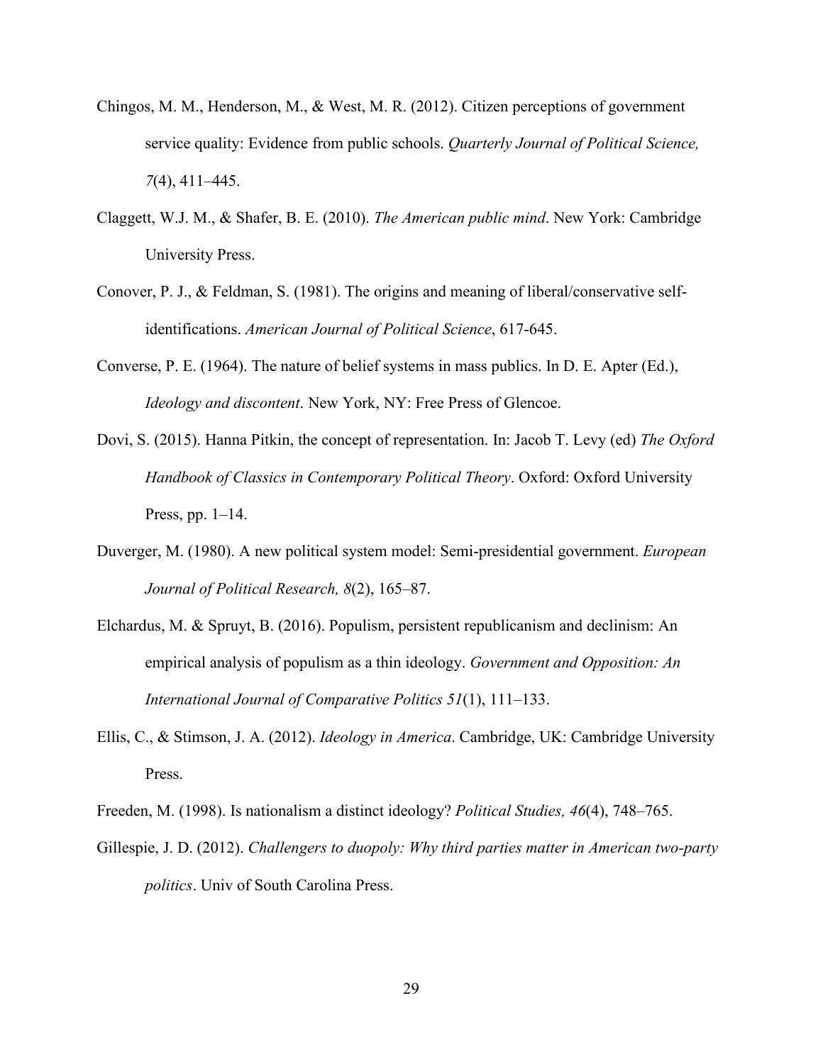Chingos, M. M., Henderson, M., & West, M. R. (2012). Citizen perceptions of government service quality: Evidence from public schools. *Quarterly Journal of Political Science, 7*(4), 411–445.

Claggett, W.J. M., & Shafer, B. E. (2010). *The American public mind*. New York: Cambridge University Press.

Conover, P. J., & Feldman, S. (1981). The origins and meaning of liberal/conservative self-identifications. *American Journal of Political Science*, 617-645.

Converse, P. E. (1964). The nature of belief systems in mass publics. In D. E. Apter (Ed.), *Ideology and discontent*. New York, NY: Free Press of Glencoe.

Dovi, S. (2015). Hanna Pitkin, the concept of representation. In: Jacob T. Levy (ed) *The Oxford Handbook of Classics in Contemporary Political Theory*. Oxford: Oxford University Press, pp. 1–14.

Duverger, M. (1980). A new political system model: Semi-presidential government. *European Journal of Political Research, 8*(2), 165–87.

Elchardus, M. & Spruyt, B. (2016). Populism, persistent republicanism and declinism: An empirical analysis of populism as a thin ideology. *Government and Opposition: An International Journal of Comparative Politics 51*(1), 111–133.

Ellis, C., & Stimson, J. A. (2012). *Ideology in America*. Cambridge, UK: Cambridge University Press.

Freeden, M. (1998). Is nationalism a distinct ideology? *Political Studies, 46*(4), 748–765.

Gillespie, J. D. (2012). *Challengers to duopoly: Why third parties matter in American two-party politics*. Univ of South Carolina Press.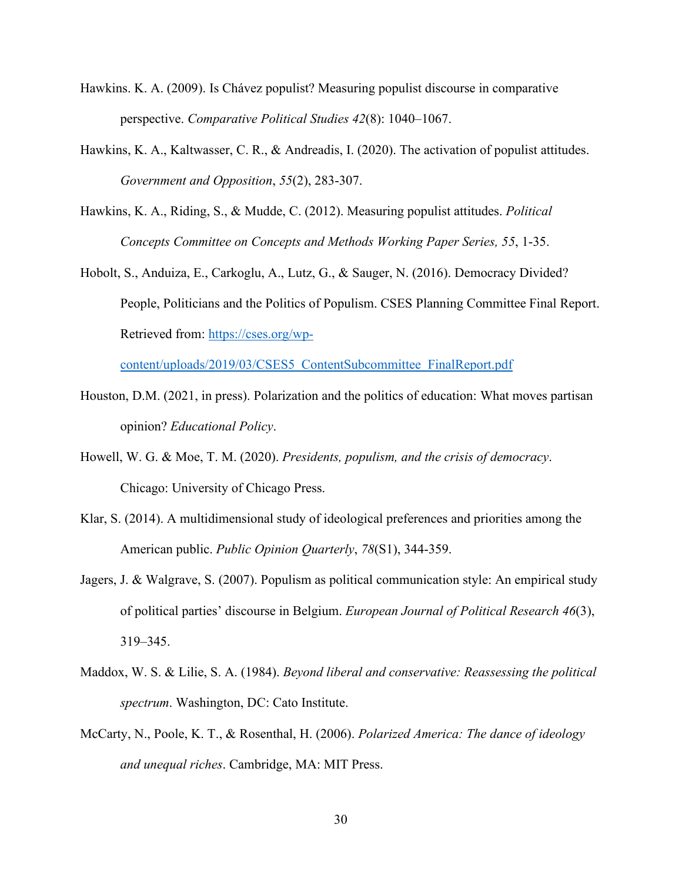Hawkins. K. A. (2009). Is Chávez populist? Measuring populist discourse in comparative perspective. *Comparative Political Studies 42*(8): 1040–1067.

Hawkins, K. A., Kaltwasser, C. R., & Andreadis, I. (2020). The activation of populist attitudes. *Government and Opposition*, *55*(2), 283-307.

Hawkins, K. A., Riding, S., & Mudde, C. (2012). Measuring populist attitudes. *Political Concepts Committee on Concepts and Methods Working Paper Series, 55*, 1-35.

Hobolt, S., Anduiza, E., Carkoglu, A., Lutz, G., & Sauger, N. (2016). Democracy Divided? People, Politicians and the Politics of Populism. CSES Planning Committee Final Report. Retrieved from: [https://cses.org/wp-content/uploads/2019/03/CSES5_ContentSubcommittee_FinalReport.pdf](https://cses.org/wp-content/uploads/2019/03/CSES5_ContentSubcommittee_FinalReport.pdf)

Houston, D.M. (2021, in press). Polarization and the politics of education: What moves partisan opinion? *Educational Policy*.

Howell, W. G. & Moe, T. M. (2020). *Presidents, populism, and the crisis of democracy*. Chicago: University of Chicago Press.

Klar, S. (2014). A multidimensional study of ideological preferences and priorities among the American public. *Public Opinion Quarterly*, *78*(S1), 344-359.

Jagers, J. & Walgrave, S. (2007). Populism as political communication style: An empirical study of political parties' discourse in Belgium. *European Journal of Political Research 46*(3), 319–345.

Maddox, W. S. & Lilie, S. A. (1984). *Beyond liberal and conservative: Reassessing the political spectrum*. Washington, DC: Cato Institute.

McCarty, N., Poole, K. T., & Rosenthal, H. (2006). *Polarized America: The dance of ideology and unequal riches*. Cambridge, MA: MIT Press.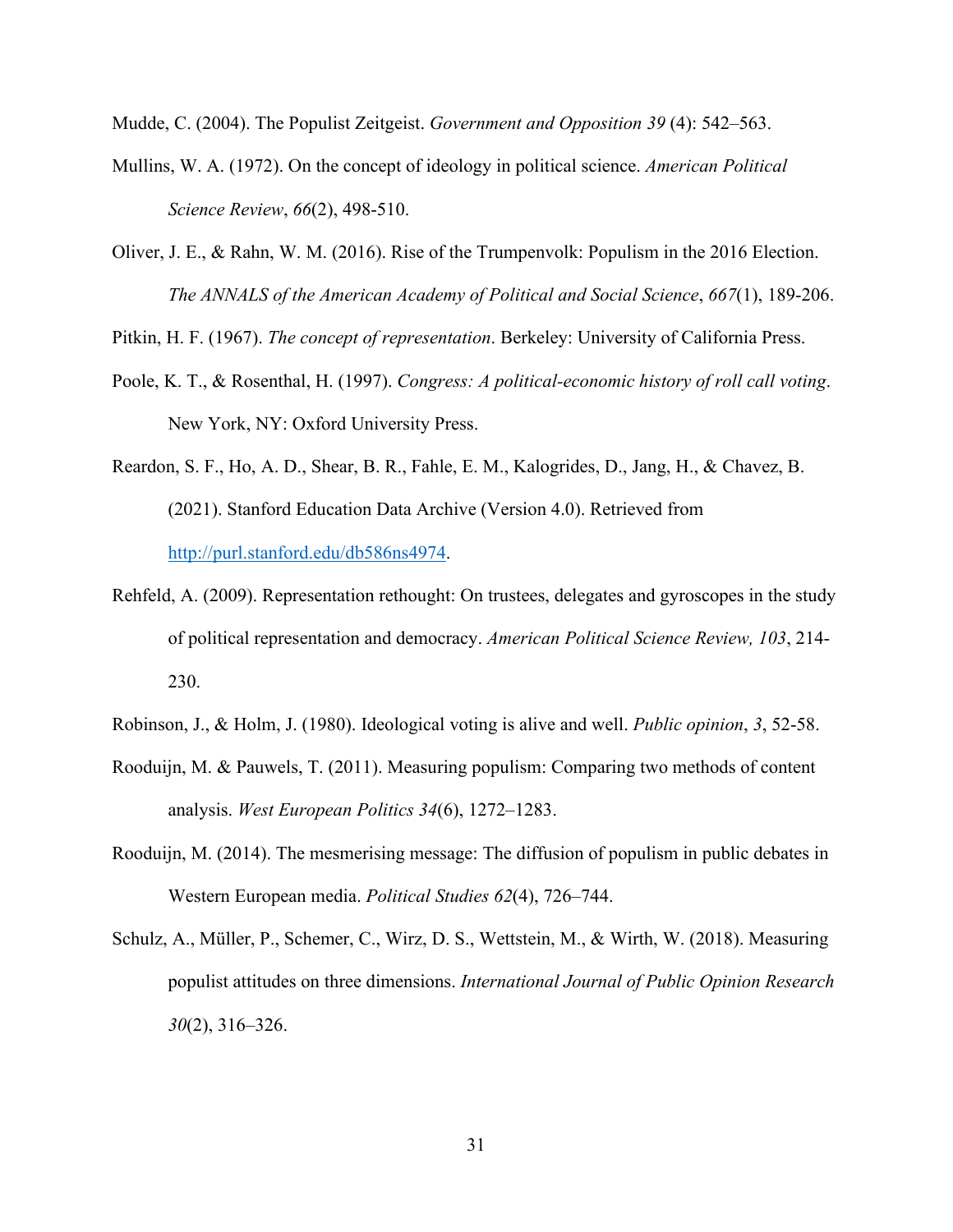Mudde, C. (2004). The Populist Zeitgeist. *Government and Opposition 39* (4): 542–563.

Mullins, W. A. (1972). On the concept of ideology in political science. *American Political Science Review*, *66*(2), 498-510.

Oliver, J. E., & Rahn, W. M. (2016). Rise of the Trumpenvolk: Populism in the 2016 Election. *The ANNALS of the American Academy of Political and Social Science*, *667*(1), 189-206.

Pitkin, H. F. (1967). *The concept of representation*. Berkeley: University of California Press.

Poole, K. T., & Rosenthal, H. (1997). *Congress: A political-economic history of roll call voting*. New York, NY: Oxford University Press.

Reardon, S. F., Ho, A. D., Shear, B. R., Fahle, E. M., Kalogrides, D., Jang, H., & Chavez, B. (2021). Stanford Education Data Archive (Version 4.0). Retrieved from http://purl.stanford.edu/db586ns4974.

Rehfeld, A. (2009). Representation rethought: On trustees, delegates and gyroscopes in the study of political representation and democracy. *American Political Science Review, 103*, 214-230.

Robinson, J., & Holm, J. (1980). Ideological voting is alive and well. *Public opinion*, *3*, 52-58.

Rooduijn, M. & Pauwels, T. (2011). Measuring populism: Comparing two methods of content analysis. *West European Politics 34*(6), 1272–1283.

Rooduijn, M. (2014). The mesmerising message: The diffusion of populism in public debates in Western European media. *Political Studies 62*(4), 726–744.

Schulz, A., Müller, P., Schemer, C., Wirz, D. S., Wettstein, M., & Wirth, W. (2018). Measuring populist attitudes on three dimensions. *International Journal of Public Opinion Research 30*(2), 316–326.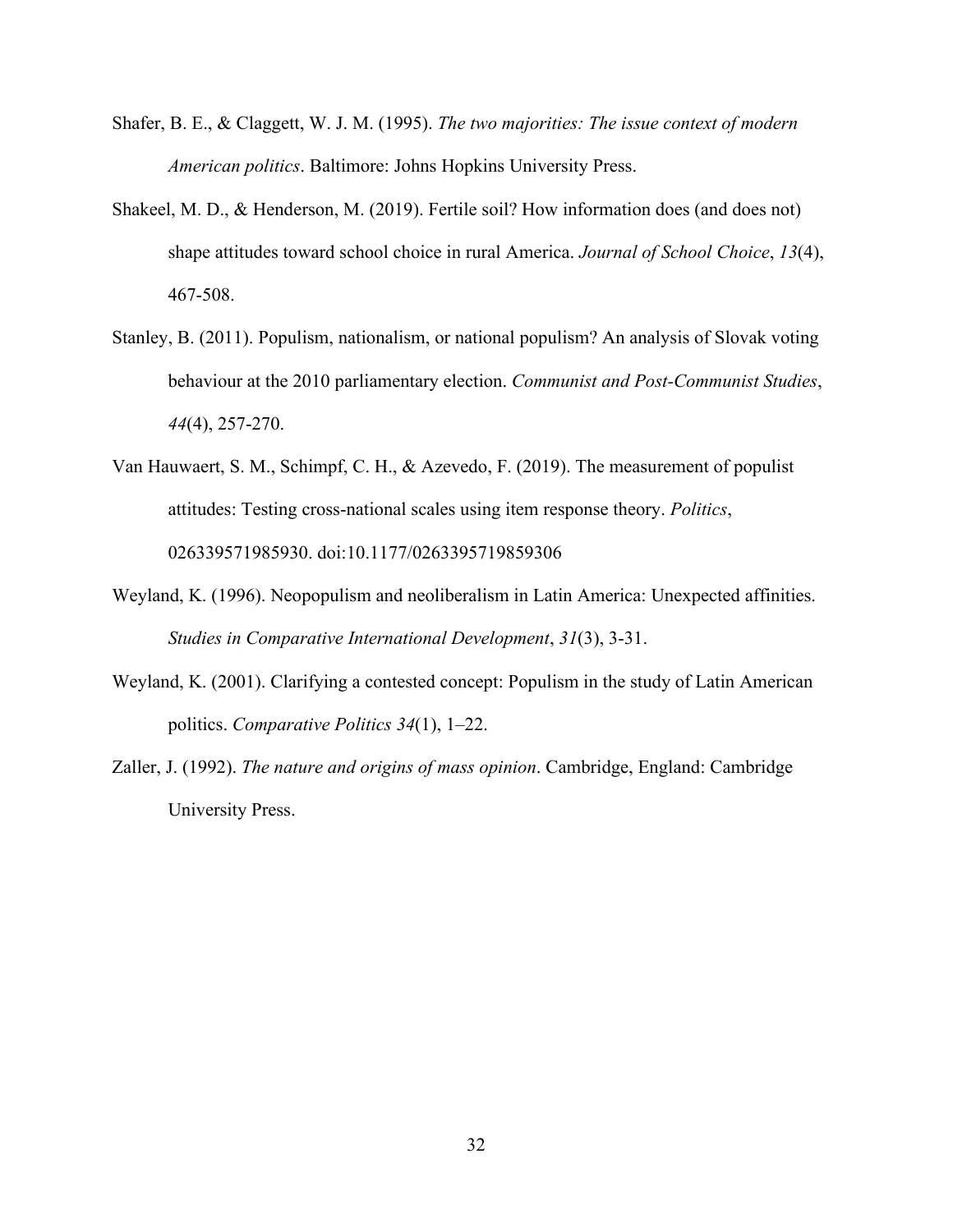Shafer, B. E., & Claggett, W. J. M. (1995). *The two majorities: The issue context of modern American politics*. Baltimore: Johns Hopkins University Press.

Shakeel, M. D., & Henderson, M. (2019). Fertile soil? How information does (and does not) shape attitudes toward school choice in rural America. *Journal of School Choice*, *13*(4), 467-508.

Stanley, B. (2011). Populism, nationalism, or national populism? An analysis of Slovak voting behaviour at the 2010 parliamentary election. *Communist and Post-Communist Studies*, *44*(4), 257-270.

Van Hauwaert, S. M., Schimpf, C. H., & Azevedo, F. (2019). The measurement of populist attitudes: Testing cross-national scales using item response theory. *Politics*, 026339571985930. doi:10.1177/0263395719859306

Weyland, K. (1996). Neopopulism and neoliberalism in Latin America: Unexpected affinities. *Studies in Comparative International Development*, *31*(3), 3-31.

Weyland, K. (2001). Clarifying a contested concept: Populism in the study of Latin American politics. *Comparative Politics 34*(1), 1–22.

Zaller, J. (1992). *The nature and origins of mass opinion*. Cambridge, England: Cambridge University Press.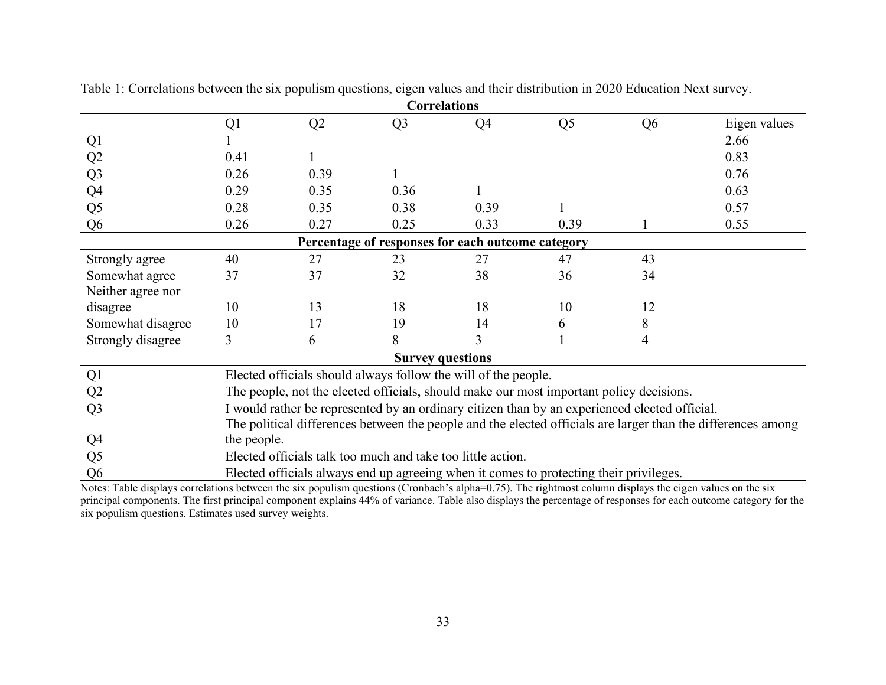Table 1: Correlations between the six populism questions, eigen values and their distribution in 2020 Education Next survey.

| | Q1 | Q2 | Q3 | Q4 | Q5 | Q6 | Eigen values |
|---|---|---|---|---|---|---|---|
| **Correlations** | | | | | | | |
| Q1 | 1 | | | | | | 2.66 |
| Q2 | 0.41 | 1 | | | | | 0.83 |
| Q3 | 0.26 | 0.39 | 1 | | | | 0.76 |
| Q4 | 0.29 | 0.35 | 0.36 | 1 | | | 0.63 |
| Q5 | 0.28 | 0.35 | 0.38 | 0.39 | 1 | | 0.57 |
| Q6 | 0.26 | 0.27 | 0.25 | 0.33 | 0.39 | 1 | 0.55 |
| **Percentage of responses for each outcome category** | | | | | | | |
| Strongly agree | 40 | 27 | 23 | 27 | 47 | 43 | |
| Somewhat agree | 37 | 37 | 32 | 38 | 36 | 34 | |
| Neither agree nor disagree | 10 | 13 | 18 | 18 | 10 | 12 | |
| Somewhat disagree | 10 | 17 | 19 | 14 | 6 | 8 | |
| Strongly disagree | 3 | 6 | 8 | 3 | 1 | 4 | |

**Survey questions**

| | |
|---|---|
| Q1 | Elected officials should always follow the will of the people. |
| Q2 | The people, not the elected officials, should make our most important policy decisions. |
| Q3 | I would rather be represented by an ordinary citizen than by an experienced elected official. |
| Q4 | The political differences between the people and the elected officials are larger than the differences among the people. |
| Q5 | Elected officials talk too much and take too little action. |
| Q6 | Elected officials always end up agreeing when it comes to protecting their privileges. |

Notes: Table displays correlations between the six populism questions (Cronbach's alpha=0.75). The rightmost column displays the eigen values on the six principal components. The first principal component explains 44% of variance. Table also displays the percentage of responses for each outcome category for the six populism questions. Estimates used survey weights.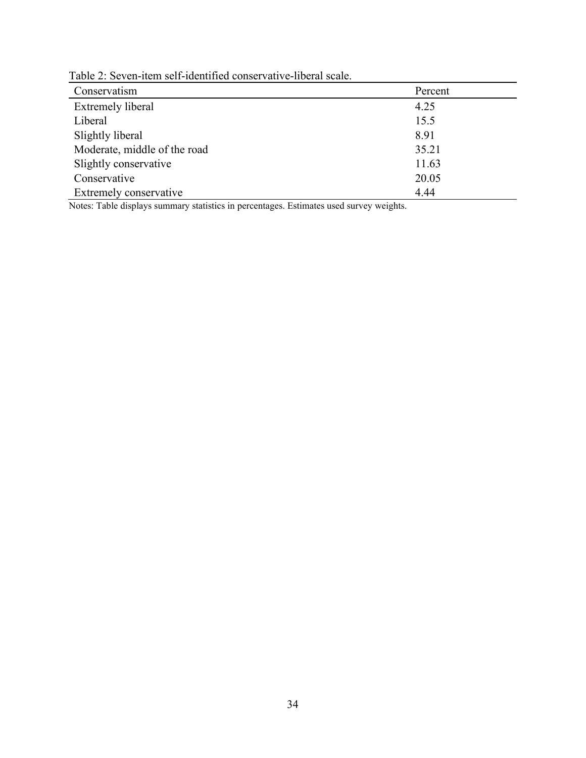Table 2: Seven-item self-identified conservative-liberal scale.

| Conservatism | Percent |
|---|---|
| Extremely liberal | 4.25 |
| Liberal | 15.5 |
| Slightly liberal | 8.91 |
| Moderate, middle of the road | 35.21 |
| Slightly conservative | 11.63 |
| Conservative | 20.05 |
| Extremely conservative | 4.44 |

Notes: Table displays summary statistics in percentages. Estimates used survey weights.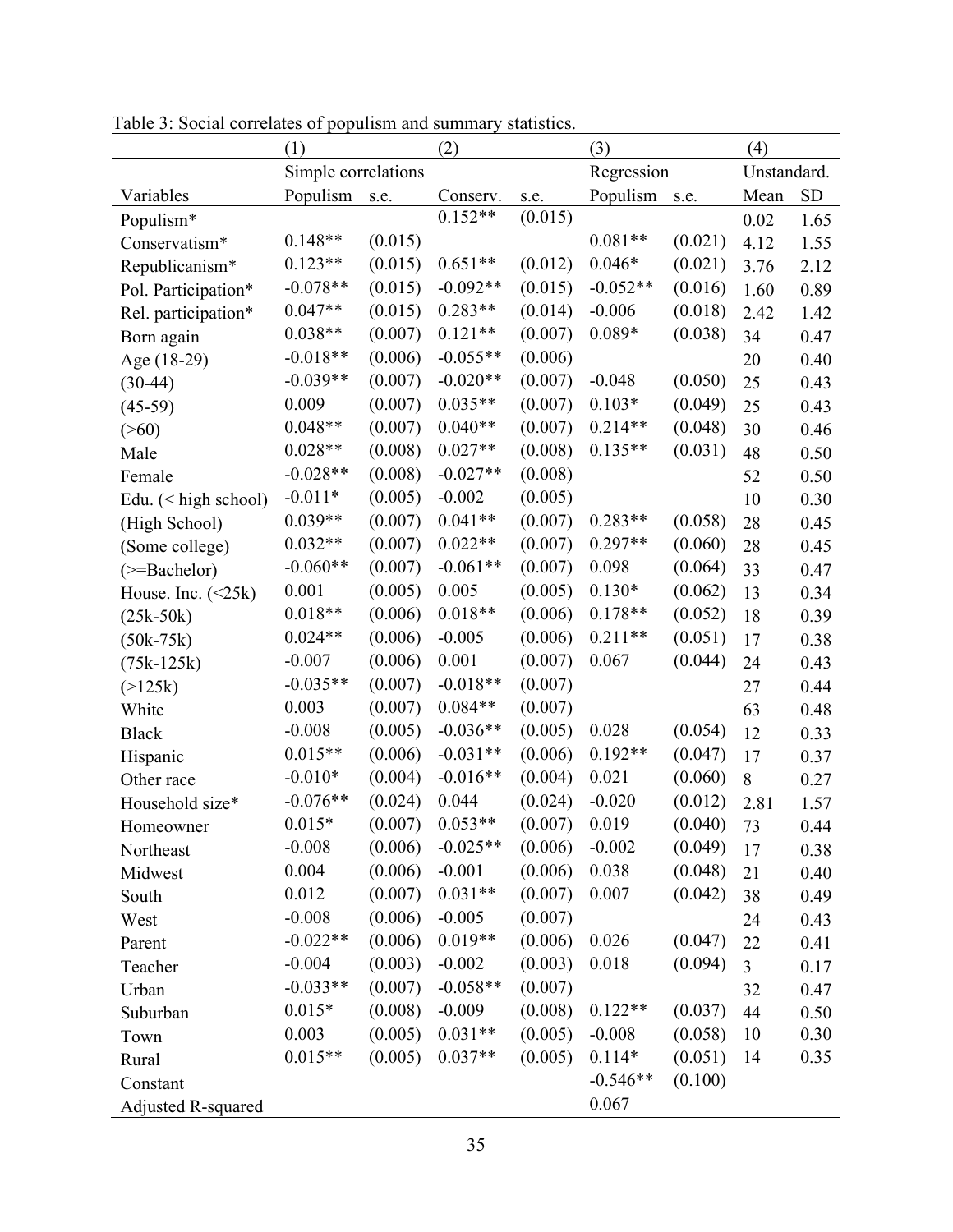Table 3: Social correlates of populism and summary statistics.

| | (1) | | (2) | | (3) | | (4) | |
|---|---|---|---|---|---|---|---|---|
| | Simple correlations | | | | Regression | | Unstandard. | |
| Variables | Populism | s.e. | Conserv. | s.e. | Populism | s.e. | Mean | SD |
| Populism* | | | 0.152** | (0.015) | | | 0.02 | 1.65 |
| Conservatism* | 0.148** | (0.015) | | | 0.081** | (0.021) | 4.12 | 1.55 |
| Republicanism* | 0.123** | (0.015) | 0.651** | (0.012) | 0.046* | (0.021) | 3.76 | 2.12 |
| Pol. Participation* | -0.078** | (0.015) | -0.092** | (0.015) | -0.052** | (0.016) | 1.60 | 0.89 |
| Rel. participation* | 0.047** | (0.015) | 0.283** | (0.014) | -0.006 | (0.018) | 2.42 | 1.42 |
| Born again | 0.038** | (0.007) | 0.121** | (0.007) | 0.089* | (0.038) | 34 | 0.47 |
| Age (18-29) | -0.018** | (0.006) | -0.055** | (0.006) | | | 20 | 0.40 |
| (30-44) | -0.039** | (0.007) | -0.020** | (0.007) | -0.048 | (0.050) | 25 | 0.43 |
| (45-59) | 0.009 | (0.007) | 0.035** | (0.007) | 0.103* | (0.049) | 25 | 0.43 |
| (>60) | 0.048** | (0.007) | 0.040** | (0.007) | 0.214** | (0.048) | 30 | 0.46 |
| Male | 0.028** | (0.008) | 0.027** | (0.008) | 0.135** | (0.031) | 48 | 0.50 |
| Female | -0.028** | (0.008) | -0.027** | (0.008) | | | 52 | 0.50 |
| Edu. (< high school) | -0.011* | (0.005) | -0.002 | (0.005) | | | 10 | 0.30 |
| (High School) | 0.039** | (0.007) | 0.041** | (0.007) | 0.283** | (0.058) | 28 | 0.45 |
| (Some college) | 0.032** | (0.007) | 0.022** | (0.007) | 0.297** | (0.060) | 28 | 0.45 |
| (>=Bachelor) | -0.060** | (0.007) | -0.061** | (0.007) | 0.098 | (0.064) | 33 | 0.47 |
| House. Inc. (<25k) | 0.001 | (0.005) | 0.005 | (0.005) | 0.130* | (0.062) | 13 | 0.34 |
| (25k-50k) | 0.018** | (0.006) | 0.018** | (0.006) | 0.178** | (0.052) | 18 | 0.39 |
| (50k-75k) | 0.024** | (0.006) | -0.005 | (0.006) | 0.211** | (0.051) | 17 | 0.38 |
| (75k-125k) | -0.007 | (0.006) | 0.001 | (0.007) | 0.067 | (0.044) | 24 | 0.43 |
| (>125k) | -0.035** | (0.007) | -0.018** | (0.007) | | | 27 | 0.44 |
| White | 0.003 | (0.007) | 0.084** | (0.007) | | | 63 | 0.48 |
| Black | -0.008 | (0.005) | -0.036** | (0.005) | 0.028 | (0.054) | 12 | 0.33 |
| Hispanic | 0.015** | (0.006) | -0.031** | (0.006) | 0.192** | (0.047) | 17 | 0.37 |
| Other race | -0.010* | (0.004) | -0.016** | (0.004) | 0.021 | (0.060) | 8 | 0.27 |
| Household size* | -0.076** | (0.024) | 0.044 | (0.024) | -0.020 | (0.012) | 2.81 | 1.57 |
| Homeowner | 0.015* | (0.007) | 0.053** | (0.007) | 0.019 | (0.040) | 73 | 0.44 |
| Northeast | -0.008 | (0.006) | -0.025** | (0.006) | -0.002 | (0.049) | 17 | 0.38 |
| Midwest | 0.004 | (0.006) | -0.001 | (0.006) | 0.038 | (0.048) | 21 | 0.40 |
| South | 0.012 | (0.007) | 0.031** | (0.007) | 0.007 | (0.042) | 38 | 0.49 |
| West | -0.008 | (0.006) | -0.005 | (0.007) | | | 24 | 0.43 |
| Parent | -0.022** | (0.006) | 0.019** | (0.006) | 0.026 | (0.047) | 22 | 0.41 |
| Teacher | -0.004 | (0.003) | -0.002 | (0.003) | 0.018 | (0.094) | 3 | 0.17 |
| Urban | -0.033** | (0.007) | -0.058** | (0.007) | | | 32 | 0.47 |
| Suburban | 0.015* | (0.008) | -0.009 | (0.008) | 0.122** | (0.037) | 44 | 0.50 |
| Town | 0.003 | (0.005) | 0.031** | (0.005) | -0.008 | (0.058) | 10 | 0.30 |
| Rural | 0.015** | (0.005) | 0.037** | (0.005) | 0.114* | (0.051) | 14 | 0.35 |
| Constant | | | | | -0.546** | (0.100) | | |
| Adjusted R-squared | | | | | 0.067 | | | |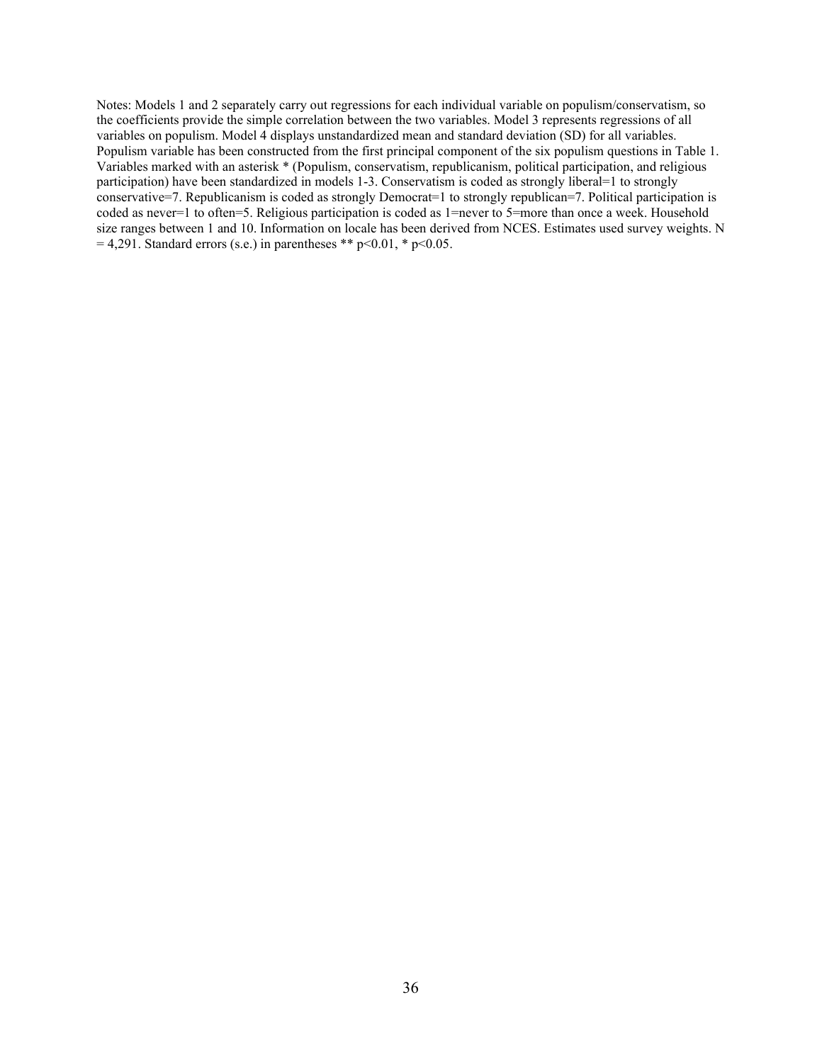Notes: Models 1 and 2 separately carry out regressions for each individual variable on populism/conservatism, so the coefficients provide the simple correlation between the two variables. Model 3 represents regressions of all variables on populism. Model 4 displays unstandardized mean and standard deviation (SD) for all variables. Populism variable has been constructed from the first principal component of the six populism questions in Table 1. Variables marked with an asterisk * (Populism, conservatism, republicanism, political participation, and religious participation) have been standardized in models 1-3. Conservatism is coded as strongly liberal=1 to strongly conservative=7. Republicanism is coded as strongly Democrat=1 to strongly republican=7. Political participation is coded as never=1 to often=5. Religious participation is coded as 1=never to 5=more than once a week. Household size ranges between 1 and 10. Information on locale has been derived from NCES. Estimates used survey weights. N = 4,291. Standard errors (s.e.) in parentheses ** $p<0.01$, * $p<0.05$.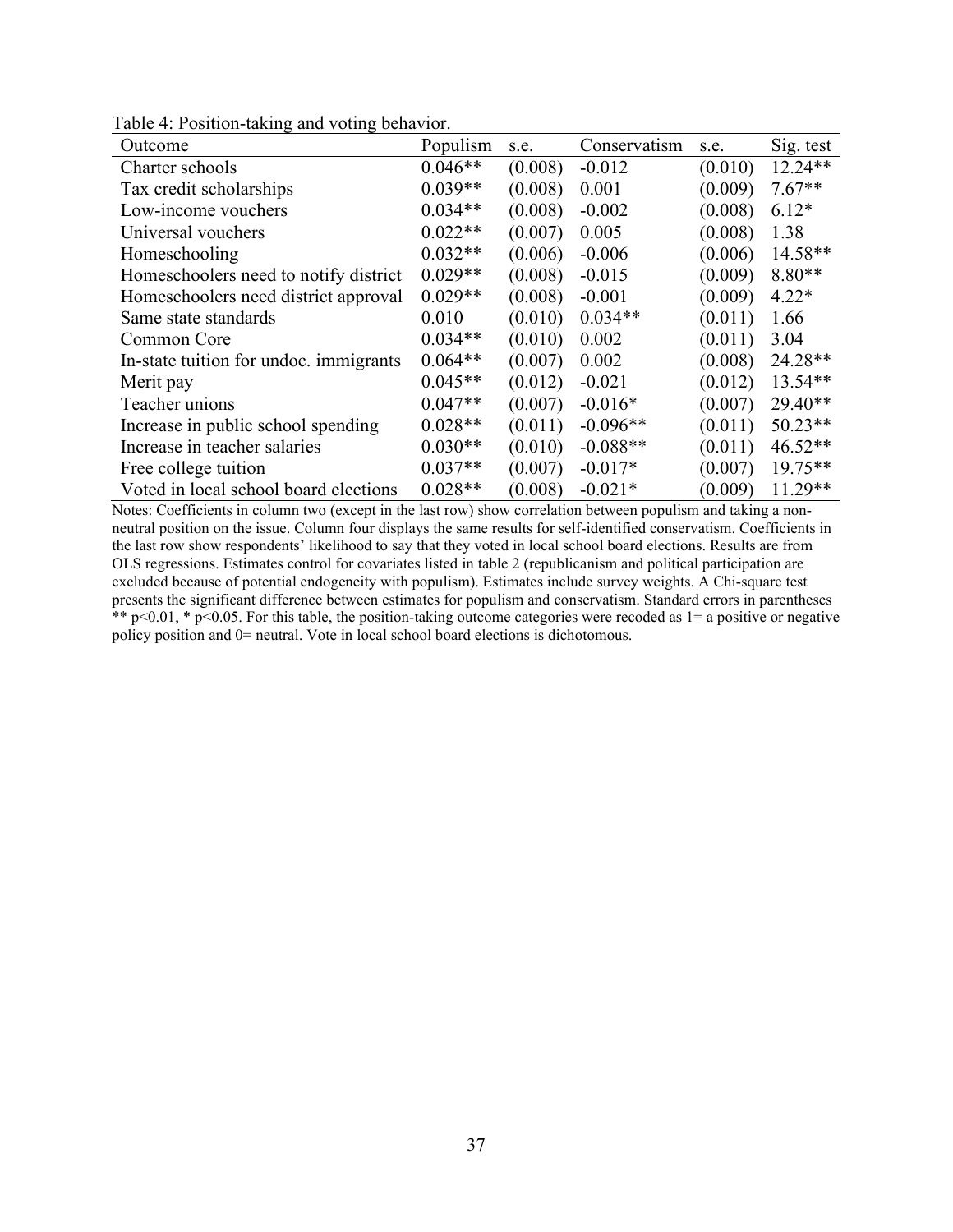Table 4: Position-taking and voting behavior.

| Outcome | Populism | s.e. | Conservatism | s.e. | Sig. test |
|---|---|---|---|---|---|
| Charter schools | 0.046** | (0.008) | -0.012 | (0.010) | 12.24** |
| Tax credit scholarships | 0.039** | (0.008) | 0.001 | (0.009) | 7.67** |
| Low-income vouchers | 0.034** | (0.008) | -0.002 | (0.008) | 6.12* |
| Universal vouchers | 0.022** | (0.007) | 0.005 | (0.008) | 1.38 |
| Homeschooling | 0.032** | (0.006) | -0.006 | (0.006) | 14.58** |
| Homeschoolers need to notify district | 0.029** | (0.008) | -0.015 | (0.009) | 8.80** |
| Homeschoolers need district approval | 0.029** | (0.008) | -0.001 | (0.009) | 4.22* |
| Same state standards | 0.010 | (0.010) | 0.034** | (0.011) | 1.66 |
| Common Core | 0.034** | (0.010) | 0.002 | (0.011) | 3.04 |
| In-state tuition for undoc. immigrants | 0.064** | (0.007) | 0.002 | (0.008) | 24.28** |
| Merit pay | 0.045** | (0.012) | -0.021 | (0.012) | 13.54** |
| Teacher unions | 0.047** | (0.007) | -0.016* | (0.007) | 29.40** |
| Increase in public school spending | 0.028** | (0.011) | -0.096** | (0.011) | 50.23** |
| Increase in teacher salaries | 0.030** | (0.010) | -0.088** | (0.011) | 46.52** |
| Free college tuition | 0.037** | (0.007) | -0.017* | (0.007) | 19.75** |
| Voted in local school board elections | 0.028** | (0.008) | -0.021* | (0.009) | 11.29** |

Notes: Coefficients in column two (except in the last row) show correlation between populism and taking a non-neutral position on the issue. Column four displays the same results for self-identified conservatism. Coefficients in the last row show respondents' likelihood to say that they voted in local school board elections. Results are from OLS regressions. Estimates control for covariates listed in table 2 (republicanism and political participation are excluded because of potential endogeneity with populism). Estimates include survey weights. A Chi-square test presents the significant difference between estimates for populism and conservatism. Standard errors in parentheses ** $p<0.01$, * $p<0.05$. For this table, the position-taking outcome categories were recoded as 1= a positive or negative policy position and 0= neutral. Vote in local school board elections is dichotomous.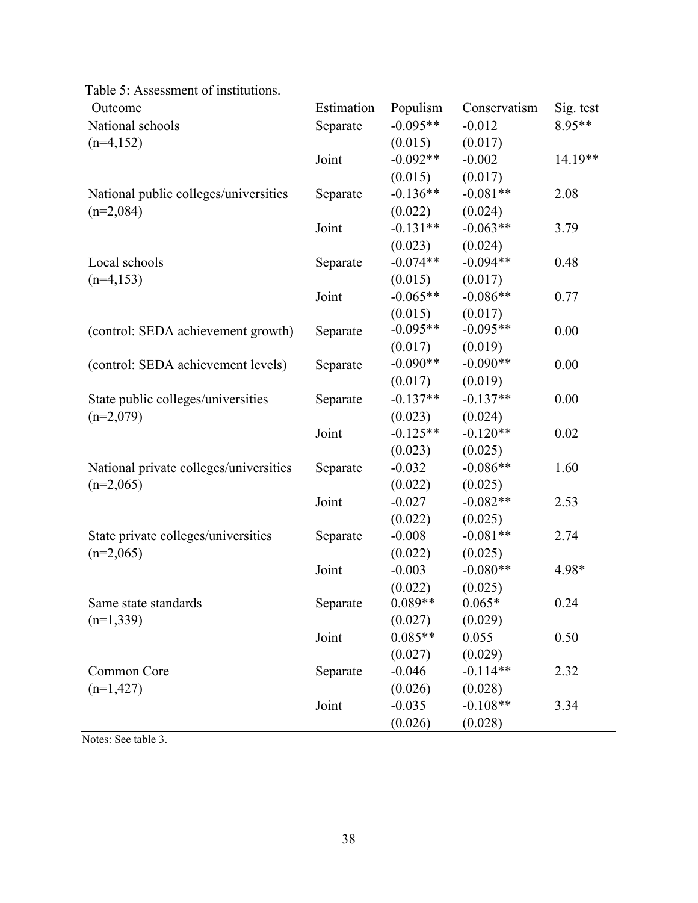Table 5: Assessment of institutions.

| Outcome | Estimation | Populism | Conservatism | Sig. test |
|---|---|---|---|---|
| National schools | Separate | -0.095** | -0.012 | 8.95** |
| (n=4,152) | | (0.015) | (0.017) | |
| | Joint | -0.092** | -0.002 | 14.19** |
| | | (0.015) | (0.017) | |
| National public colleges/universities | Separate | -0.136** | -0.081** | 2.08 |
| (n=2,084) | | (0.022) | (0.024) | |
| | Joint | -0.131** | -0.063** | 3.79 |
| | | (0.023) | (0.024) | |
| Local schools | Separate | -0.074** | -0.094** | 0.48 |
| (n=4,153) | | (0.015) | (0.017) | |
| | Joint | -0.065** | -0.086** | 0.77 |
| | | (0.015) | (0.017) | |
| (control: SEDA achievement growth) | Separate | -0.095** | -0.095** | 0.00 |
| | | (0.017) | (0.019) | |
| (control: SEDA achievement levels) | Separate | -0.090** | -0.090** | 0.00 |
| | | (0.017) | (0.019) | |
| State public colleges/universities | Separate | -0.137** | -0.137** | 0.00 |
| (n=2,079) | | (0.023) | (0.024) | |
| | Joint | -0.125** | -0.120** | 0.02 |
| | | (0.023) | (0.025) | |
| National private colleges/universities | Separate | -0.032 | -0.086** | 1.60 |
| (n=2,065) | | (0.022) | (0.025) | |
| | Joint | -0.027 | -0.082** | 2.53 |
| | | (0.022) | (0.025) | |
| State private colleges/universities | Separate | -0.008 | -0.081** | 2.74 |
| (n=2,065) | | (0.022) | (0.025) | |
| | Joint | -0.003 | -0.080** | 4.98* |
| | | (0.022) | (0.025) | |
| Same state standards | Separate | 0.089** | 0.065* | 0.24 |
| (n=1,339) | | (0.027) | (0.029) | |
| | Joint | 0.085** | 0.055 | 0.50 |
| | | (0.027) | (0.029) | |
| Common Core | Separate | -0.046 | -0.114** | 2.32 |
| (n=1,427) | | (0.026) | (0.028) | |
| | Joint | -0.035 | -0.108** | 3.34 |
| | | (0.026) | (0.028) | |

Notes: See table 3.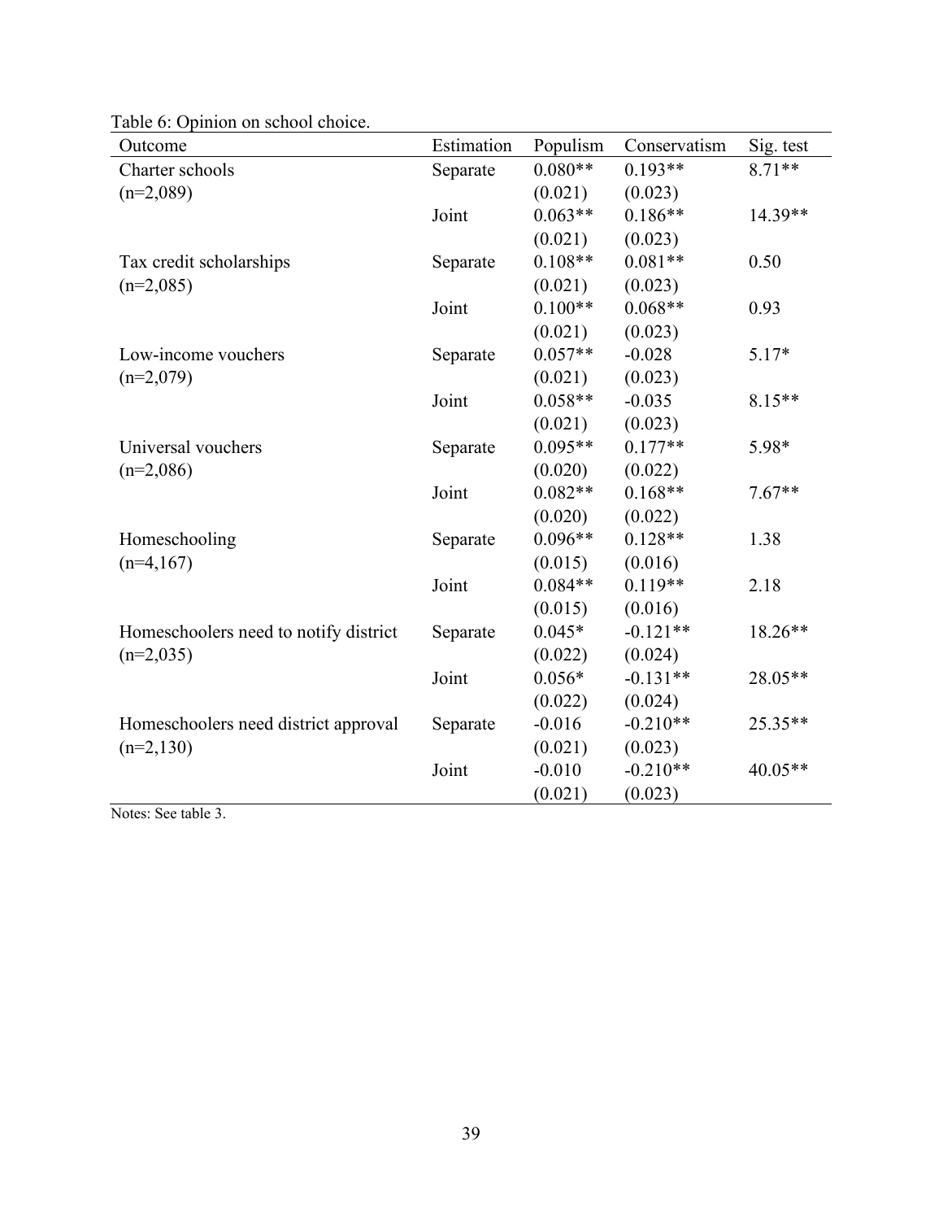Table 6: Opinion on school choice.

| Outcome | Estimation | Populism | Conservatism | Sig. test |
|---|---|---|---|---|
| Charter schools | Separate | 0.080** | 0.193** | 8.71** |
| (n=2,089) | | (0.021) | (0.023) | |
| | Joint | 0.063** | 0.186** | 14.39** |
| | | (0.021) | (0.023) | |
| Tax credit scholarships | Separate | 0.108** | 0.081** | 0.50 |
| (n=2,085) | | (0.021) | (0.023) | |
| | Joint | 0.100** | 0.068** | 0.93 |
| | | (0.021) | (0.023) | |
| Low-income vouchers | Separate | 0.057** | -0.028 | 5.17* |
| (n=2,079) | | (0.021) | (0.023) | |
| | Joint | 0.058** | -0.035 | 8.15** |
| | | (0.021) | (0.023) | |
| Universal vouchers | Separate | 0.095** | 0.177** | 5.98* |
| (n=2,086) | | (0.020) | (0.022) | |
| | Joint | 0.082** | 0.168** | 7.67** |
| | | (0.020) | (0.022) | |
| Homeschooling | Separate | 0.096** | 0.128** | 1.38 |
| (n=4,167) | | (0.015) | (0.016) | |
| | Joint | 0.084** | 0.119** | 2.18 |
| | | (0.015) | (0.016) | |
| Homeschoolers need to notify district | Separate | 0.045* | -0.121** | 18.26** |
| (n=2,035) | | (0.022) | (0.024) | |
| | Joint | 0.056* | -0.131** | 28.05** |
| | | (0.022) | (0.024) | |
| Homeschoolers need district approval | Separate | -0.016 | -0.210** | 25.35** |
| (n=2,130) | | (0.021) | (0.023) | |
| | Joint | -0.010 | -0.210** | 40.05** |
| | | (0.021) | (0.023) | |

Notes: See table 3.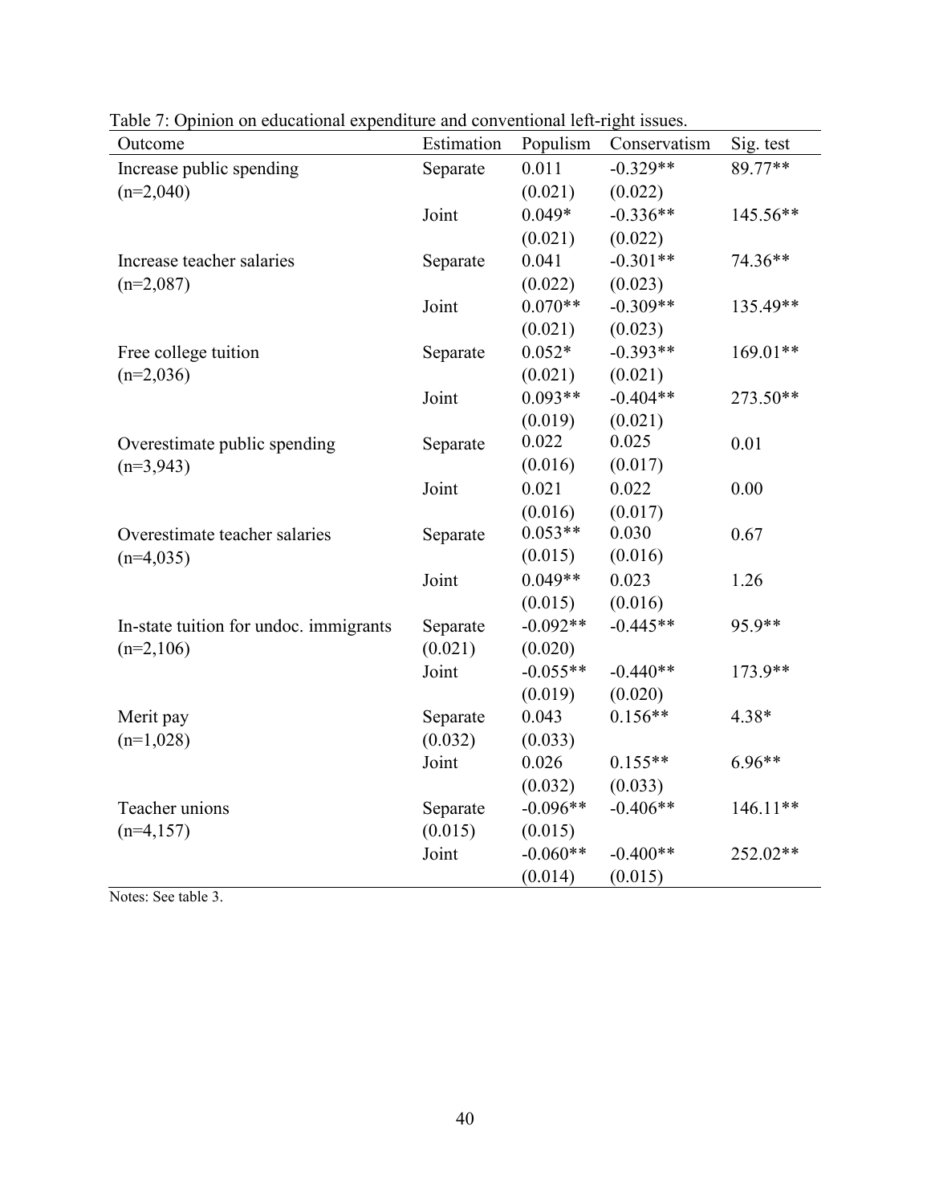Table 7: Opinion on educational expenditure and conventional left-right issues.

| Outcome | Estimation | Populism | Conservatism | Sig. test |
|---|---|---|---|---|
| Increase public spending | Separate | 0.011 | -0.329** | 89.77** |
| (n=2,040) | | (0.021) | (0.022) | |
| | Joint | 0.049* | -0.336** | 145.56** |
| | | (0.021) | (0.022) | |
| Increase teacher salaries | Separate | 0.041 | -0.301** | 74.36** |
| (n=2,087) | | (0.022) | (0.023) | |
| | Joint | 0.070** | -0.309** | 135.49** |
| | | (0.021) | (0.023) | |
| Free college tuition | Separate | 0.052* | -0.393** | 169.01** |
| (n=2,036) | | (0.021) | (0.021) | |
| | Joint | 0.093** | -0.404** | 273.50** |
| | | (0.019) | (0.021) | |
| Overestimate public spending | Separate | 0.022 | 0.025 | 0.01 |
| (n=3,943) | | (0.016) | (0.017) | |
| | Joint | 0.021 | 0.022 | 0.00 |
| | | (0.016) | (0.017) | |
| Overestimate teacher salaries | Separate | 0.053** | 0.030 | 0.67 |
| (n=4,035) | | (0.015) | (0.016) | |
| | Joint | 0.049** | 0.023 | 1.26 |
| | | (0.015) | (0.016) | |
| In-state tuition for undoc. immigrants | Separate | -0.092** | -0.445** | 95.9** |
| (n=2,106) | (0.021) | (0.020) | | |
| | Joint | -0.055** | -0.440** | 173.9** |
| | | (0.019) | (0.020) | |
| Merit pay | Separate | 0.043 | 0.156** | 4.38* |
| (n=1,028) | (0.032) | (0.033) | | |
| | Joint | 0.026 | 0.155** | 6.96** |
| | | (0.032) | (0.033) | |
| Teacher unions | Separate | -0.096** | -0.406** | 146.11** |
| (n=4,157) | (0.015) | (0.015) | | |
| | Joint | -0.060** | -0.400** | 252.02** |
| | | (0.014) | (0.015) | |

Notes: See table 3.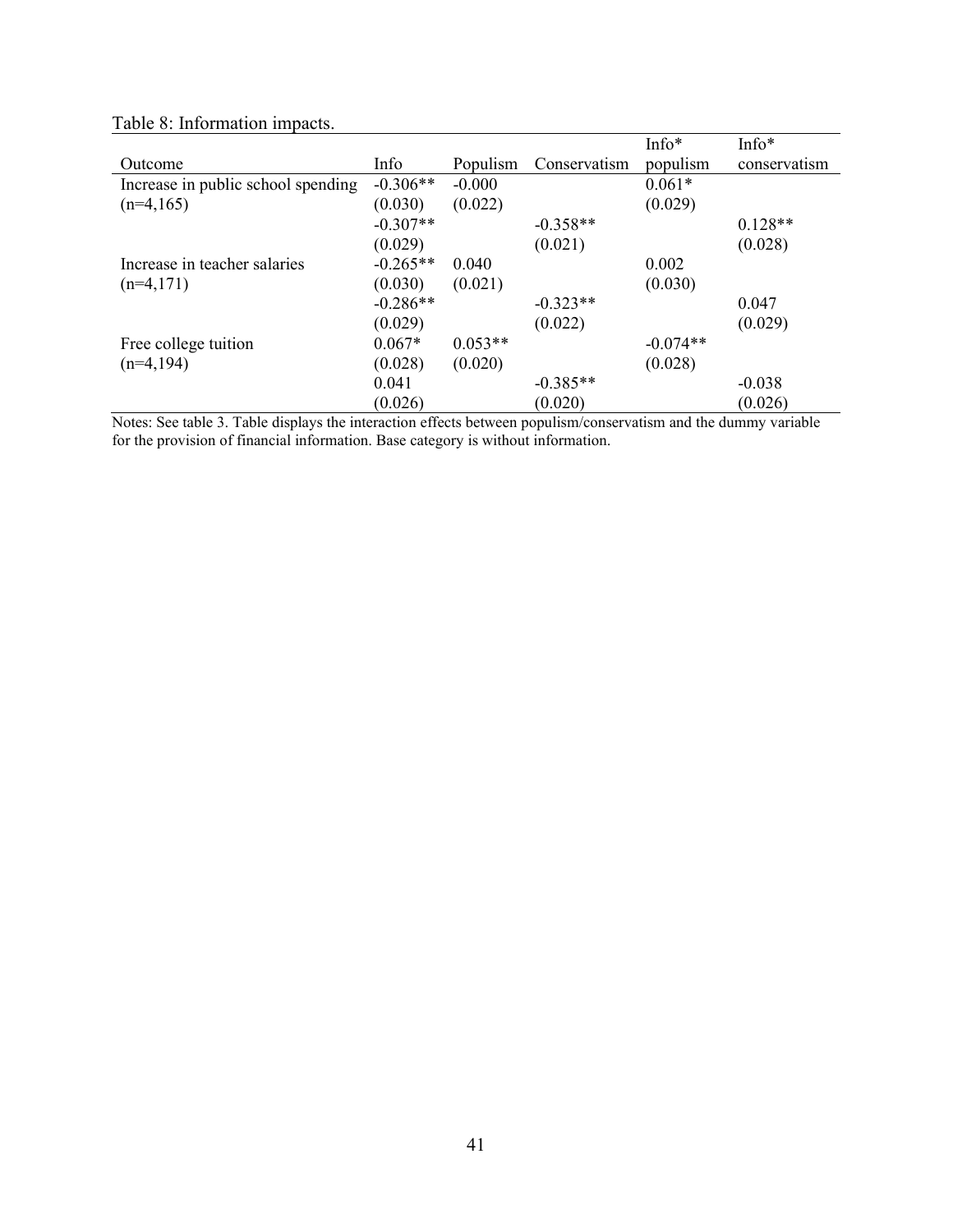Table 8: Information impacts.

| Outcome | Info | Populism | Conservatism | Info* populism | Info* conservatism |
|---|---|---|---|---|---|
| Increase in public school spending | -0.306** | -0.000 | | 0.061* | |
| (n=4,165) | (0.030) | (0.022) | | (0.029) | |
| | -0.307** | | -0.358** | | 0.128** |
| | (0.029) | | (0.021) | | (0.028) |
| Increase in teacher salaries | -0.265** | 0.040 | | 0.002 | |
| (n=4,171) | (0.030) | (0.021) | | (0.030) | |
| | -0.286** | | -0.323** | | 0.047 |
| | (0.029) | | (0.022) | | (0.029) |
| Free college tuition | 0.067* | 0.053** | | -0.074** | |
| (n=4,194) | (0.028) | (0.020) | | (0.028) | |
| | 0.041 | | -0.385** | | -0.038 |
| | (0.026) | | (0.020) | | (0.026) |

Notes: See table 3. Table displays the interaction effects between populism/conservatism and the dummy variable for the provision of financial information. Base category is without information.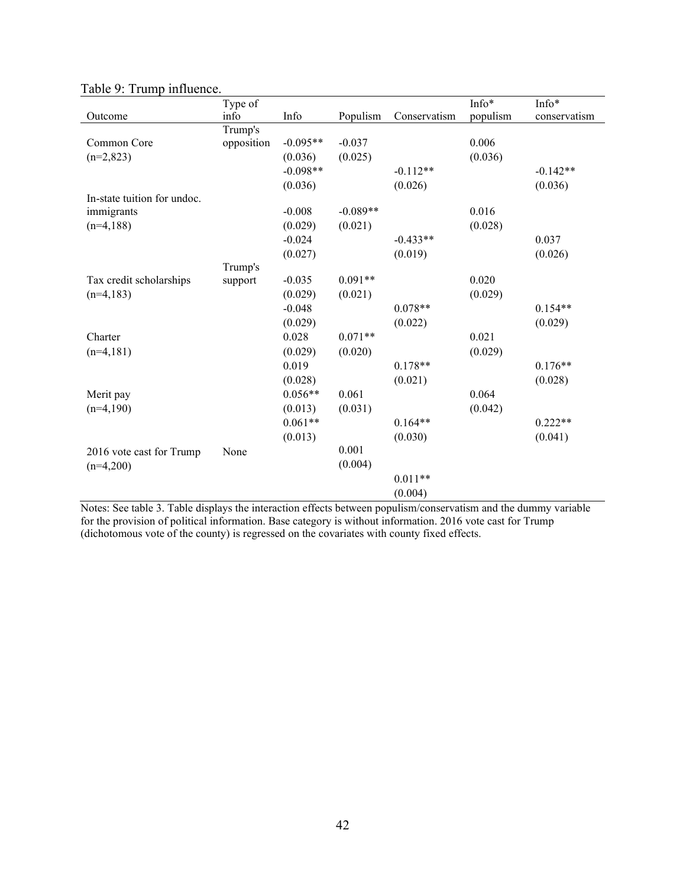Table 9: Trump influence.

| Outcome | Type of info | Info | Populism | Conservatism | Info* populism | Info* conservatism |
|---|---|---|---|---|---|---|
| Common Core | Trump's opposition | -0.095** | -0.037 | | 0.006 | |
| (n=2,823) | | (0.036) | (0.025) | | (0.036) | |
| | | -0.098** | | -0.112** | | -0.142** |
| | | (0.036) | | (0.026) | | (0.036) |
| In-state tuition for undoc. immigrants | | -0.008 | -0.089** | | 0.016 | |
| (n=4,188) | | (0.029) | (0.021) | | (0.028) | |
| | | -0.024 | | -0.433** | | 0.037 |
| | | (0.027) | | (0.019) | | (0.026) |
| Tax credit scholarships | Trump's support | -0.035 | 0.091** | | 0.020 | |
| (n=4,183) | | (0.029) | (0.021) | | (0.029) | |
| | | -0.048 | | 0.078** | | 0.154** |
| | | (0.029) | | (0.022) | | (0.029) |
| Charter | | 0.028 | 0.071** | | 0.021 | |
| (n=4,181) | | (0.029) | (0.020) | | (0.029) | |
| | | 0.019 | | 0.178** | | 0.176** |
| | | (0.028) | | (0.021) | | (0.028) |
| Merit pay | | 0.056** | 0.061 | | 0.064 | |
| (n=4,190) | | (0.013) | (0.031) | | (0.042) | |
| | | 0.061** | | 0.164** | | 0.222** |
| | | (0.013) | | (0.030) | | (0.041) |
| 2016 vote cast for Trump | None | | 0.001 | | | |
| (n=4,200) | | | (0.004) | | | |
| | | | | 0.011** | | |
| | | | | (0.004) | | |

Notes: See table 3. Table displays the interaction effects between populism/conservatism and the dummy variable for the provision of political information. Base category is without information. 2016 vote cast for Trump (dichotomous vote of the county) is regressed on the covariates with county fixed effects.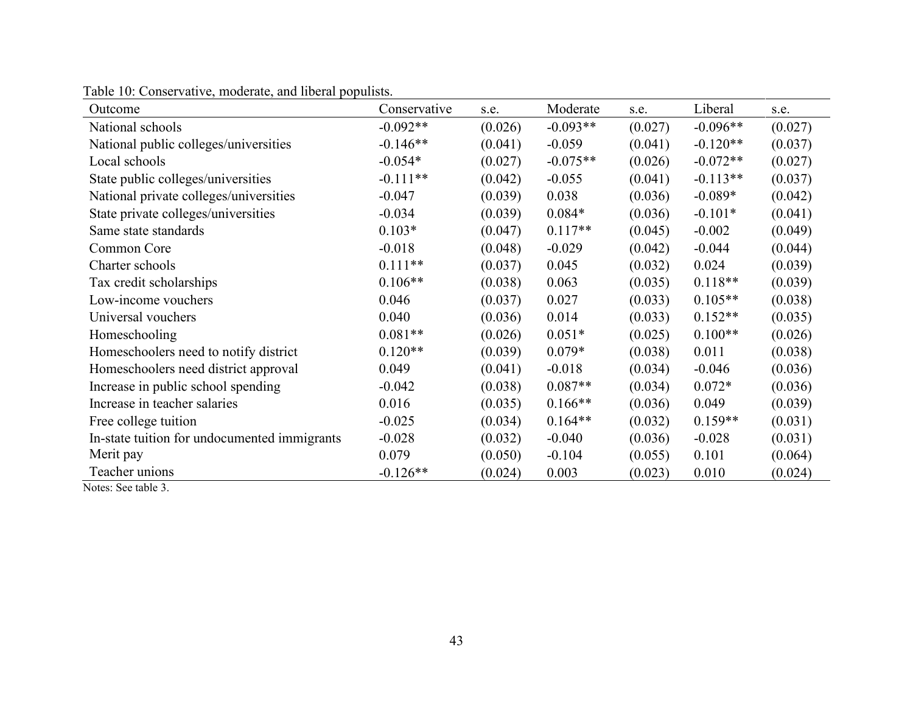Table 10: Conservative, moderate, and liberal populists.

| Outcome | Conservative | s.e. | Moderate | s.e. | Liberal | s.e. |
|---|---|---|---|---|---|---|
| National schools | -0.092** | (0.026) | -0.093** | (0.027) | -0.096** | (0.027) |
| National public colleges/universities | -0.146** | (0.041) | -0.059 | (0.041) | -0.120** | (0.037) |
| Local schools | -0.054* | (0.027) | -0.075** | (0.026) | -0.072** | (0.027) |
| State public colleges/universities | -0.111** | (0.042) | -0.055 | (0.041) | -0.113** | (0.037) |
| National private colleges/universities | -0.047 | (0.039) | 0.038 | (0.036) | -0.089* | (0.042) |
| State private colleges/universities | -0.034 | (0.039) | 0.084* | (0.036) | -0.101* | (0.041) |
| Same state standards | 0.103* | (0.047) | 0.117** | (0.045) | -0.002 | (0.049) |
| Common Core | -0.018 | (0.048) | -0.029 | (0.042) | -0.044 | (0.044) |
| Charter schools | 0.111** | (0.037) | 0.045 | (0.032) | 0.024 | (0.039) |
| Tax credit scholarships | 0.106** | (0.038) | 0.063 | (0.035) | 0.118** | (0.039) |
| Low-income vouchers | 0.046 | (0.037) | 0.027 | (0.033) | 0.105** | (0.038) |
| Universal vouchers | 0.040 | (0.036) | 0.014 | (0.033) | 0.152** | (0.035) |
| Homeschooling | 0.081** | (0.026) | 0.051* | (0.025) | 0.100** | (0.026) |
| Homeschoolers need to notify district | 0.120** | (0.039) | 0.079* | (0.038) | 0.011 | (0.038) |
| Homeschoolers need district approval | 0.049 | (0.041) | -0.018 | (0.034) | -0.046 | (0.036) |
| Increase in public school spending | -0.042 | (0.038) | 0.087** | (0.034) | 0.072* | (0.036) |
| Increase in teacher salaries | 0.016 | (0.035) | 0.166** | (0.036) | 0.049 | (0.039) |
| Free college tuition | -0.025 | (0.034) | 0.164** | (0.032) | 0.159** | (0.031) |
| In-state tuition for undocumented immigrants | -0.028 | (0.032) | -0.040 | (0.036) | -0.028 | (0.031) |
| Merit pay | 0.079 | (0.050) | -0.104 | (0.055) | 0.101 | (0.064) |
| Teacher unions | -0.126** | (0.024) | 0.003 | (0.023) | 0.010 | (0.024) |

Notes: See table 3.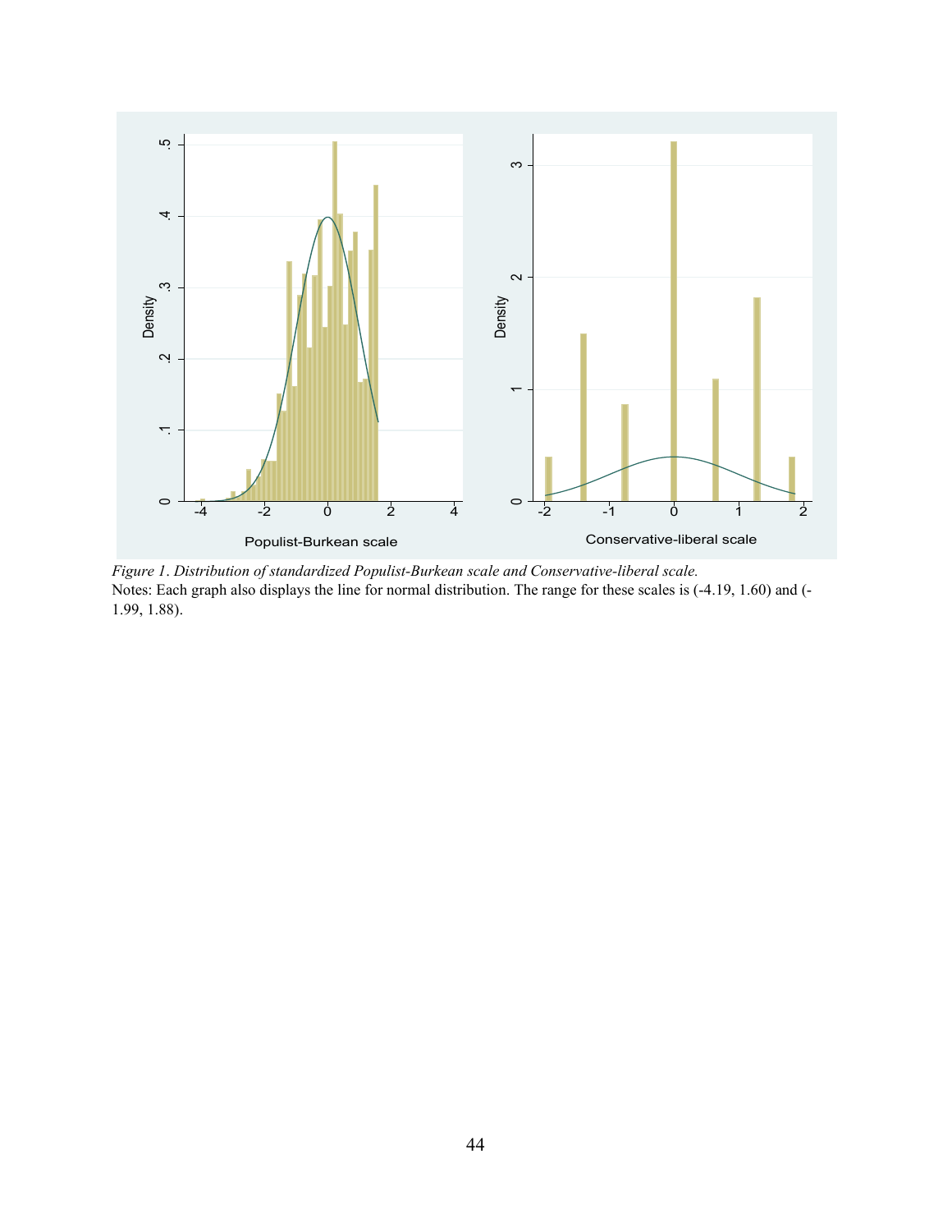*Figure 1. Distribution of standardized Populist-Burkean scale and Conservative-liberal scale.*

Notes: Each graph also displays the line for normal distribution. The range for these scales is (-4.19, 1.60) and (-1.99, 1.88).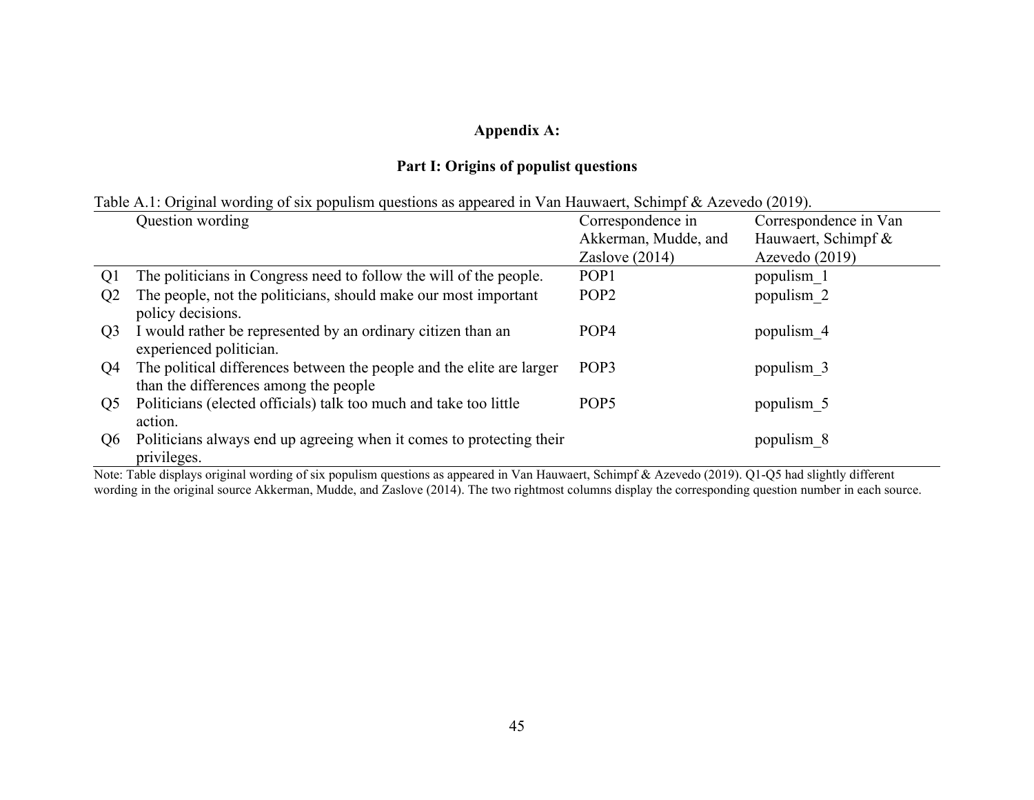## Appendix A:

### Part I: Origins of populist questions

Table A.1: Original wording of six populism questions as appeared in Van Hauwaert, Schimpf & Azevedo (2019).

| | Question wording | Correspondence in Akkerman, Mudde, and Zaslove (2014) | Correspondence in Van Hauwaert, Schimpf & Azevedo (2019) |
|---|---|---|---|
| Q1 | The politicians in Congress need to follow the will of the people. | POP1 | populism_1 |
| Q2 | The people, not the politicians, should make our most important policy decisions. | POP2 | populism_2 |
| Q3 | I would rather be represented by an ordinary citizen than an experienced politician. | POP4 | populism_4 |
| Q4 | The political differences between the people and the elite are larger than the differences among the people | POP3 | populism_3 |
| Q5 | Politicians (elected officials) talk too much and take too little action. | POP5 | populism_5 |
| Q6 | Politicians always end up agreeing when it comes to protecting their privileges. | | populism_8 |

Note: Table displays original wording of six populism questions as appeared in Van Hauwaert, Schimpf & Azevedo (2019). Q1-Q5 had slightly different wording in the original source Akkerman, Mudde, and Zaslove (2014). The two rightmost columns display the corresponding question number in each source.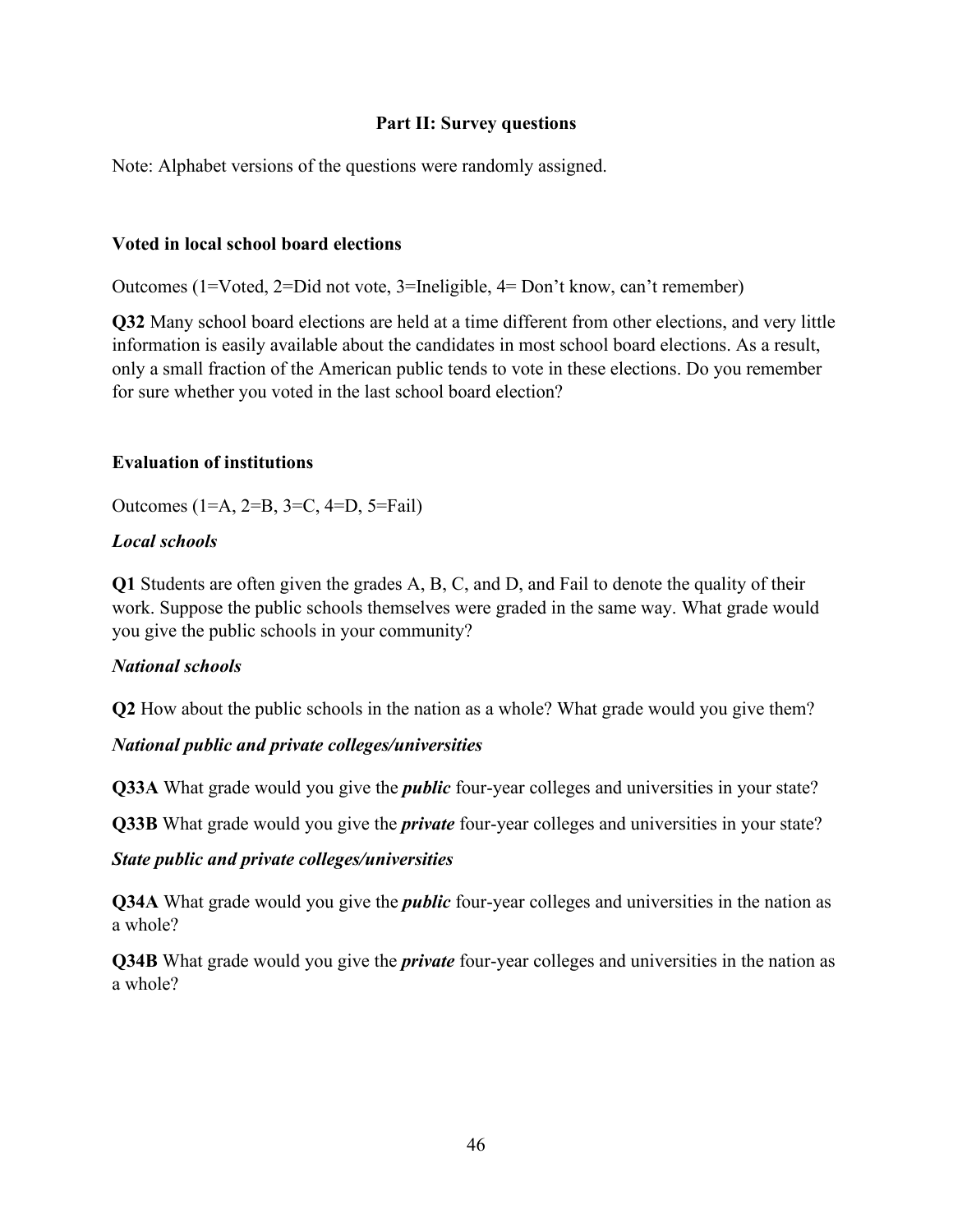## Part II: Survey questions

Note: Alphabet versions of the questions were randomly assigned.

### Voted in local school board elections

Outcomes (1=Voted, 2=Did not vote, 3=Ineligible, 4= Don't know, can't remember)

**Q32** Many school board elections are held at a time different from other elections, and very little information is easily available about the candidates in most school board elections. As a result, only a small fraction of the American public tends to vote in these elections. Do you remember for sure whether you voted in the last school board election?

### Evaluation of institutions

Outcomes (1=A, 2=B, 3=C, 4=D, 5=Fail)

***Local schools***

**Q1** Students are often given the grades A, B, C, and D, and Fail to denote the quality of their work. Suppose the public schools themselves were graded in the same way. What grade would you give the public schools in your community?

***National schools***

**Q2** How about the public schools in the nation as a whole? What grade would you give them?

***National public and private colleges/universities***

**Q33A** What grade would you give the ***public*** four-year colleges and universities in your state?

**Q33B** What grade would you give the ***private*** four-year colleges and universities in your state?

***State public and private colleges/universities***

**Q34A** What grade would you give the ***public*** four-year colleges and universities in the nation as a whole?

**Q34B** What grade would you give the ***private*** four-year colleges and universities in the nation as a whole?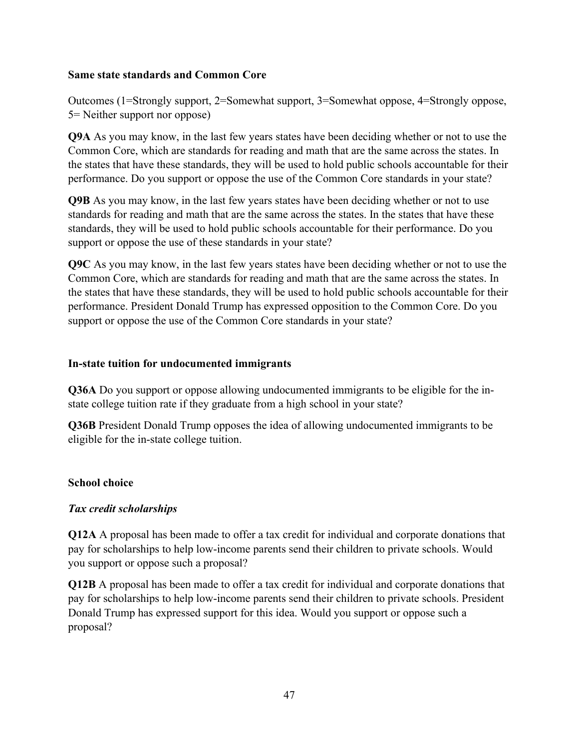**Same state standards and Common Core**

Outcomes (1=Strongly support, 2=Somewhat support, 3=Somewhat oppose, 4=Strongly oppose, 5= Neither support nor oppose)

**Q9A** As you may know, in the last few years states have been deciding whether or not to use the Common Core, which are standards for reading and math that are the same across the states. In the states that have these standards, they will be used to hold public schools accountable for their performance. Do you support or oppose the use of the Common Core standards in your state?

**Q9B** As you may know, in the last few years states have been deciding whether or not to use standards for reading and math that are the same across the states. In the states that have these standards, they will be used to hold public schools accountable for their performance. Do you support or oppose the use of these standards in your state?

**Q9C** As you may know, in the last few years states have been deciding whether or not to use the Common Core, which are standards for reading and math that are the same across the states. In the states that have these standards, they will be used to hold public schools accountable for their performance. President Donald Trump has expressed opposition to the Common Core. Do you support or oppose the use of the Common Core standards in your state?

**In-state tuition for undocumented immigrants**

**Q36A** Do you support or oppose allowing undocumented immigrants to be eligible for the in-state college tuition rate if they graduate from a high school in your state?

**Q36B** President Donald Trump opposes the idea of allowing undocumented immigrants to be eligible for the in-state college tuition.

**School choice**

***Tax credit scholarships***

**Q12A** A proposal has been made to offer a tax credit for individual and corporate donations that pay for scholarships to help low-income parents send their children to private schools. Would you support or oppose such a proposal?

**Q12B** A proposal has been made to offer a tax credit for individual and corporate donations that pay for scholarships to help low-income parents send their children to private schools. President Donald Trump has expressed support for this idea. Would you support or oppose such a proposal?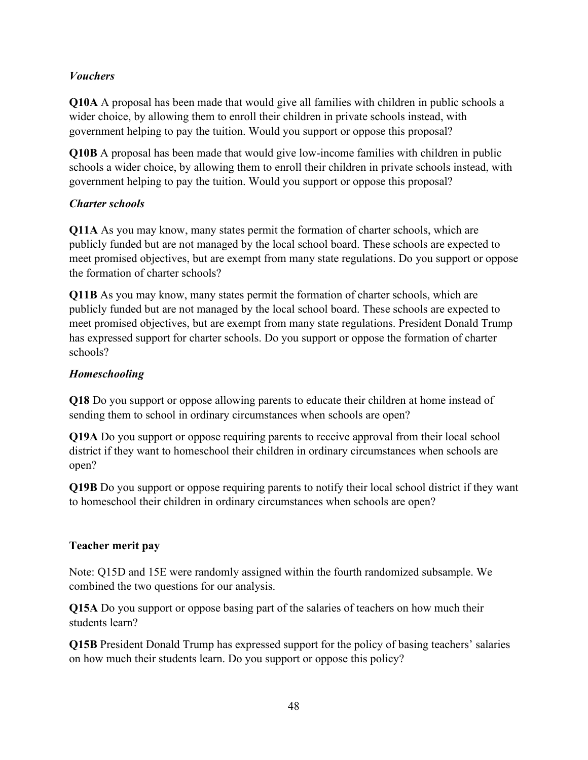### *Vouchers*

**Q10A** A proposal has been made that would give all families with children in public schools a wider choice, by allowing them to enroll their children in private schools instead, with government helping to pay the tuition. Would you support or oppose this proposal?

**Q10B** A proposal has been made that would give low-income families with children in public schools a wider choice, by allowing them to enroll their children in private schools instead, with government helping to pay the tuition. Would you support or oppose this proposal?

### *Charter schools*

**Q11A** As you may know, many states permit the formation of charter schools, which are publicly funded but are not managed by the local school board. These schools are expected to meet promised objectives, but are exempt from many state regulations. Do you support or oppose the formation of charter schools?

**Q11B** As you may know, many states permit the formation of charter schools, which are publicly funded but are not managed by the local school board. These schools are expected to meet promised objectives, but are exempt from many state regulations. President Donald Trump has expressed support for charter schools. Do you support or oppose the formation of charter schools?

### *Homeschooling*

**Q18** Do you support or oppose allowing parents to educate their children at home instead of sending them to school in ordinary circumstances when schools are open?

**Q19A** Do you support or oppose requiring parents to receive approval from their local school district if they want to homeschool their children in ordinary circumstances when schools are open?

**Q19B** Do you support or oppose requiring parents to notify their local school district if they want to homeschool their children in ordinary circumstances when schools are open?

## Teacher merit pay

Note: Q15D and 15E were randomly assigned within the fourth randomized subsample. We combined the two questions for our analysis.

**Q15A** Do you support or oppose basing part of the salaries of teachers on how much their students learn?

**Q15B** President Donald Trump has expressed support for the policy of basing teachers' salaries on how much their students learn. Do you support or oppose this policy?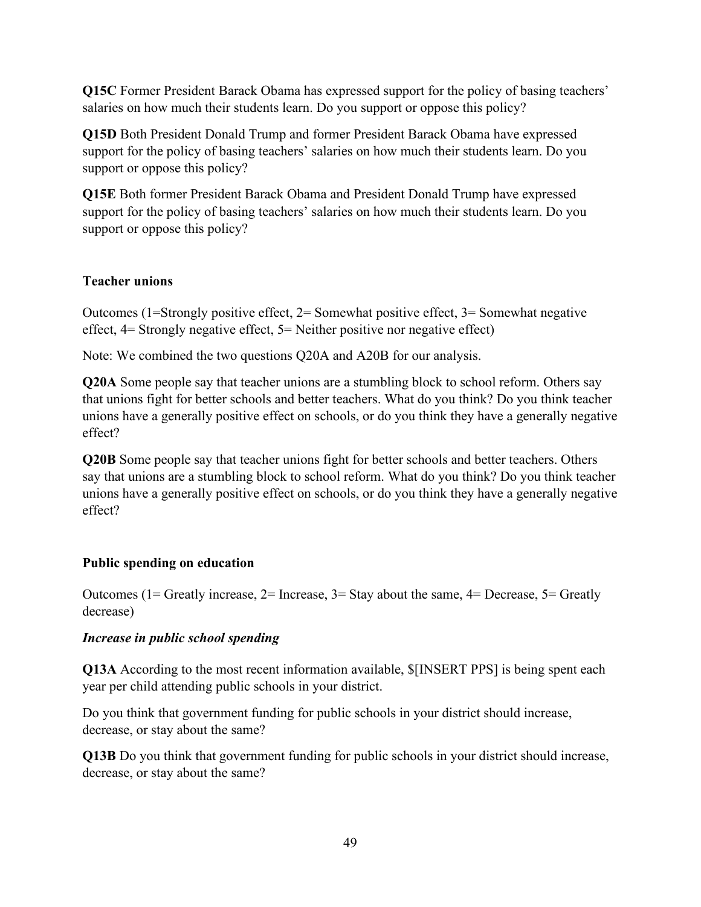**Q15C** Former President Barack Obama has expressed support for the policy of basing teachers' salaries on how much their students learn. Do you support or oppose this policy?

**Q15D** Both President Donald Trump and former President Barack Obama have expressed support for the policy of basing teachers' salaries on how much their students learn. Do you support or oppose this policy?

**Q15E** Both former President Barack Obama and President Donald Trump have expressed support for the policy of basing teachers' salaries on how much their students learn. Do you support or oppose this policy?

### Teacher unions

Outcomes (1=Strongly positive effect, 2= Somewhat positive effect, 3= Somewhat negative effect, 4= Strongly negative effect, 5= Neither positive nor negative effect)

Note: We combined the two questions Q20A and A20B for our analysis.

**Q20A** Some people say that teacher unions are a stumbling block to school reform. Others say that unions fight for better schools and better teachers. What do you think? Do you think teacher unions have a generally positive effect on schools, or do you think they have a generally negative effect?

**Q20B** Some people say that teacher unions fight for better schools and better teachers. Others say that unions are a stumbling block to school reform. What do you think? Do you think teacher unions have a generally positive effect on schools, or do you think they have a generally negative effect?

### Public spending on education

Outcomes (1= Greatly increase, 2= Increase, 3= Stay about the same, 4= Decrease, 5= Greatly decrease)

***Increase in public school spending***

**Q13A** According to the most recent information available, $[INSERT PPS] is being spent each year per child attending public schools in your district.

Do you think that government funding for public schools in your district should increase, decrease, or stay about the same?

**Q13B** Do you think that government funding for public schools in your district should increase, decrease, or stay about the same?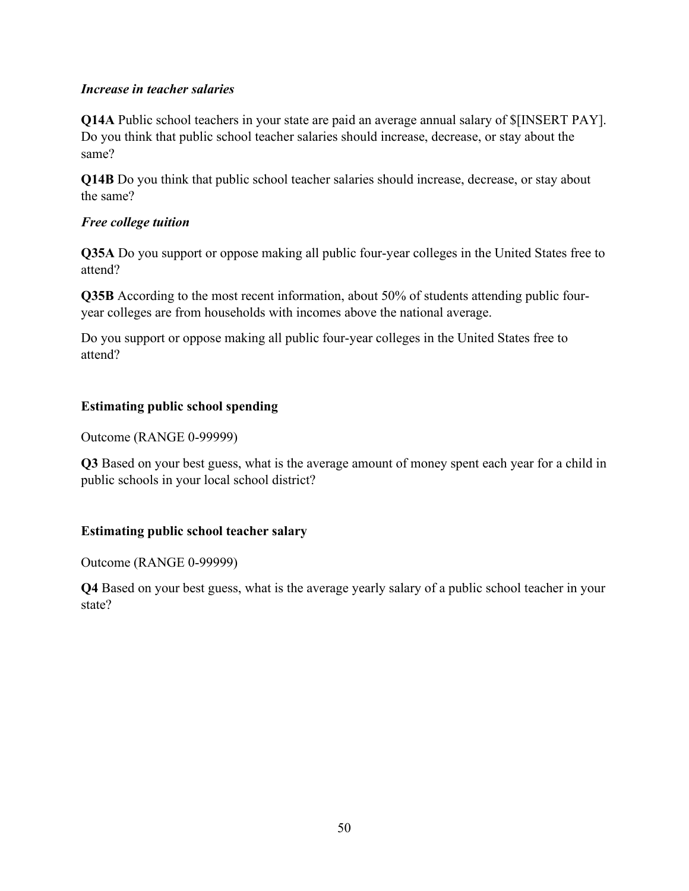*Increase in teacher salaries*

**Q14A** Public school teachers in your state are paid an average annual salary of $[INSERT PAY]. Do you think that public school teacher salaries should increase, decrease, or stay about the same?

**Q14B** Do you think that public school teacher salaries should increase, decrease, or stay about the same?

*Free college tuition*

**Q35A** Do you support or oppose making all public four-year colleges in the United States free to attend?

**Q35B** According to the most recent information, about 50% of students attending public four-year colleges are from households with incomes above the national average.

Do you support or oppose making all public four-year colleges in the United States free to attend?

**Estimating public school spending**

Outcome (RANGE 0-99999)

**Q3** Based on your best guess, what is the average amount of money spent each year for a child in public schools in your local school district?

**Estimating public school teacher salary**

Outcome (RANGE 0-99999)

**Q4** Based on your best guess, what is the average yearly salary of a public school teacher in your state?